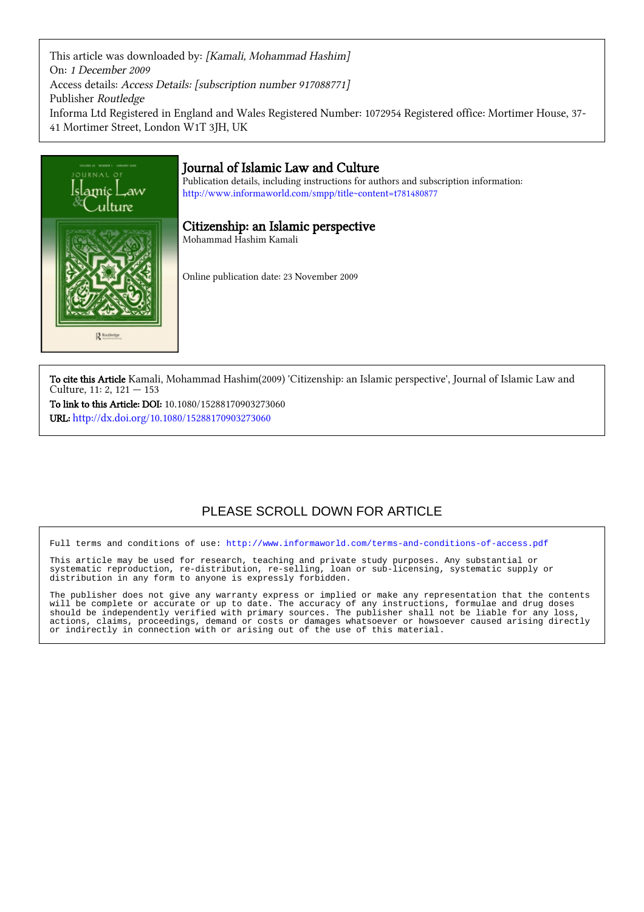This article was downloaded by: *[Kamali, Mohammad Hashim]*
On: *1 December 2009*
Access details: *Access Details: [subscription number 917088771]*
Publisher *Routledge*
Informa Ltd Registered in England and Wales Registered Number: 1072954 Registered office: Mortimer House, 37-41 Mortimer Street, London W1T 3JH, UK

# Journal of Islamic Law and Culture

Publication details, including instructions for authors and subscription information:
http://www.informaworld.com/smpp/title~content=t781480877

## Citizenship: an Islamic perspective

Mohammad Hashim Kamali

Online publication date: 23 November 2009

**To cite this Article** Kamali, Mohammad Hashim(2009) 'Citizenship: an Islamic perspective', Journal of Islamic Law and Culture, 11: 2, 121 — 153

**To link to this Article: DOI:** 10.1080/15288170903273060

**URL:** http://dx.doi.org/10.1080/15288170903273060

PLEASE SCROLL DOWN FOR ARTICLE

Full terms and conditions of use: http://www.informaworld.com/terms-and-conditions-of-access.pdf

This article may be used for research, teaching and private study purposes. Any substantial or systematic reproduction, re-distribution, re-selling, loan or sub-licensing, systematic supply or distribution in any form to anyone is expressly forbidden.

The publisher does not give any warranty express or implied or make any representation that the contents will be complete or accurate or up to date. The accuracy of any instructions, formulae and drug doses should be independently verified with primary sources. The publisher shall not be liable for any loss, actions, claims, proceedings, demand or costs or damages whatsoever or howsoever caused arising directly or indirectly in connection with or arising out of the use of this material.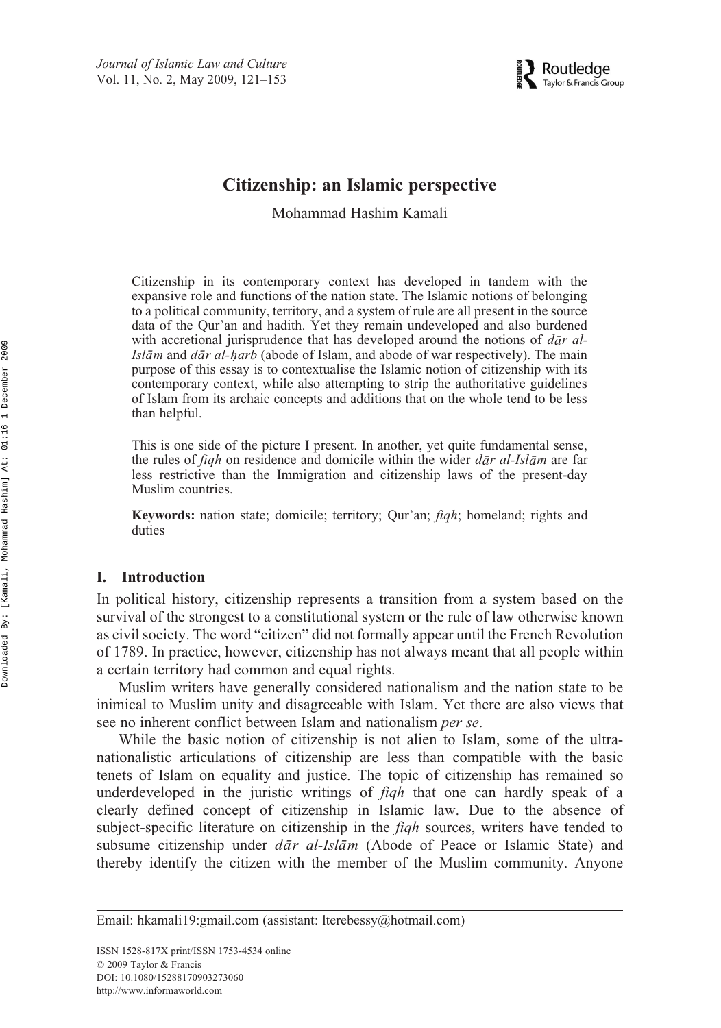# Citizenship: an Islamic perspective

Mohammad Hashim Kamali

Citizenship in its contemporary context has developed in tandem with the expansive role and functions of the nation state. The Islamic notions of belonging to a political community, territory, and a system of rule are all present in the source data of the Qur'an and hadith. Yet they remain undeveloped and also burdened with accretional jurisprudence that has developed around the notions of *dār al-Islām* and *dār al-ḥarb* (abode of Islam, and abode of war respectively). The main purpose of this essay is to contextualise the Islamic notion of citizenship with its contemporary context, while also attempting to strip the authoritative guidelines of Islam from its archaic concepts and additions that on the whole tend to be less than helpful.

This is one side of the picture I present. In another, yet quite fundamental sense, the rules of *fiqh* on residence and domicile within the wider *dār al-Islām* are far less restrictive than the Immigration and citizenship laws of the present-day Muslim countries.

**Keywords:** nation state; domicile; territory; Qur'an; *fiqh*; homeland; rights and duties

## I. Introduction

In political history, citizenship represents a transition from a system based on the survival of the strongest to a constitutional system or the rule of law otherwise known as civil society. The word "citizen" did not formally appear until the French Revolution of 1789. In practice, however, citizenship has not always meant that all people within a certain territory had common and equal rights.

Muslim writers have generally considered nationalism and the nation state to be inimical to Muslim unity and disagreeable with Islam. Yet there are also views that see no inherent conflict between Islam and nationalism *per se*.

While the basic notion of citizenship is not alien to Islam, some of the ultra-nationalistic articulations of citizenship are less than compatible with the basic tenets of Islam on equality and justice. The topic of citizenship has remained so underdeveloped in the juristic writings of *fiqh* that one can hardly speak of a clearly defined concept of citizenship in Islamic law. Due to the absence of subject-specific literature on citizenship in the *fiqh* sources, writers have tended to subsume citizenship under *dār al-Islām* (Abode of Peace or Islamic State) and thereby identify the citizen with the member of the Muslim community. Anyone

Email: hkamali19:gmail.com (assistant: lterebessy@hotmail.com)

ISSN 1528-817X print/ISSN 1753-4534 online
© 2009 Taylor & Francis
DOI: 10.1080/15288170903273060
http://www.informaworld.com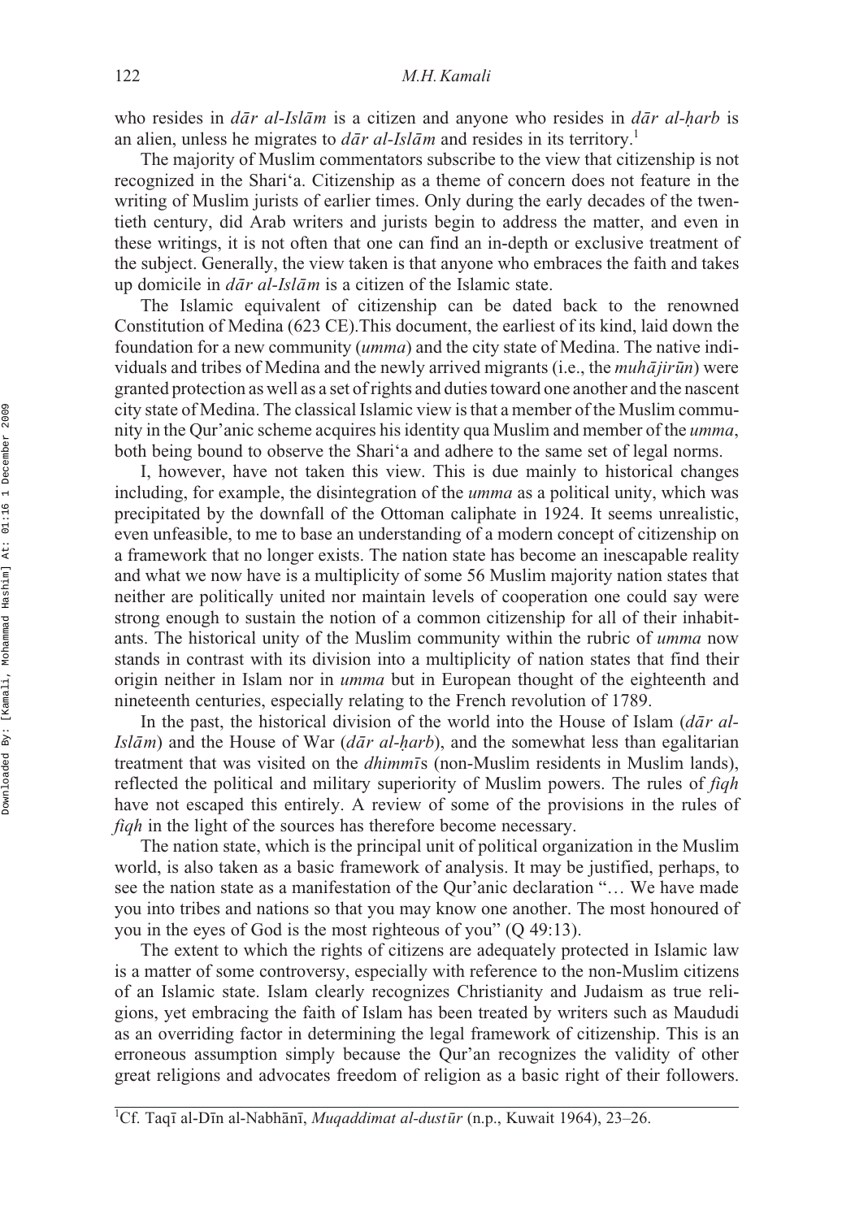who resides in *dār al-Islām* is a citizen and anyone who resides in *dār al-ḥarb* is an alien, unless he migrates to *dār al-Islām* and resides in its territory.[1]

The majority of Muslim commentators subscribe to the view that citizenship is not recognized in the Shari'a. Citizenship as a theme of concern does not feature in the writing of Muslim jurists of earlier times. Only during the early decades of the twentieth century, did Arab writers and jurists begin to address the matter, and even in these writings, it is not often that one can find an in-depth or exclusive treatment of the subject. Generally, the view taken is that anyone who embraces the faith and takes up domicile in *dār al-Islām* is a citizen of the Islamic state.

The Islamic equivalent of citizenship can be dated back to the renowned Constitution of Medina (623 CE).This document, the earliest of its kind, laid down the foundation for a new community (*umma*) and the city state of Medina. The native individuals and tribes of Medina and the newly arrived migrants (i.e., the *muhājirūn*) were granted protection as well as a set of rights and duties toward one another and the nascent city state of Medina. The classical Islamic view is that a member of the Muslim community in the Qur'anic scheme acquires his identity qua Muslim and member of the *umma*, both being bound to observe the Shari'a and adhere to the same set of legal norms.

I, however, have not taken this view. This is due mainly to historical changes including, for example, the disintegration of the *umma* as a political unity, which was precipitated by the downfall of the Ottoman caliphate in 1924. It seems unrealistic, even unfeasible, to me to base an understanding of a modern concept of citizenship on a framework that no longer exists. The nation state has become an inescapable reality and what we now have is a multiplicity of some 56 Muslim majority nation states that neither are politically united nor maintain levels of cooperation one could say were strong enough to sustain the notion of a common citizenship for all of their inhabitants. The historical unity of the Muslim community within the rubric of *umma* now stands in contrast with its division into a multiplicity of nation states that find their origin neither in Islam nor in *umma* but in European thought of the eighteenth and nineteenth centuries, especially relating to the French revolution of 1789.

In the past, the historical division of the world into the House of Islam (*dār al-Islām*) and the House of War (*dār al-ḥarb*), and the somewhat less than egalitarian treatment that was visited on the *dhimmīs* (non-Muslim residents in Muslim lands), reflected the political and military superiority of Muslim powers. The rules of *fiqh* have not escaped this entirely. A review of some of the provisions in the rules of *fiqh* in the light of the sources has therefore become necessary.

The nation state, which is the principal unit of political organization in the Muslim world, is also taken as a basic framework of analysis. It may be justified, perhaps, to see the nation state as a manifestation of the Qur'anic declaration "… We have made you into tribes and nations so that you may know one another. The most honoured of you in the eyes of God is the most righteous of you" (Q 49:13).

The extent to which the rights of citizens are adequately protected in Islamic law is a matter of some controversy, especially with reference to the non-Muslim citizens of an Islamic state. Islam clearly recognizes Christianity and Judaism as true religions, yet embracing the faith of Islam has been treated by writers such as Maududi as an overriding factor in determining the legal framework of citizenship. This is an erroneous assumption simply because the Qur'an recognizes the validity of other great religions and advocates freedom of religion as a basic right of their followers.

[1]Cf. Taqī al-Dīn al-Nabhānī, *Muqaddimat al-dustūr* (n.p., Kuwait 1964), 23–26.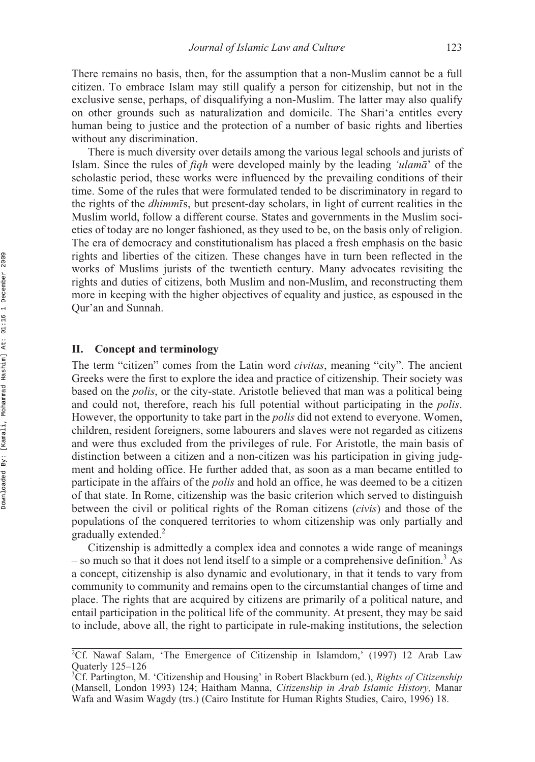There remains no basis, then, for the assumption that a non-Muslim cannot be a full citizen. To embrace Islam may still qualify a person for citizenship, but not in the exclusive sense, perhaps, of disqualifying a non-Muslim. The latter may also qualify on other grounds such as naturalization and domicile. The Shari'a entitles every human being to justice and the protection of a number of basic rights and liberties without any discrimination.

There is much diversity over details among the various legal schools and jurists of Islam. Since the rules of *fiqh* were developed mainly by the leading *'ulamā'* of the scholastic period, these works were influenced by the prevailing conditions of their time. Some of the rules that were formulated tended to be discriminatory in regard to the rights of the *dhimmī*s, but present-day scholars, in light of current realities in the Muslim world, follow a different course. States and governments in the Muslim societies of today are no longer fashioned, as they used to be, on the basis only of religion. The era of democracy and constitutionalism has placed a fresh emphasis on the basic rights and liberties of the citizen. These changes have in turn been reflected in the works of Muslims jurists of the twentieth century. Many advocates revisiting the rights and duties of citizens, both Muslim and non-Muslim, and reconstructing them more in keeping with the higher objectives of equality and justice, as espoused in the Qur'an and Sunnah.

## II. Concept and terminology

The term "citizen" comes from the Latin word *civitas*, meaning "city". The ancient Greeks were the first to explore the idea and practice of citizenship. Their society was based on the *polis*, or the city-state. Aristotle believed that man was a political being and could not, therefore, reach his full potential without participating in the *polis*. However, the opportunity to take part in the *polis* did not extend to everyone. Women, children, resident foreigners, some labourers and slaves were not regarded as citizens and were thus excluded from the privileges of rule. For Aristotle, the main basis of distinction between a citizen and a non-citizen was his participation in giving judgment and holding office. He further added that, as soon as a man became entitled to participate in the affairs of the *polis* and hold an office, he was deemed to be a citizen of that state. In Rome, citizenship was the basic criterion which served to distinguish between the civil or political rights of the Roman citizens (*civis*) and those of the populations of the conquered territories to whom citizenship was only partially and gradually extended.[2]

Citizenship is admittedly a complex idea and connotes a wide range of meanings – so much so that it does not lend itself to a simple or a comprehensive definition.[3] As a concept, citizenship is also dynamic and evolutionary, in that it tends to vary from community to community and remains open to the circumstantial changes of time and place. The rights that are acquired by citizens are primarily of a political nature, and entail participation in the political life of the community. At present, they may be said to include, above all, the right to participate in rule-making institutions, the selection

---

[2] Cf. Nawaf Salam, 'The Emergence of Citizenship in Islamdom,' (1997) 12 Arab Law Quaterly 125–126

[3] Cf. Partington, M. 'Citizenship and Housing' in Robert Blackburn (ed.), *Rights of Citizenship* (Mansell, London 1993) 124; Haitham Manna, *Citizenship in Arab Islamic History,* Manar Wafa and Wasim Wagdy (trs.) (Cairo Institute for Human Rights Studies, Cairo, 1996) 18.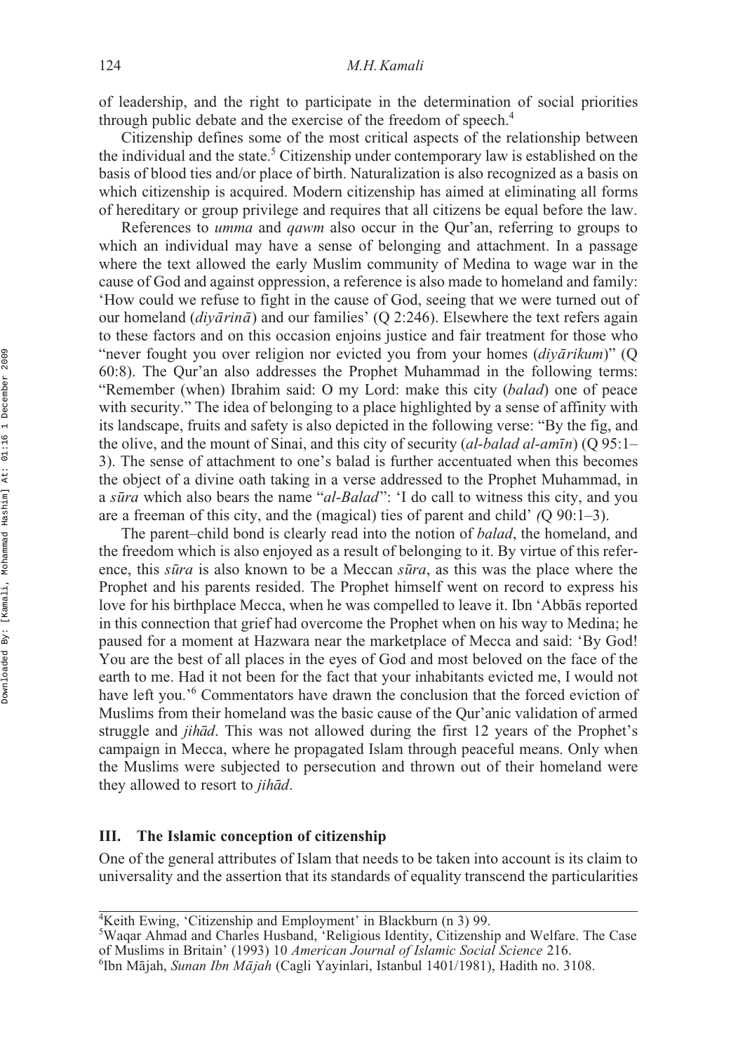of leadership, and the right to participate in the determination of social priorities through public debate and the exercise of the freedom of speech.[4]

Citizenship defines some of the most critical aspects of the relationship between the individual and the state.[5] Citizenship under contemporary law is established on the basis of blood ties and/or place of birth. Naturalization is also recognized as a basis on which citizenship is acquired. Modern citizenship has aimed at eliminating all forms of hereditary or group privilege and requires that all citizens be equal before the law.

References to *umma* and *qawm* also occur in the Qur'an, referring to groups to which an individual may have a sense of belonging and attachment. In a passage where the text allowed the early Muslim community of Medina to wage war in the cause of God and against oppression, a reference is also made to homeland and family: 'How could we refuse to fight in the cause of God, seeing that we were turned out of our homeland (*diyārinā*) and our families' (Q 2:246). Elsewhere the text refers again to these factors and on this occasion enjoins justice and fair treatment for those who "never fought you over religion nor evicted you from your homes (*diyārikum*)" (Q 60:8). The Qur'an also addresses the Prophet Muhammad in the following terms: "Remember (when) Ibrahim said: O my Lord: make this city (*balad*) one of peace with security." The idea of belonging to a place highlighted by a sense of affinity with its landscape, fruits and safety is also depicted in the following verse: "By the fig, and the olive, and the mount of Sinai, and this city of security (*al-balad al-amīn*) (Q 95:1–3). The sense of attachment to one's balad is further accentuated when this becomes the object of a divine oath taking in a verse addressed to the Prophet Muhammad, in a *sūra* which also bears the name "*al-Balad*": 'I do call to witness this city, and you are a freeman of this city, and the (magical) ties of parent and child' *(*Q 90:1–3).

The parent–child bond is clearly read into the notion of *balad*, the homeland, and the freedom which is also enjoyed as a result of belonging to it. By virtue of this reference, this *sūra* is also known to be a Meccan *sūra*, as this was the place where the Prophet and his parents resided. The Prophet himself went on record to express his love for his birthplace Mecca, when he was compelled to leave it. Ibn 'Abbās reported in this connection that grief had overcome the Prophet when on his way to Medina; he paused for a moment at Hazwara near the marketplace of Mecca and said: 'By God! You are the best of all places in the eyes of God and most beloved on the face of the earth to me. Had it not been for the fact that your inhabitants evicted me, I would not have left you.'[6] Commentators have drawn the conclusion that the forced eviction of Muslims from their homeland was the basic cause of the Qur'anic validation of armed struggle and *jihād*. This was not allowed during the first 12 years of the Prophet's campaign in Mecca, where he propagated Islam through peaceful means. Only when the Muslims were subjected to persecution and thrown out of their homeland were they allowed to resort to *jihād*.

## III. The Islamic conception of citizenship

One of the general attributes of Islam that needs to be taken into account is its claim to universality and the assertion that its standards of equality transcend the particularities

[4] Keith Ewing, 'Citizenship and Employment' in Blackburn (n 3) 99.

[5] Waqar Ahmad and Charles Husband, 'Religious Identity, Citizenship and Welfare. The Case of Muslims in Britain' (1993) 10 *American Journal of Islamic Social Science* 216.

[6] Ibn Mājah, *Sunan Ibn Mājah* (Cagli Yayinlari, Istanbul 1401/1981), Hadith no. 3108.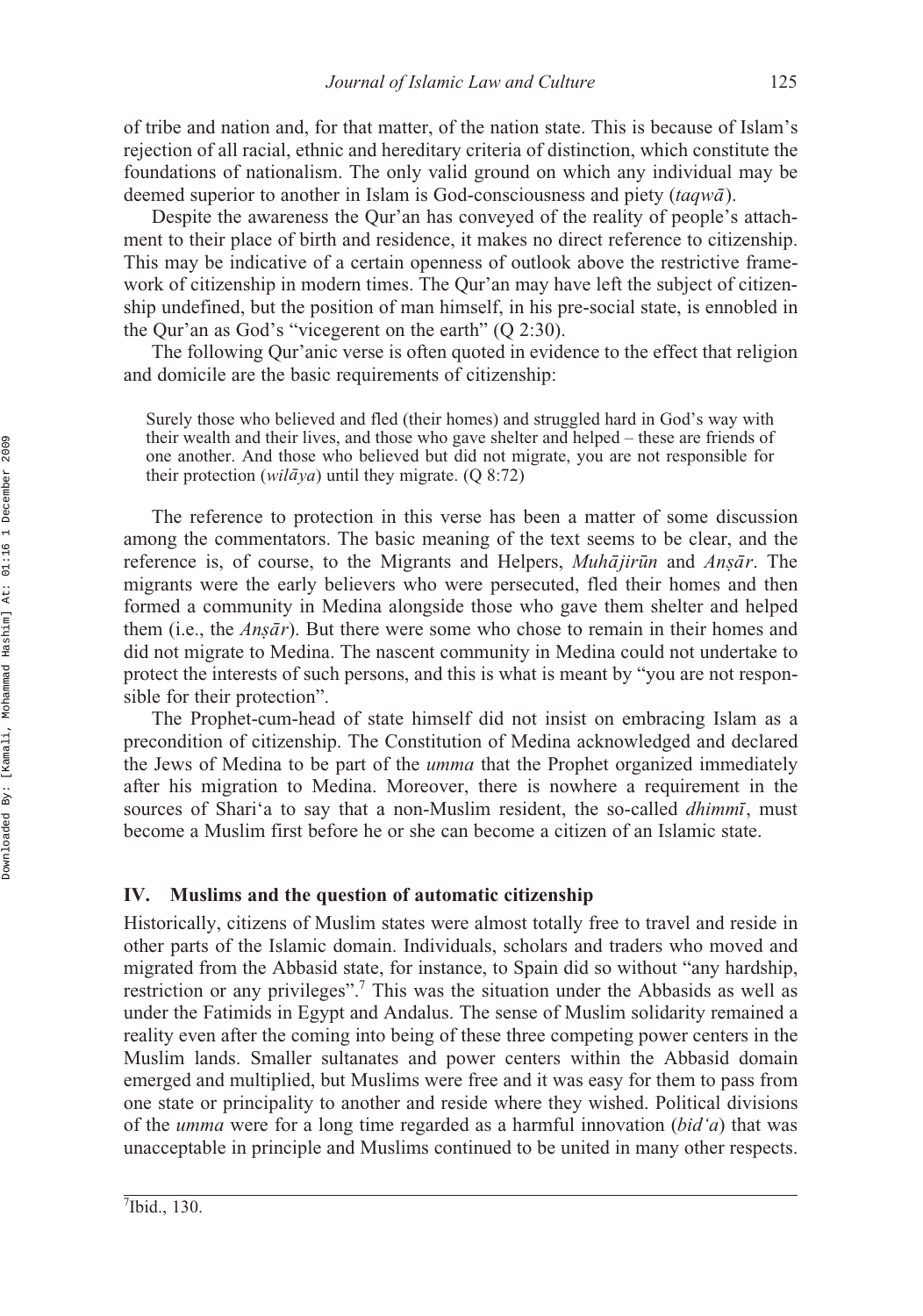of tribe and nation and, for that matter, of the nation state. This is because of Islam's rejection of all racial, ethnic and hereditary criteria of distinction, which constitute the foundations of nationalism. The only valid ground on which any individual may be deemed superior to another in Islam is God-consciousness and piety (*taqwā*).

Despite the awareness the Qur'an has conveyed of the reality of people's attachment to their place of birth and residence, it makes no direct reference to citizenship. This may be indicative of a certain openness of outlook above the restrictive framework of citizenship in modern times. The Qur'an may have left the subject of citizenship undefined, but the position of man himself, in his pre-social state, is ennobled in the Qur'an as God's "vicegerent on the earth" (Q 2:30).

The following Qur'anic verse is often quoted in evidence to the effect that religion and domicile are the basic requirements of citizenship:

> Surely those who believed and fled (their homes) and struggled hard in God's way with their wealth and their lives, and those who gave shelter and helped – these are friends of one another. And those who believed but did not migrate, you are not responsible for their protection (*wilāya*) until they migrate. (Q 8:72)

The reference to protection in this verse has been a matter of some discussion among the commentators. The basic meaning of the text seems to be clear, and the reference is, of course, to the Migrants and Helpers, *Muhājirūn* and *Anṣār*. The migrants were the early believers who were persecuted, fled their homes and then formed a community in Medina alongside those who gave them shelter and helped them (i.e., the *Anṣār*). But there were some who chose to remain in their homes and did not migrate to Medina. The nascent community in Medina could not undertake to protect the interests of such persons, and this is what is meant by "you are not responsible for their protection".

The Prophet-cum-head of state himself did not insist on embracing Islam as a precondition of citizenship. The Constitution of Medina acknowledged and declared the Jews of Medina to be part of the *umma* that the Prophet organized immediately after his migration to Medina. Moreover, there is nowhere a requirement in the sources of Shari'a to say that a non-Muslim resident, the so-called *dhimmī*, must become a Muslim first before he or she can become a citizen of an Islamic state.

## IV. Muslims and the question of automatic citizenship

Historically, citizens of Muslim states were almost totally free to travel and reside in other parts of the Islamic domain. Individuals, scholars and traders who moved and migrated from the Abbasid state, for instance, to Spain did so without "any hardship, restriction or any privileges".[7] This was the situation under the Abbasids as well as under the Fatimids in Egypt and Andalus. The sense of Muslim solidarity remained a reality even after the coming into being of these three competing power centers in the Muslim lands. Smaller sultanates and power centers within the Abbasid domain emerged and multiplied, but Muslims were free and it was easy for them to pass from one state or principality to another and reside where they wished. Political divisions of the *umma* were for a long time regarded as a harmful innovation (*bid'a*) that was unacceptable in principle and Muslims continued to be united in many other respects.

[7] Ibid., 130.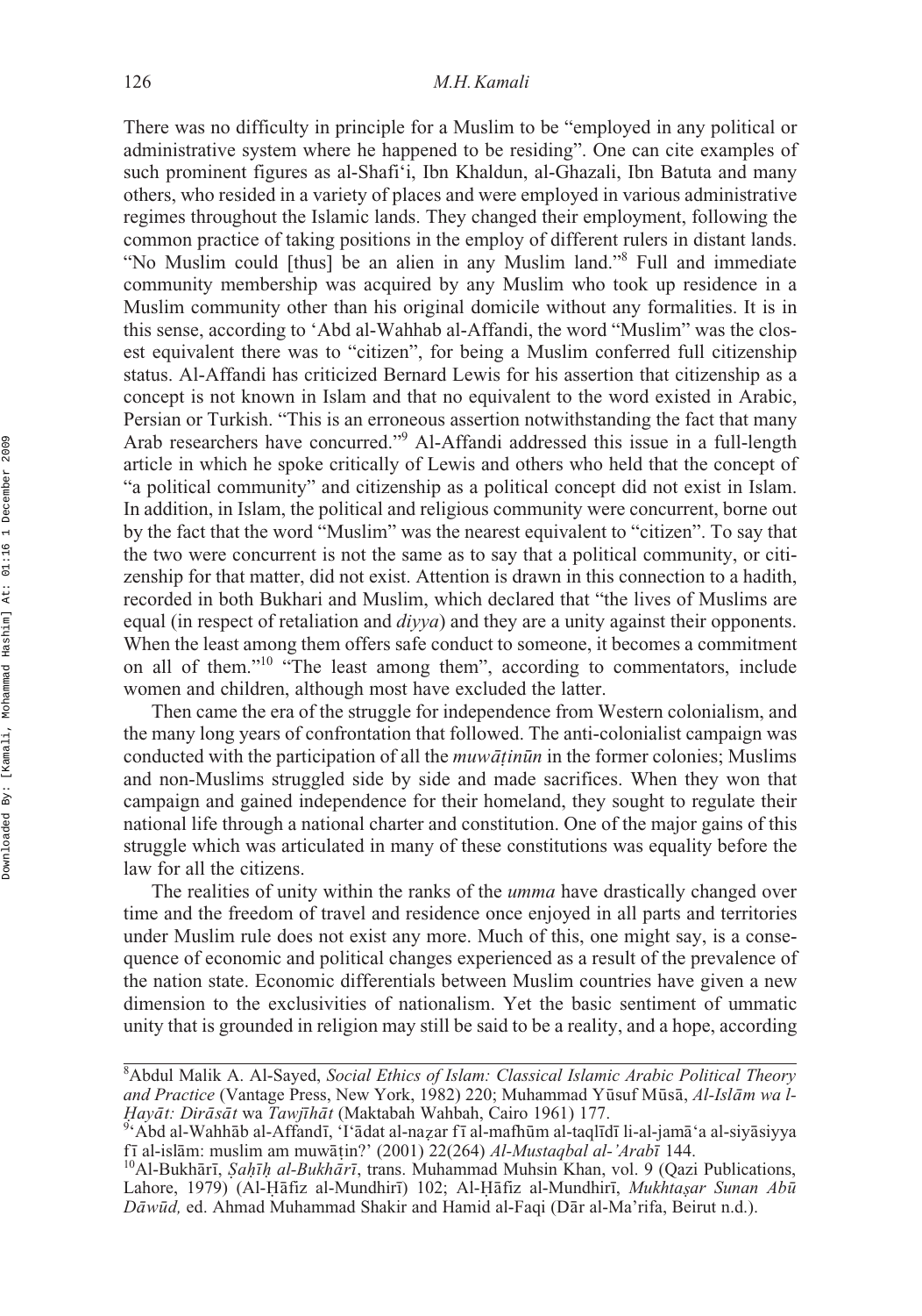There was no difficulty in principle for a Muslim to be "employed in any political or administrative system where he happened to be residing". One can cite examples of such prominent figures as al-Shafi'i, Ibn Khaldun, al-Ghazali, Ibn Batuta and many others, who resided in a variety of places and were employed in various administrative regimes throughout the Islamic lands. They changed their employment, following the common practice of taking positions in the employ of different rulers in distant lands. "No Muslim could [thus] be an alien in any Muslim land."[8] Full and immediate community membership was acquired by any Muslim who took up residence in a Muslim community other than his original domicile without any formalities. It is in this sense, according to 'Abd al-Wahhab al-Affandi, the word "Muslim" was the closest equivalent there was to "citizen", for being a Muslim conferred full citizenship status. Al-Affandi has criticized Bernard Lewis for his assertion that citizenship as a concept is not known in Islam and that no equivalent to the word existed in Arabic, Persian or Turkish. "This is an erroneous assertion notwithstanding the fact that many Arab researchers have concurred."[9] Al-Affandi addressed this issue in a full-length article in which he spoke critically of Lewis and others who held that the concept of "a political community" and citizenship as a political concept did not exist in Islam. In addition, in Islam, the political and religious community were concurrent, borne out by the fact that the word "Muslim" was the nearest equivalent to "citizen". To say that the two were concurrent is not the same as to say that a political community, or citizenship for that matter, did not exist. Attention is drawn in this connection to a hadith, recorded in both Bukhari and Muslim, which declared that "the lives of Muslims are equal (in respect of retaliation and *diyya*) and they are a unity against their opponents. When the least among them offers safe conduct to someone, it becomes a commitment on all of them."[10] "The least among them", according to commentators, include women and children, although most have excluded the latter.

Then came the era of the struggle for independence from Western colonialism, and the many long years of confrontation that followed. The anti-colonialist campaign was conducted with the participation of all the *muwāṭinūn* in the former colonies; Muslims and non-Muslims struggled side by side and made sacrifices. When they won that campaign and gained independence for their homeland, they sought to regulate their national life through a national charter and constitution. One of the major gains of this struggle which was articulated in many of these constitutions was equality before the law for all the citizens.

The realities of unity within the ranks of the *umma* have drastically changed over time and the freedom of travel and residence once enjoyed in all parts and territories under Muslim rule does not exist any more. Much of this, one might say, is a consequence of economic and political changes experienced as a result of the prevalence of the nation state. Economic differentials between Muslim countries have given a new dimension to the exclusivities of nationalism. Yet the basic sentiment of ummatic unity that is grounded in religion may still be said to be a reality, and a hope, according

---

[8]Abdul Malik A. Al-Sayed, *Social Ethics of Islam: Classical Islamic Arabic Political Theory and Practice* (Vantage Press, New York, 1982) 220; Muhammad Yūsuf Mūsā, *Al-Islām wa l-Ḥayāt: Dirāsāt* wa *Tawjīhāt* (Maktabah Wahbah, Cairo 1961) 177.

[9]'Abd al-Wahhāb al-Affandī, 'I'ādat al-naẓar fī al-mafhūm al-taqlīdī li-al-jamā'a al-siyāsiyya fī al-islām: muslim am muwāṭin?' (2001) 22(264) *Al-Mustaqbal al-'Arabī* 144.

[10]Al-Bukhārī, *Ṣaḥīḥ al-Bukhārī*, trans. Muhammad Muhsin Khan, vol. 9 (Qazi Publications, Lahore, 1979) (Al-Ḥāfiz al-Mundhirī) 102; Al-Ḥāfiz al-Mundhirī, *Mukhtaṣar Sunan Abū Dāwūd,* ed. Ahmad Muhammad Shakir and Hamid al-Faqi (Dār al-Ma'rifa, Beirut n.d.).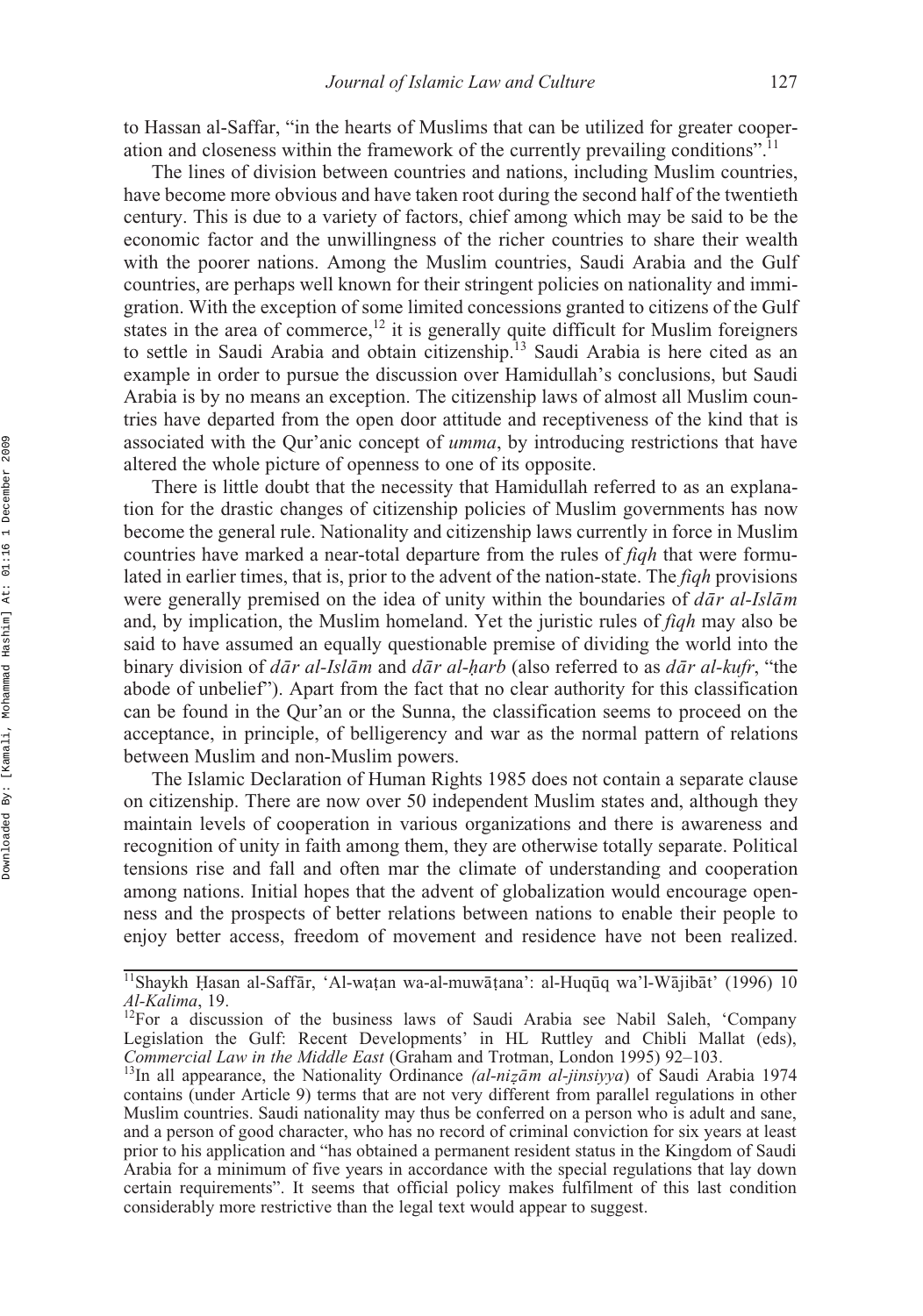to Hassan al-Saffar, "in the hearts of Muslims that can be utilized for greater cooperation and closeness within the framework of the currently prevailing conditions".[11]

The lines of division between countries and nations, including Muslim countries, have become more obvious and have taken root during the second half of the twentieth century. This is due to a variety of factors, chief among which may be said to be the economic factor and the unwillingness of the richer countries to share their wealth with the poorer nations. Among the Muslim countries, Saudi Arabia and the Gulf countries, are perhaps well known for their stringent policies on nationality and immigration. With the exception of some limited concessions granted to citizens of the Gulf states in the area of commerce,[12] it is generally quite difficult for Muslim foreigners to settle in Saudi Arabia and obtain citizenship.[13] Saudi Arabia is here cited as an example in order to pursue the discussion over Hamidullah's conclusions, but Saudi Arabia is by no means an exception. The citizenship laws of almost all Muslim countries have departed from the open door attitude and receptiveness of the kind that is associated with the Qur'anic concept of *umma*, by introducing restrictions that have altered the whole picture of openness to one of its opposite.

There is little doubt that the necessity that Hamidullah referred to as an explanation for the drastic changes of citizenship policies of Muslim governments has now become the general rule. Nationality and citizenship laws currently in force in Muslim countries have marked a near-total departure from the rules of *fiqh* that were formulated in earlier times, that is, prior to the advent of the nation-state. The *fiqh* provisions were generally premised on the idea of unity within the boundaries of *dār al-Islām* and, by implication, the Muslim homeland. Yet the juristic rules of *fiqh* may also be said to have assumed an equally questionable premise of dividing the world into the binary division of *dār al-Islām* and *dār al-ḥarb* (also referred to as *dār al-kufr*, "the abode of unbelief"). Apart from the fact that no clear authority for this classification can be found in the Qur'an or the Sunna, the classification seems to proceed on the acceptance, in principle, of belligerency and war as the normal pattern of relations between Muslim and non-Muslim powers.

The Islamic Declaration of Human Rights 1985 does not contain a separate clause on citizenship. There are now over 50 independent Muslim states and, although they maintain levels of cooperation in various organizations and there is awareness and recognition of unity in faith among them, they are otherwise totally separate. Political tensions rise and fall and often mar the climate of understanding and cooperation among nations. Initial hopes that the advent of globalization would encourage openness and the prospects of better relations between nations to enable their people to enjoy better access, freedom of movement and residence have not been realized.

---

[11] Shaykh Ḥasan al-Saffār, 'Al-waṭan wa-al-muwāṭana': al-Huqūq wa'l-Wājibāt' (1996) 10 *Al-Kalima*, 19.

[12] For a discussion of the business laws of Saudi Arabia see Nabil Saleh, 'Company Legislation the Gulf: Recent Developments' in HL Ruttley and Chibli Mallat (eds), *Commercial Law in the Middle East* (Graham and Trotman, London 1995) 92–103.

[13] In all appearance, the Nationality Ordinance *(al-niẓām al-jinsiyya*) of Saudi Arabia 1974 contains (under Article 9) terms that are not very different from parallel regulations in other Muslim countries. Saudi nationality may thus be conferred on a person who is adult and sane, and a person of good character, who has no record of criminal conviction for six years at least prior to his application and "has obtained a permanent resident status in the Kingdom of Saudi Arabia for a minimum of five years in accordance with the special regulations that lay down certain requirements". It seems that official policy makes fulfilment of this last condition considerably more restrictive than the legal text would appear to suggest.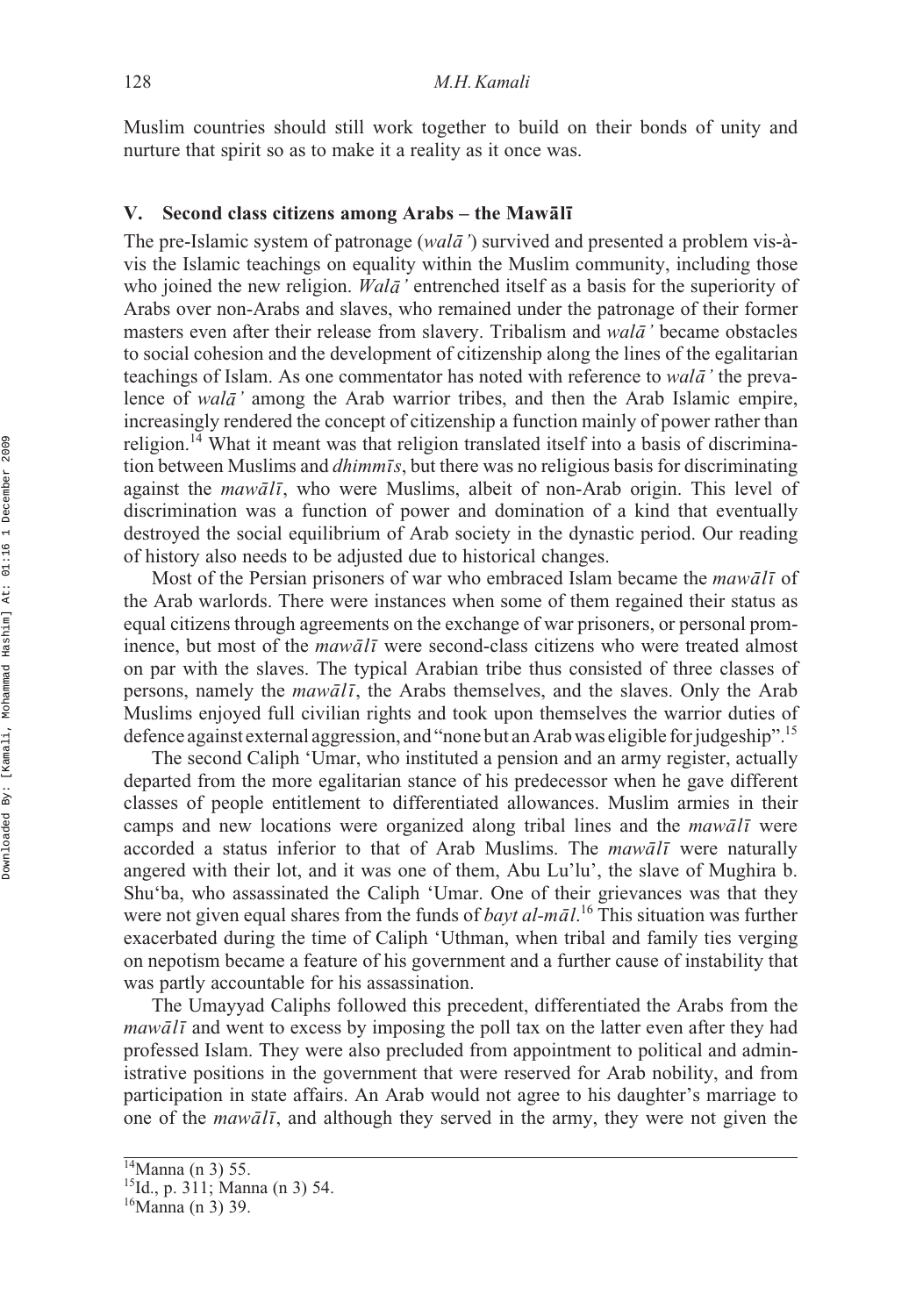Muslim countries should still work together to build on their bonds of unity and nurture that spirit so as to make it a reality as it once was.

### V. Second class citizens among Arabs – the Mawālī

The pre-Islamic system of patronage (*walā'*) survived and presented a problem vis-à-vis the Islamic teachings on equality within the Muslim community, including those who joined the new religion. *Walā'* entrenched itself as a basis for the superiority of Arabs over non-Arabs and slaves, who remained under the patronage of their former masters even after their release from slavery. Tribalism and *walā'* became obstacles to social cohesion and the development of citizenship along the lines of the egalitarian teachings of Islam. As one commentator has noted with reference to *walā'* the prevalence of *walā'* among the Arab warrior tribes, and then the Arab Islamic empire, increasingly rendered the concept of citizenship a function mainly of power rather than religion.[14] What it meant was that religion translated itself into a basis of discrimination between Muslims and *dhimmīs*, but there was no religious basis for discriminating against the *mawālī*, who were Muslims, albeit of non-Arab origin. This level of discrimination was a function of power and domination of a kind that eventually destroyed the social equilibrium of Arab society in the dynastic period. Our reading of history also needs to be adjusted due to historical changes.

Most of the Persian prisoners of war who embraced Islam became the *mawālī* of the Arab warlords. There were instances when some of them regained their status as equal citizens through agreements on the exchange of war prisoners, or personal prominence, but most of the *mawālī* were second-class citizens who were treated almost on par with the slaves. The typical Arabian tribe thus consisted of three classes of persons, namely the *mawālī*, the Arabs themselves, and the slaves. Only the Arab Muslims enjoyed full civilian rights and took upon themselves the warrior duties of defence against external aggression, and "none but an Arab was eligible for judgeship".[15]

The second Caliph 'Umar, who instituted a pension and an army register, actually departed from the more egalitarian stance of his predecessor when he gave different classes of people entitlement to differentiated allowances. Muslim armies in their camps and new locations were organized along tribal lines and the *mawālī* were accorded a status inferior to that of Arab Muslims. The *mawālī* were naturally angered with their lot, and it was one of them, Abu Lu'lu', the slave of Mughira b. Shu'ba, who assassinated the Caliph 'Umar. One of their grievances was that they were not given equal shares from the funds of *bayt al-māl*.[16] This situation was further exacerbated during the time of Caliph 'Uthman, when tribal and family ties verging on nepotism became a feature of his government and a further cause of instability that was partly accountable for his assassination.

The Umayyad Caliphs followed this precedent, differentiated the Arabs from the *mawālī* and went to excess by imposing the poll tax on the latter even after they had professed Islam. They were also precluded from appointment to political and administrative positions in the government that were reserved for Arab nobility, and from participation in state affairs. An Arab would not agree to his daughter's marriage to one of the *mawālī*, and although they served in the army, they were not given the

---

[14] Manna (n 3) 55.

[15] Id., p. 311; Manna (n 3) 54.

[16] Manna (n 3) 39.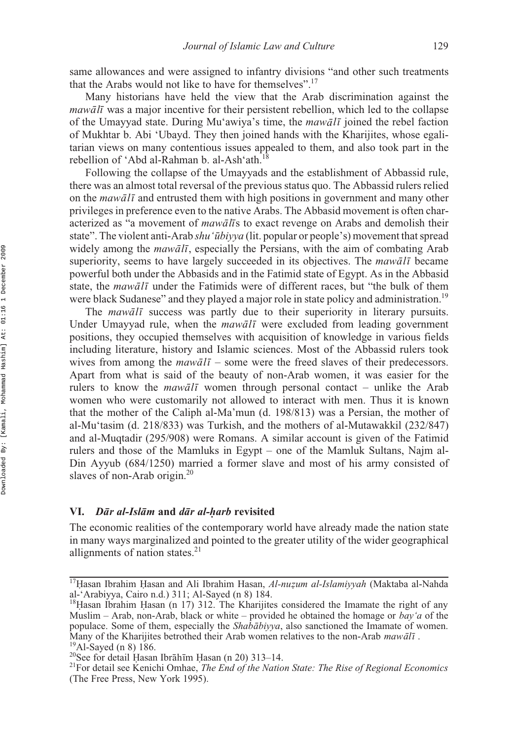same allowances and were assigned to infantry divisions "and other such treatments that the Arabs would not like to have for themselves".[17]

Many historians have held the view that the Arab discrimination against the *mawālī* was a major incentive for their persistent rebellion, which led to the collapse of the Umayyad state. During Mu'awiya's time, the *mawālī* joined the rebel faction of Mukhtar b. Abi 'Ubayd. They then joined hands with the Kharijites, whose egalitarian views on many contentious issues appealed to them, and also took part in the rebellion of 'Abd al-Rahman b. al-Ash'ath.[18]

Following the collapse of the Umayyads and the establishment of Abbassid rule, there was an almost total reversal of the previous status quo. The Abbassid rulers relied on the *mawālī* and entrusted them with high positions in government and many other privileges in preference even to the native Arabs. The Abbasid movement is often characterized as "a movement of *mawālī*s to exact revenge on Arabs and demolish their state". The violent anti-Arab *shu'ūbiyya* (lit. popular or people's) movement that spread widely among the *mawālī*, especially the Persians, with the aim of combating Arab superiority, seems to have largely succeeded in its objectives. The *mawālī* became powerful both under the Abbasids and in the Fatimid state of Egypt. As in the Abbasid state, the *mawālī* under the Fatimids were of different races, but "the bulk of them were black Sudanese" and they played a major role in state policy and administration.[19]

The *mawālī* success was partly due to their superiority in literary pursuits. Under Umayyad rule, when the *mawālī* were excluded from leading government positions, they occupied themselves with acquisition of knowledge in various fields including literature, history and Islamic sciences. Most of the Abbassid rulers took wives from among the *mawālī* – some were the freed slaves of their predecessors. Apart from what is said of the beauty of non-Arab women, it was easier for the rulers to know the *mawālī* women through personal contact – unlike the Arab women who were customarily not allowed to interact with men. Thus it is known that the mother of the Caliph al-Ma'mun (d. 198/813) was a Persian, the mother of al-Mu'tasim (d. 218/833) was Turkish, and the mothers of al-Mutawakkil (232/847) and al-Muqtadir (295/908) were Romans. A similar account is given of the Fatimid rulers and those of the Mamluks in Egypt – one of the Mamluk Sultans, Najm al-Din Ayyub (684/1250) married a former slave and most of his army consisted of slaves of non-Arab origin.[20]

## VI. *Dār al-Islām* and *dār al-ḥarb* revisited

The economic realities of the contemporary world have already made the nation state in many ways marginalized and pointed to the greater utility of the wider geographical allignments of nation states.[21]

---

[17] Ḥasan Ibrahim Ḥasan and Ali Ibrahim Hasan, *Al-nuẓum al-Islamiyyah* (Maktaba al-Nahda al-'Arabiyya, Cairo n.d.) 311; Al-Sayed (n 8) 184.

[18] Ḥasan Ibrahim Ḥasan (n 17) 312. The Kharijites considered the Imamate the right of any Muslim – Arab, non-Arab, black or white – provided he obtained the homage or *bay'a* of the populace. Some of them, especially the *Shabābiyya*, also sanctioned the Imamate of women. Many of the Kharijites betrothed their Arab women relatives to the non-Arab *mawālī* .

[19] Al-Sayed (n 8) 186.

[20] See for detail Ḥasan Ibrāhīm Ḥasan (n 20) 313–14.

[21] For detail see Kenichi Omhae, *The End of the Nation State: The Rise of Regional Economics* (The Free Press, New York 1995).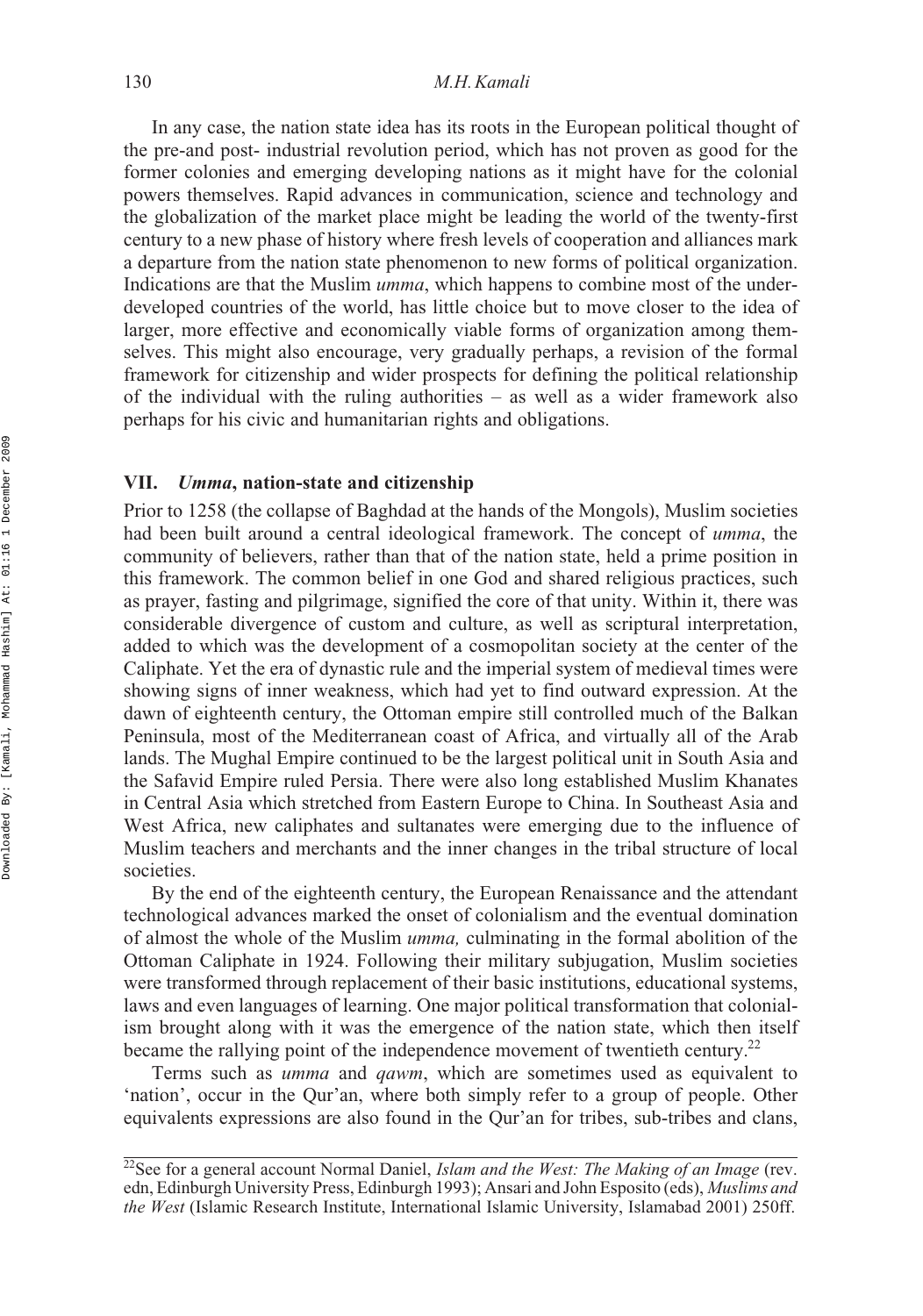In any case, the nation state idea has its roots in the European political thought of the pre-and post- industrial revolution period, which has not proven as good for the former colonies and emerging developing nations as it might have for the colonial powers themselves. Rapid advances in communication, science and technology and the globalization of the market place might be leading the world of the twenty-first century to a new phase of history where fresh levels of cooperation and alliances mark a departure from the nation state phenomenon to new forms of political organization. Indications are that the Muslim *umma*, which happens to combine most of the under-developed countries of the world, has little choice but to move closer to the idea of larger, more effective and economically viable forms of organization among themselves. This might also encourage, very gradually perhaps, a revision of the formal framework for citizenship and wider prospects for defining the political relationship of the individual with the ruling authorities – as well as a wider framework also perhaps for his civic and humanitarian rights and obligations.

## VII. *Umma*, nation-state and citizenship

Prior to 1258 (the collapse of Baghdad at the hands of the Mongols), Muslim societies had been built around a central ideological framework. The concept of *umma*, the community of believers, rather than that of the nation state, held a prime position in this framework. The common belief in one God and shared religious practices, such as prayer, fasting and pilgrimage, signified the core of that unity. Within it, there was considerable divergence of custom and culture, as well as scriptural interpretation, added to which was the development of a cosmopolitan society at the center of the Caliphate. Yet the era of dynastic rule and the imperial system of medieval times were showing signs of inner weakness, which had yet to find outward expression. At the dawn of eighteenth century, the Ottoman empire still controlled much of the Balkan Peninsula, most of the Mediterranean coast of Africa, and virtually all of the Arab lands. The Mughal Empire continued to be the largest political unit in South Asia and the Safavid Empire ruled Persia. There were also long established Muslim Khanates in Central Asia which stretched from Eastern Europe to China. In Southeast Asia and West Africa, new caliphates and sultanates were emerging due to the influence of Muslim teachers and merchants and the inner changes in the tribal structure of local societies.

By the end of the eighteenth century, the European Renaissance and the attendant technological advances marked the onset of colonialism and the eventual domination of almost the whole of the Muslim *umma,* culminating in the formal abolition of the Ottoman Caliphate in 1924. Following their military subjugation, Muslim societies were transformed through replacement of their basic institutions, educational systems, laws and even languages of learning. One major political transformation that colonialism brought along with it was the emergence of the nation state, which then itself became the rallying point of the independence movement of twentieth century.[22]

Terms such as *umma* and *qawm*, which are sometimes used as equivalent to 'nation', occur in the Qur'an, where both simply refer to a group of people. Other equivalents expressions are also found in the Qur'an for tribes, sub-tribes and clans,

---

[22]See for a general account Normal Daniel, *Islam and the West: The Making of an Image* (rev. edn, Edinburgh University Press, Edinburgh 1993); Ansari and John Esposito (eds), *Muslims and the West* (Islamic Research Institute, International Islamic University, Islamabad 2001) 250ff.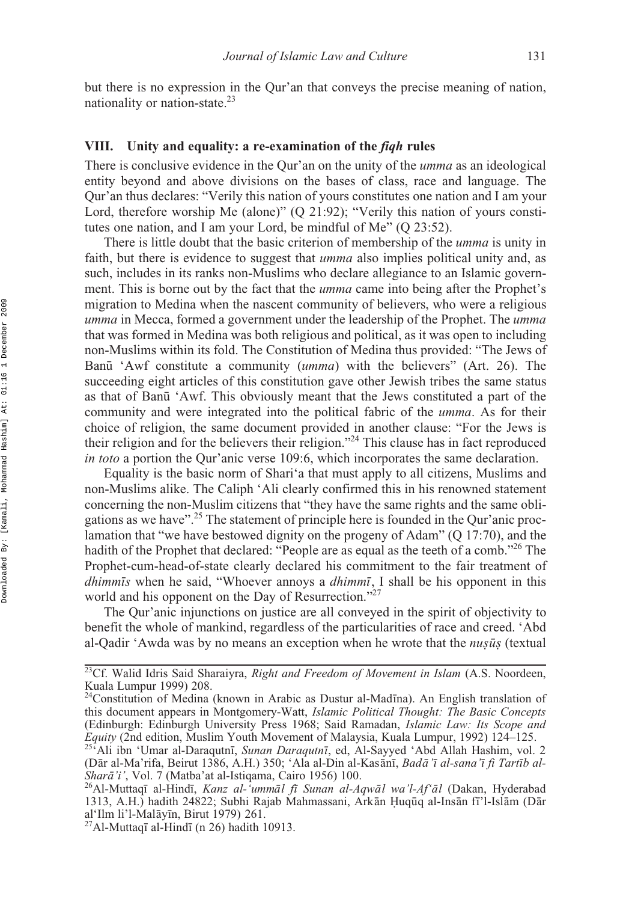but there is no expression in the Qur'an that conveys the precise meaning of nation, nationality or nation-state.[23]

## VIII. Unity and equality: a re-examination of the *fiqh* rules

There is conclusive evidence in the Qur'an on the unity of the *umma* as an ideological entity beyond and above divisions on the bases of class, race and language. The Qur'an thus declares: "Verily this nation of yours constitutes one nation and I am your Lord, therefore worship Me (alone)" (Q 21:92); "Verily this nation of yours constitutes one nation, and I am your Lord, be mindful of Me" (Q 23:52).

There is little doubt that the basic criterion of membership of the *umma* is unity in faith, but there is evidence to suggest that *umma* also implies political unity and, as such, includes in its ranks non-Muslims who declare allegiance to an Islamic government. This is borne out by the fact that the *umma* came into being after the Prophet's migration to Medina when the nascent community of believers, who were a religious *umma* in Mecca, formed a government under the leadership of the Prophet. The *umma* that was formed in Medina was both religious and political, as it was open to including non-Muslims within its fold. The Constitution of Medina thus provided: "The Jews of Banū 'Awf constitute a community (*umma*) with the believers" (Art. 26). The succeeding eight articles of this constitution gave other Jewish tribes the same status as that of Banū 'Awf. This obviously meant that the Jews constituted a part of the community and were integrated into the political fabric of the *umma*. As for their choice of religion, the same document provided in another clause: "For the Jews is their religion and for the believers their religion."[24] This clause has in fact reproduced *in toto* a portion the Qur'anic verse 109:6, which incorporates the same declaration.

Equality is the basic norm of Shari'a that must apply to all citizens, Muslims and non-Muslims alike. The Caliph 'Ali clearly confirmed this in his renowned statement concerning the non-Muslim citizens that "they have the same rights and the same obligations as we have".[25] The statement of principle here is founded in the Qur'anic proclamation that "we have bestowed dignity on the progeny of Adam" (Q 17:70), and the hadith of the Prophet that declared: "People are as equal as the teeth of a comb."[26] The Prophet-cum-head-of-state clearly declared his commitment to the fair treatment of *dhimmīs* when he said, "Whoever annoys a *dhimmī*, I shall be his opponent in this world and his opponent on the Day of Resurrection."[27]

The Qur'anic injunctions on justice are all conveyed in the spirit of objectivity to benefit the whole of mankind, regardless of the particularities of race and creed. 'Abd al-Qadir 'Awda was by no means an exception when he wrote that the *nuṣūṣ* (textual

---

[23] Cf. Walid Idris Said Sharaiyra, *Right and Freedom of Movement in Islam* (A.S. Noordeen, Kuala Lumpur 1999) 208.

[24] Constitution of Medina (known in Arabic as Dustur al-Madīna). An English translation of this document appears in Montgomery-Watt, *Islamic Political Thought: The Basic Concepts* (Edinburgh: Edinburgh University Press 1968; Said Ramadan, *Islamic Law: Its Scope and Equity* (2nd edition, Muslim Youth Movement of Malaysia, Kuala Lumpur, 1992) 124–125.

[25] 'Ali ibn 'Umar al-Daraqutnī, *Sunan Daraqutnī*, ed, Al-Sayyed 'Abd Allah Hashim, vol. 2 (Dār al-Ma'rifa, Beirut 1386, A.H.) 350; 'Ala al-Din al-Kasānī, *Badā'ī al-sana'ī fi Tartīb al-Sharā'i'*, Vol. 7 (Matba'at al-Istiqama, Cairo 1956) 100.

[26] Al-Muttaqī al-Hindī, *Kanz al-'ummāl fī Sunan al-Aqwāl wa'l-Af'āl* (Dakan, Hyderabad 1313, A.H.) hadith 24822; Subhi Rajab Mahmassani, Arkān Ḥuqūq al-Insān fī'l-Islām (Dār al'Ilm li'l-Malāyīn, Birut 1979) 261.

[27] Al-Muttaqī al-Hindī (n 26) hadith 10913.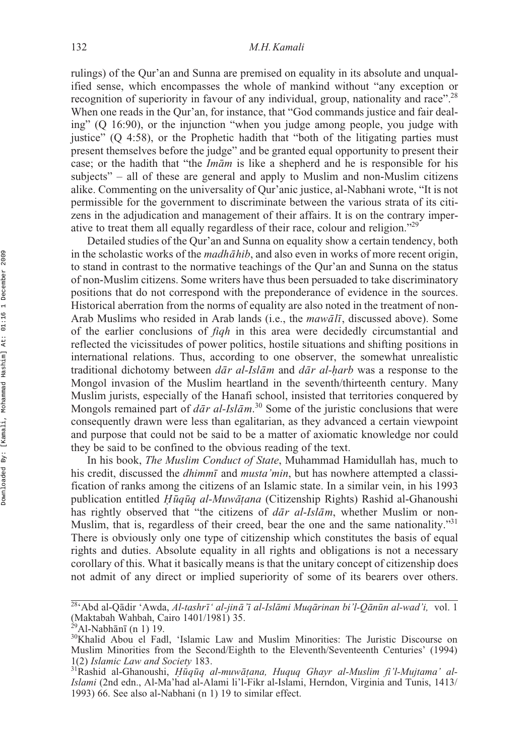rulings) of the Qur'an and Sunna are premised on equality in its absolute and unqualified sense, which encompasses the whole of mankind without "any exception or recognition of superiority in favour of any individual, group, nationality and race".[28] When one reads in the Qur'an, for instance, that "God commands justice and fair dealing" (Q 16:90), or the injunction "when you judge among people, you judge with justice" (Q 4:58), or the Prophetic hadith that "both of the litigating parties must present themselves before the judge" and be granted equal opportunity to present their case; or the hadith that "the *Imām* is like a shepherd and he is responsible for his subjects" – all of these are general and apply to Muslim and non-Muslim citizens alike. Commenting on the universality of Qur'anic justice, al-Nabhani wrote, "It is not permissible for the government to discriminate between the various strata of its citizens in the adjudication and management of their affairs. It is on the contrary imperative to treat them all equally regardless of their race, colour and religion."[29]

Detailed studies of the Qur'an and Sunna on equality show a certain tendency, both in the scholastic works of the *madhāhib*, and also even in works of more recent origin, to stand in contrast to the normative teachings of the Qur'an and Sunna on the status of non-Muslim citizens. Some writers have thus been persuaded to take discriminatory positions that do not correspond with the preponderance of evidence in the sources. Historical aberration from the norms of equality are also noted in the treatment of non-Arab Muslims who resided in Arab lands (i.e., the *mawālī*, discussed above). Some of the earlier conclusions of *fiqh* in this area were decidedly circumstantial and reflected the vicissitudes of power politics, hostile situations and shifting positions in international relations. Thus, according to one observer, the somewhat unrealistic traditional dichotomy between *dār al-Islām* and *dār al-ḥarb* was a response to the Mongol invasion of the Muslim heartland in the seventh/thirteenth century. Many Muslim jurists, especially of the Hanafi school, insisted that territories conquered by Mongols remained part of *dār al-Islām*.[30] Some of the juristic conclusions that were consequently drawn were less than egalitarian, as they advanced a certain viewpoint and purpose that could not be said to be a matter of axiomatic knowledge nor could they be said to be confined to the obvious reading of the text.

In his book, *The Muslim Conduct of State*, Muhammad Hamidullah has, much to his credit, discussed the *dhimmī* and *musta'min*, but has nowhere attempted a classification of ranks among the citizens of an Islamic state. In a similar vein, in his 1993 publication entitled *Ḥūqūq al-Muwāṭana* (Citizenship Rights) Rashid al-Ghanoushi has rightly observed that "the citizens of *dār al-Islām*, whether Muslim or non-Muslim, that is, regardless of their creed, bear the one and the same nationality."[31] There is obviously only one type of citizenship which constitutes the basis of equal rights and duties. Absolute equality in all rights and obligations is not a necessary corollary of this. What it basically means is that the unitary concept of citizenship does not admit of any direct or implied superiority of some of its bearers over others.

---

[28] ʻAbd al-Qādir ʻAwda, *Al-tashrīʻ al-jinā'ī al-Islāmi Muqārinan bi'l-Qānūn al-wad'i,* vol. 1 (Maktabah Wahbah, Cairo 1401/1981) 35.

[29] Al-Nabhānī (n 1) 19.

[30] Khalid Abou el Fadl, 'Islamic Law and Muslim Minorities: The Juristic Discourse on Muslim Minorities from the Second/Eighth to the Eleventh/Seventeenth Centuries' (1994) 1(2) *Islamic Law and Society* 183.

[31] Rashid al-Ghanoushi, *Ḥūqūq al-muwāṭana, Huquq Ghayr al-Muslim fi'l-Mujtama' al-Islami* (2nd edn., Al-Ma'had al-Alami li'l-Fikr al-Islami, Herndon, Virginia and Tunis, 1413/1993) 66. See also al-Nabhani (n 1) 19 to similar effect.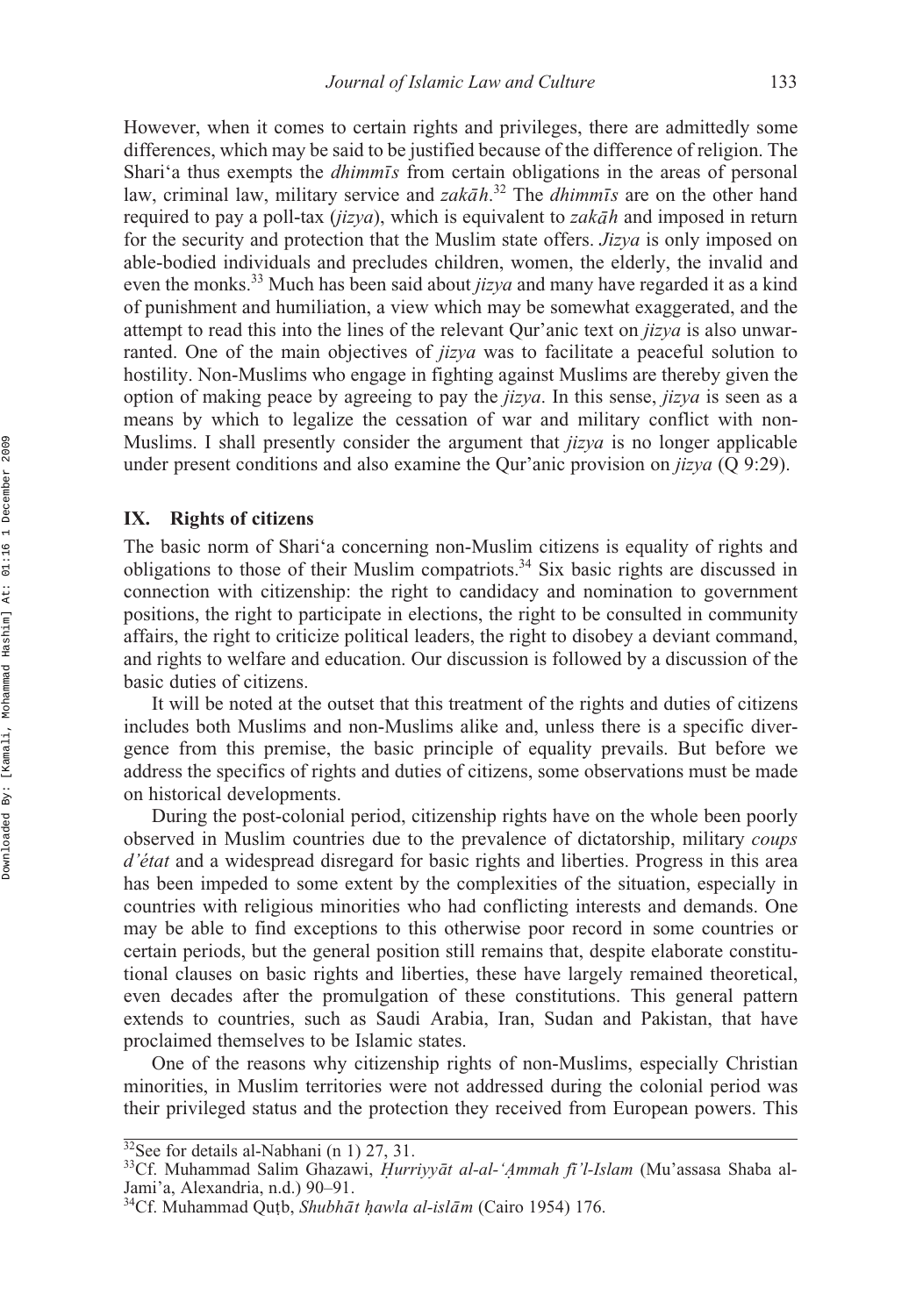However, when it comes to certain rights and privileges, there are admittedly some differences, which may be said to be justified because of the difference of religion. The Shari'a thus exempts the *dhimmīs* from certain obligations in the areas of personal law, criminal law, military service and *zakāh*.[32] The *dhimmīs* are on the other hand required to pay a poll-tax (*jizya*), which is equivalent to *zakāh* and imposed in return for the security and protection that the Muslim state offers. *Jizya* is only imposed on able-bodied individuals and precludes children, women, the elderly, the invalid and even the monks.[33] Much has been said about *jizya* and many have regarded it as a kind of punishment and humiliation, a view which may be somewhat exaggerated, and the attempt to read this into the lines of the relevant Qur'anic text on *jizya* is also unwarranted. One of the main objectives of *jizya* was to facilitate a peaceful solution to hostility. Non-Muslims who engage in fighting against Muslims are thereby given the option of making peace by agreeing to pay the *jizya*. In this sense, *jizya* is seen as a means by which to legalize the cessation of war and military conflict with non-Muslims. I shall presently consider the argument that *jizya* is no longer applicable under present conditions and also examine the Qur'anic provision on *jizya* (Q 9:29).

## IX. Rights of citizens

The basic norm of Shari'a concerning non-Muslim citizens is equality of rights and obligations to those of their Muslim compatriots.[34] Six basic rights are discussed in connection with citizenship: the right to candidacy and nomination to government positions, the right to participate in elections, the right to be consulted in community affairs, the right to criticize political leaders, the right to disobey a deviant command, and rights to welfare and education. Our discussion is followed by a discussion of the basic duties of citizens.

It will be noted at the outset that this treatment of the rights and duties of citizens includes both Muslims and non-Muslims alike and, unless there is a specific divergence from this premise, the basic principle of equality prevails. But before we address the specifics of rights and duties of citizens, some observations must be made on historical developments.

During the post-colonial period, citizenship rights have on the whole been poorly observed in Muslim countries due to the prevalence of dictatorship, military *coups d'état* and a widespread disregard for basic rights and liberties. Progress in this area has been impeded to some extent by the complexities of the situation, especially in countries with religious minorities who had conflicting interests and demands. One may be able to find exceptions to this otherwise poor record in some countries or certain periods, but the general position still remains that, despite elaborate constitutional clauses on basic rights and liberties, these have largely remained theoretical, even decades after the promulgation of these constitutions. This general pattern extends to countries, such as Saudi Arabia, Iran, Sudan and Pakistan, that have proclaimed themselves to be Islamic states.

One of the reasons why citizenship rights of non-Muslims, especially Christian minorities, in Muslim territories were not addressed during the colonial period was their privileged status and the protection they received from European powers. This

---

[32] See for details al-Nabhani (n 1) 27, 31.

[33] Cf. Muhammad Salim Ghazawi, *Ḥurriyyāt al-al-'Ậmmah fī'l-Islam* (Mu'assasa Shaba al-Jami'a, Alexandria, n.d.) 90–91.

[34] Cf. Muhammad Quṭb, *Shubhāt ḥawla al-islām* (Cairo 1954) 176.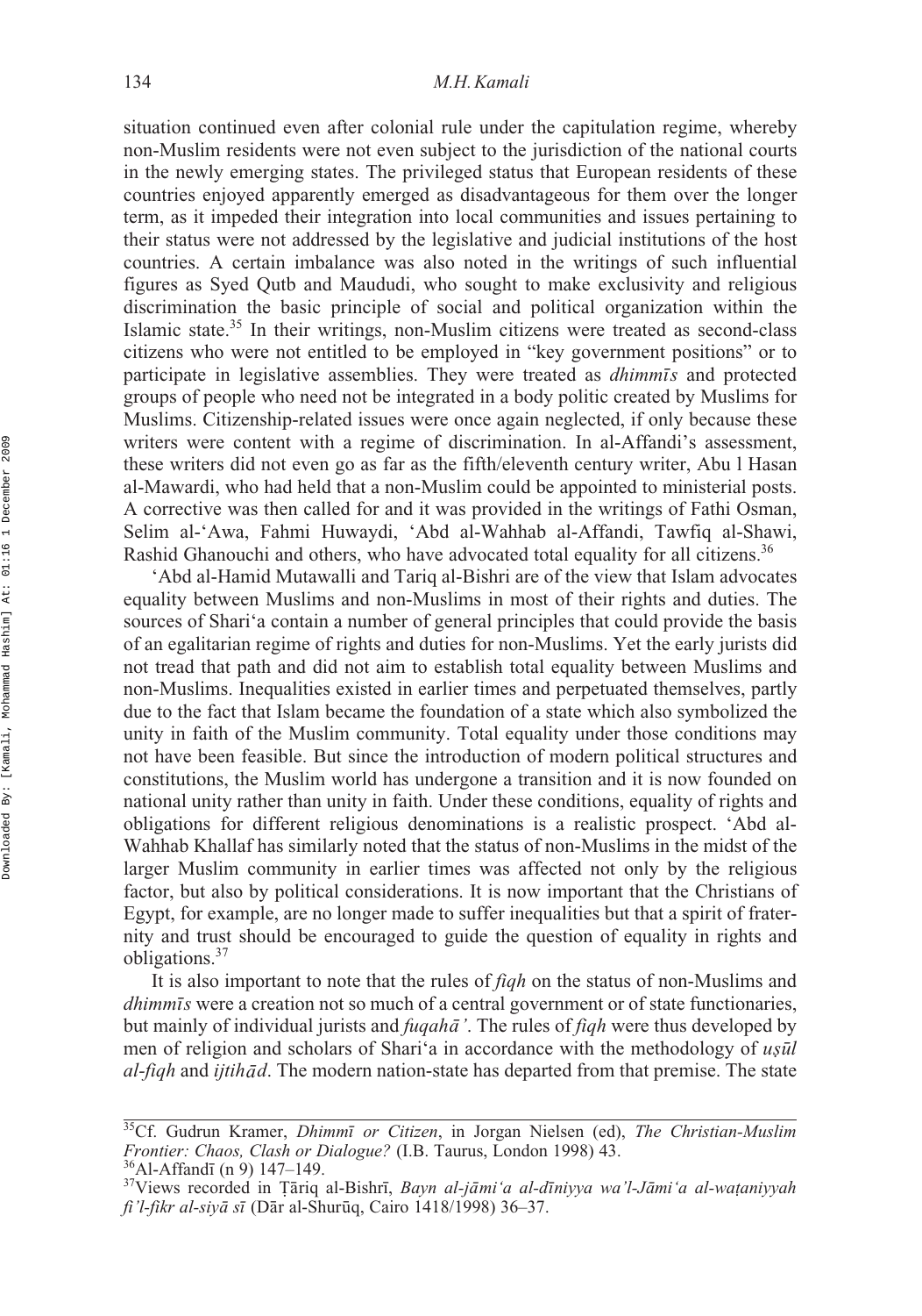situation continued even after colonial rule under the capitulation regime, whereby non-Muslim residents were not even subject to the jurisdiction of the national courts in the newly emerging states. The privileged status that European residents of these countries enjoyed apparently emerged as disadvantageous for them over the longer term, as it impeded their integration into local communities and issues pertaining to their status were not addressed by the legislative and judicial institutions of the host countries. A certain imbalance was also noted in the writings of such influential figures as Syed Qutb and Maududi, who sought to make exclusivity and religious discrimination the basic principle of social and political organization within the Islamic state.[35] In their writings, non-Muslim citizens were treated as second-class citizens who were not entitled to be employed in "key government positions" or to participate in legislative assemblies. They were treated as *dhimmīs* and protected groups of people who need not be integrated in a body politic created by Muslims for Muslims. Citizenship-related issues were once again neglected, if only because these writers were content with a regime of discrimination. In al-Affandi's assessment, these writers did not even go as far as the fifth/eleventh century writer, Abu l Hasan al-Mawardi, who had held that a non-Muslim could be appointed to ministerial posts. A corrective was then called for and it was provided in the writings of Fathi Osman, Selim al-'Awa, Fahmi Huwaydi, 'Abd al-Wahhab al-Affandi, Tawfiq al-Shawi, Rashid Ghanouchi and others, who have advocated total equality for all citizens.[36]

'Abd al-Hamid Mutawalli and Tariq al-Bishri are of the view that Islam advocates equality between Muslims and non-Muslims in most of their rights and duties. The sources of Shari'a contain a number of general principles that could provide the basis of an egalitarian regime of rights and duties for non-Muslims. Yet the early jurists did not tread that path and did not aim to establish total equality between Muslims and non-Muslims. Inequalities existed in earlier times and perpetuated themselves, partly due to the fact that Islam became the foundation of a state which also symbolized the unity in faith of the Muslim community. Total equality under those conditions may not have been feasible. But since the introduction of modern political structures and constitutions, the Muslim world has undergone a transition and it is now founded on national unity rather than unity in faith. Under these conditions, equality of rights and obligations for different religious denominations is a realistic prospect. 'Abd al-Wahhab Khallaf has similarly noted that the status of non-Muslims in the midst of the larger Muslim community in earlier times was affected not only by the religious factor, but also by political considerations. It is now important that the Christians of Egypt, for example, are no longer made to suffer inequalities but that a spirit of fraternity and trust should be encouraged to guide the question of equality in rights and obligations.[37]

It is also important to note that the rules of *fiqh* on the status of non-Muslims and *dhimmīs* were a creation not so much of a central government or of state functionaries, but mainly of individual jurists and *fuqahā'*. The rules of *fiqh* were thus developed by men of religion and scholars of Shari'a in accordance with the methodology of *uṣūl al-fiqh* and *ijtihād*. The modern nation-state has departed from that premise. The state

---

[35] Cf. Gudrun Kramer, *Dhimmī or Citizen*, in Jorgan Nielsen (ed), *The Christian-Muslim Frontier: Chaos, Clash or Dialogue?* (I.B. Taurus, London 1998) 43.

[36] Al-Affandī (n 9) 147–149.

[37] Views recorded in Ṭāriq al-Bishrī, *Bayn al-jāmi'a al-dīniyya wa'l-Jāmi'a al-waṭaniyyah fi'l-fikr al-siyā sī* (Dār al-Shurūq, Cairo 1418/1998) 36–37.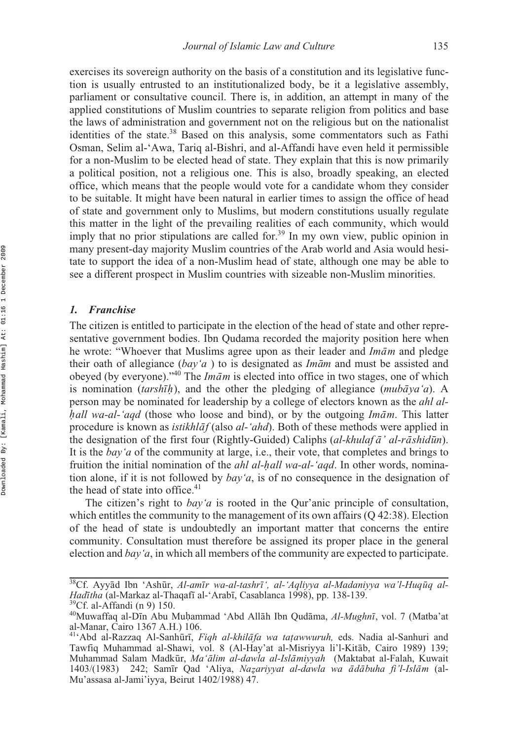exercises its sovereign authority on the basis of a constitution and its legislative function is usually entrusted to an institutionalized body, be it a legislative assembly, parliament or consultative council. There is, in addition, an attempt in many of the applied constitutions of Muslim countries to separate religion from politics and base the laws of administration and government not on the religious but on the nationalist identities of the state.[38] Based on this analysis, some commentators such as Fathi Osman, Selim al-'Awa, Tariq al-Bishri, and al-Affandi have even held it permissible for a non-Muslim to be elected head of state. They explain that this is now primarily a political position, not a religious one. This is also, broadly speaking, an elected office, which means that the people would vote for a candidate whom they consider to be suitable. It might have been natural in earlier times to assign the office of head of state and government only to Muslims, but modern constitutions usually regulate this matter in the light of the prevailing realities of each community, which would imply that no prior stipulations are called for.[39] In my own view, public opinion in many present-day majority Muslim countries of the Arab world and Asia would hesitate to support the idea of a non-Muslim head of state, although one may be able to see a different prospect in Muslim countries with sizeable non-Muslim minorities.

### *1. Franchise*

The citizen is entitled to participate in the election of the head of state and other representative government bodies. Ibn Qudama recorded the majority position here when he wrote: "Whoever that Muslims agree upon as their leader and *Imām* and pledge their oath of allegiance (*bay'a* ) to is designated as *Imām* and must be assisted and obeyed (by everyone)."[40] The *Imām* is elected into office in two stages, one of which is nomination (*tarshīḥ*), and the other the pledging of allegiance (*mubāya'a*). A person may be nominated for leadership by a college of electors known as the *ahl al-ḥall wa-al-'aqd* (those who loose and bind), or by the outgoing *Imām*. This latter procedure is known as *istikhlāf* (also *al-'ahd*). Both of these methods were applied in the designation of the first four (Rightly-Guided) Caliphs (*al-khulafā' al-rāshidūn*). It is the *bay'a* of the community at large, i.e., their vote, that completes and brings to fruition the initial nomination of the *ahl al-ḥall wa-al-'aqd*. In other words, nomination alone, if it is not followed by *bay'a*, is of no consequence in the designation of the head of state into office.[41]

The citizen's right to *bay'a* is rooted in the Qur'anic principle of consultation, which entitles the community to the management of its own affairs (Q 42:38). Election of the head of state is undoubtedly an important matter that concerns the entire community. Consultation must therefore be assigned its proper place in the general election and *bay'a*, in which all members of the community are expected to participate.

---

[38] Cf. Ayyād Ibn 'Ashūr, *Al-amīr wa-al-tashrī', al-'Aqliyya al-Madaniyya wa'l-Huqūq al-Hadītha* (al-Markaz al-Thaqafī al-'Arabī, Casablanca 1998), pp. 138-139.

[39] Cf. al-Affandi (n 9) 150.

[40] Muwaffaq al-Dīn Abu Muḥammad 'Abd Allāh Ibn Qudāma, *Al-Mughnī*, vol. 7 (Matba'at al-Manar, Cairo 1367 A.H.) 106.

[41] 'Abd al-Razzaq Al-Sanhūrī, *Fiqh al-khilāfa wa taṭawwuruh,* eds. Nadia al-Sanhuri and Tawfiq Muhammad al-Shawi, vol. 8 (Al-Hay'at al-Misriyya li'l-Kitāb, Cairo 1989) 139; Muhammad Salam Madkūr, *Ma'ālim al-dawla al-Islāmiyyah* (Maktabat al-Falah, Kuwait 1403/(1983) 242; Samīr Qad 'Aliya, *Naẓariyyat al-dawla wa ādābuha fi'l-Islām* (al-Mu'assasa al-Jami'iyya, Beirut 1402/1988) 47.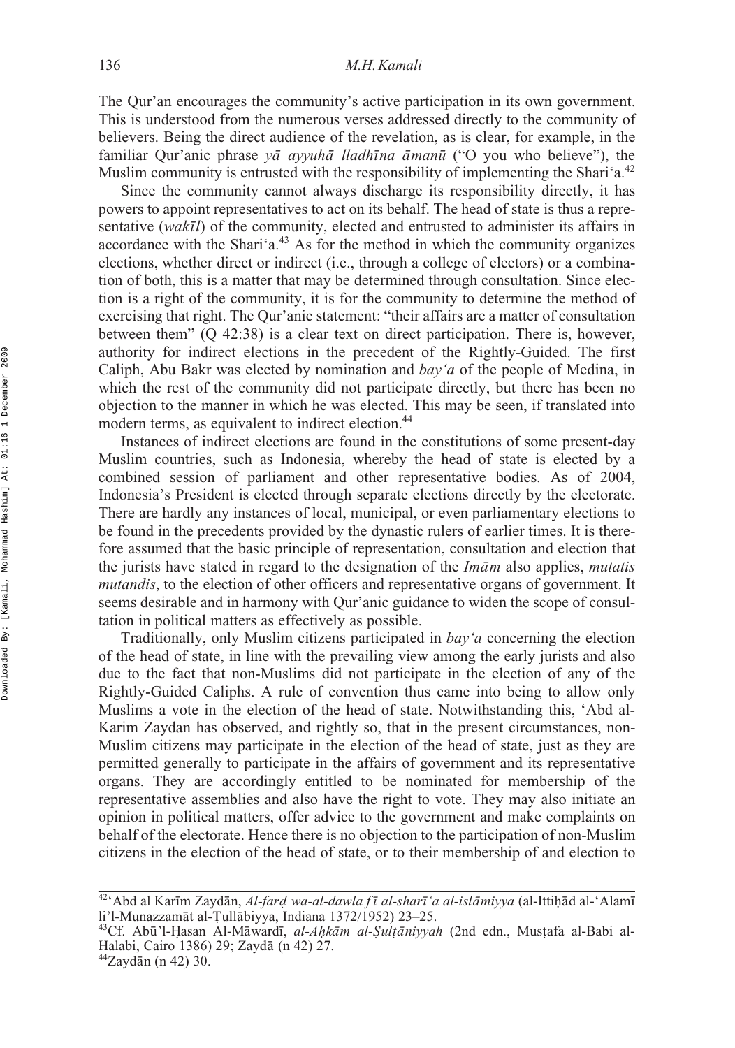The Qur'an encourages the community's active participation in its own government. This is understood from the numerous verses addressed directly to the community of believers. Being the direct audience of the revelation, as is clear, for example, in the familiar Qur'anic phrase *yā ayyuhā lladhīna āmanū* ("O you who believe"), the Muslim community is entrusted with the responsibility of implementing the Shari'a.[42]

Since the community cannot always discharge its responsibility directly, it has powers to appoint representatives to act on its behalf. The head of state is thus a representative (*wakīl*) of the community, elected and entrusted to administer its affairs in accordance with the Shari'a.[43] As for the method in which the community organizes elections, whether direct or indirect (i.e., through a college of electors) or a combination of both, this is a matter that may be determined through consultation. Since election is a right of the community, it is for the community to determine the method of exercising that right. The Qur'anic statement: "their affairs are a matter of consultation between them" (Q 42:38) is a clear text on direct participation. There is, however, authority for indirect elections in the precedent of the Rightly-Guided. The first Caliph, Abu Bakr was elected by nomination and *bay'a* of the people of Medina, in which the rest of the community did not participate directly, but there has been no objection to the manner in which he was elected. This may be seen, if translated into modern terms, as equivalent to indirect election.[44]

Instances of indirect elections are found in the constitutions of some present-day Muslim countries, such as Indonesia, whereby the head of state is elected by a combined session of parliament and other representative bodies. As of 2004, Indonesia's President is elected through separate elections directly by the electorate. There are hardly any instances of local, municipal, or even parliamentary elections to be found in the precedents provided by the dynastic rulers of earlier times. It is therefore assumed that the basic principle of representation, consultation and election that the jurists have stated in regard to the designation of the *Imām* also applies, *mutatis mutandis*, to the election of other officers and representative organs of government. It seems desirable and in harmony with Qur'anic guidance to widen the scope of consultation in political matters as effectively as possible.

Traditionally, only Muslim citizens participated in *bay'a* concerning the election of the head of state, in line with the prevailing view among the early jurists and also due to the fact that non-Muslims did not participate in the election of any of the Rightly-Guided Caliphs. A rule of convention thus came into being to allow only Muslims a vote in the election of the head of state. Notwithstanding this, 'Abd al-Karim Zaydan has observed, and rightly so, that in the present circumstances, non-Muslim citizens may participate in the election of the head of state, just as they are permitted generally to participate in the affairs of government and its representative organs. They are accordingly entitled to be nominated for membership of the representative assemblies and also have the right to vote. They may also initiate an opinion in political matters, offer advice to the government and make complaints on behalf of the electorate. Hence there is no objection to the participation of non-Muslim citizens in the election of the head of state, or to their membership of and election to

---

[42]'Abd al Karīm Zaydān, *Al-farḍ wa-al-dawla fī al-sharī'a al-islāmiyya* (al-Ittiḥād al-'Alamī li'l-Munazzamāt al-Ṭullābiyya, Indiana 1372/1952) 23–25.

[43]Cf. Abū'l-Ḥasan Al-Māwardī, *al-Aḥkām al-Ṣulṭāniyyah* (2nd edn., Musṭafa al-Babi al-Halabi, Cairo 1386) 29; Zaydā (n 42) 27.

[44]Zaydān (n 42) 30.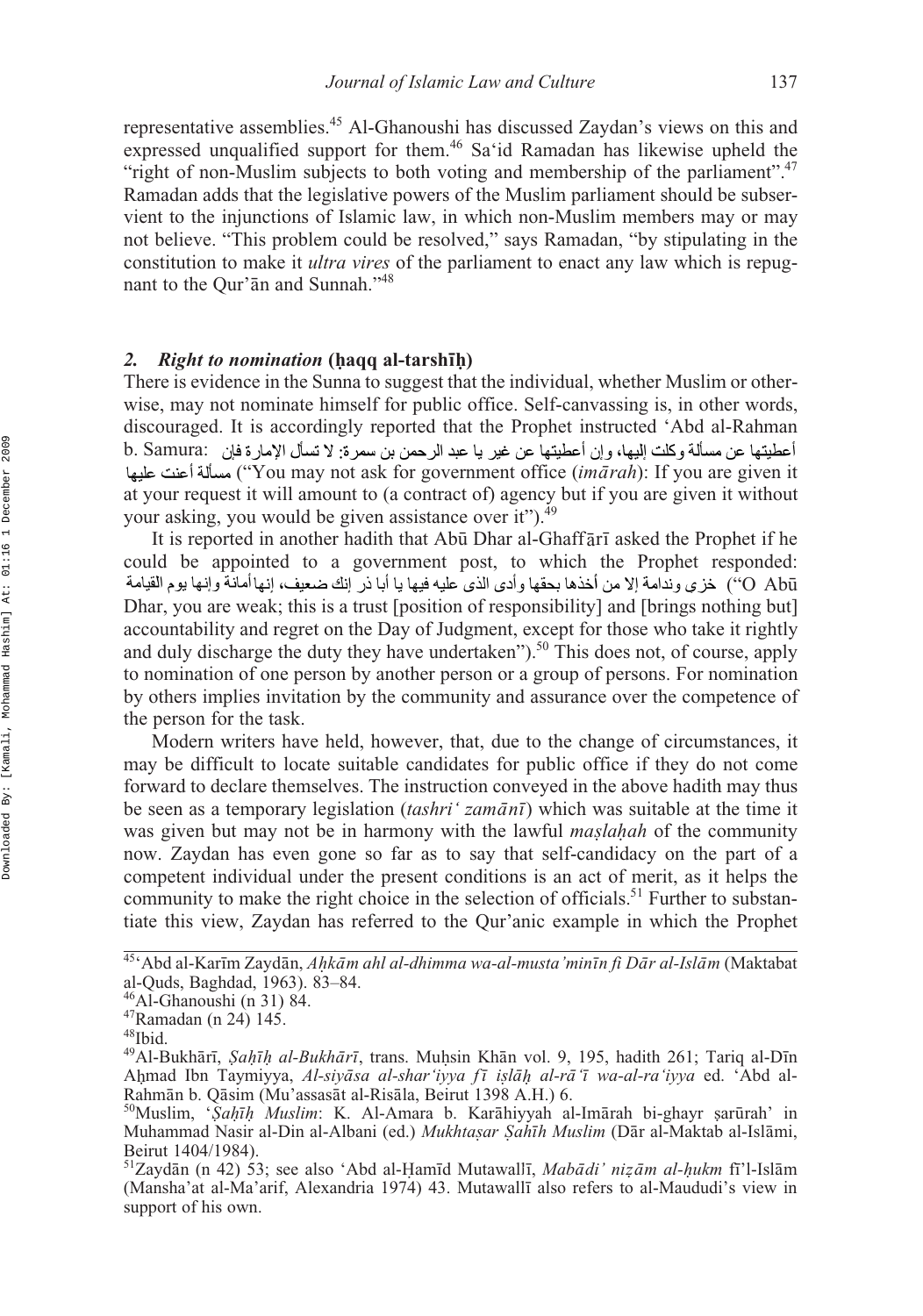representative assemblies.[45] Al-Ghanoushi has discussed Zaydan's views on this and expressed unqualified support for them.[46] Sa'id Ramadan has likewise upheld the "right of non-Muslim subjects to both voting and membership of the parliament".[47] Ramadan adds that the legislative powers of the Muslim parliament should be subservient to the injunctions of Islamic law, in which non-Muslim members may or may not believe. "This problem could be resolved," says Ramadan, "by stipulating in the constitution to make it *ultra vires* of the parliament to enact any law which is repugnant to the Qur'ān and Sunnah."[48]

### 2. *Right to nomination* (ḥaqq al-tarshīḥ)

There is evidence in the Sunna to suggest that the individual, whether Muslim or otherwise, may not nominate himself for public office. Self-canvassing is, in other words, discouraged. It is accordingly reported that the Prophet instructed 'Abd al-Rahman b. Samura: لا تسأل الإمارة فإن أعطيتها عن مسألة وكلت إليها، وإن أعطيتها عن غير يا عبد الرحمن بن سمرة: مسألة أعنت عليها ("You may not ask for government office (*imārah*): If you are given it at your request it will amount to (a contract of) agency but if you are given it without your asking, you would be given assistance over it").[49]

It is reported in another hadith that Abū Dhar al-Ghaffārī asked the Prophet if he could be appointed to a government post, to which the Prophet responded: يا أبا ذر إنك ضعيف، إنها أمانة وإنها يوم القيامة خزى وندامة إلا من أخذها بحقها وأدى الذى عليه فيها ("O Abū Dhar, you are weak; this is a trust [position of responsibility] and [brings nothing but] accountability and regret on the Day of Judgment, except for those who take it rightly and duly discharge the duty they have undertaken").[50] This does not, of course, apply to nomination of one person by another person or a group of persons. For nomination by others implies invitation by the community and assurance over the competence of the person for the task.

Modern writers have held, however, that, due to the change of circumstances, it may be difficult to locate suitable candidates for public office if they do not come forward to declare themselves. The instruction conveyed in the above hadith may thus be seen as a temporary legislation (*tashri' zamānī*) which was suitable at the time it was given but may not be in harmony with the lawful *maṣlaḥah* of the community now. Zaydan has even gone so far as to say that self-candidacy on the part of a competent individual under the present conditions is an act of merit, as it helps the community to make the right choice in the selection of officials.[51] Further to substantiate this view, Zaydan has referred to the Qur'anic example in which the Prophet

---

[45] 'Abd al-Karīm Zaydān, *Aḥkām ahl al-dhimma wa-al-musta'minīn fi Dār al-Islām* (Maktabat al-Quds, Baghdad, 1963). 83–84.

[46] Al-Ghanoushi (n 31) 84.

[47] Ramadan (n 24) 145.

[48] Ibid.

[49] Al-Bukhārī, *Ṣaḥīḥ al-Bukhārī*, trans. Muḥsin Khān vol. 9, 195, hadith 261; Tariq al-Dīn Aḥmad Ibn Taymiyya, *Al-siyāsa al-shar'iyya fī iṣlāḥ al-rā'ī wa-al-ra'iyya* ed. 'Abd al-Rahmān b. Qāsim (Mu'assasāt al-Risāla, Beirut 1398 A.H.) 6.

[50] Muslim, '*Ṣaḥīḥ Muslim*: K. Al-Amara b. Karāhiyyah al-Imārah bi-ghayr ṣarūrah' in Muhammad Nasir al-Din al-Albani (ed.) *Mukhtaṣar Ṣahīh Muslim* (Dār al-Maktab al-Islāmi, Beirut 1404/1984).

[51] Zaydān (n 42) 53; see also 'Abd al-Ḥamīd Mutawallī, *Mabādi' niẓām al-ḥukm* fī'l-Islām (Mansha'at al-Ma'arif, Alexandria 1974) 43. Mutawallī also refers to al-Maududi's view in support of his own.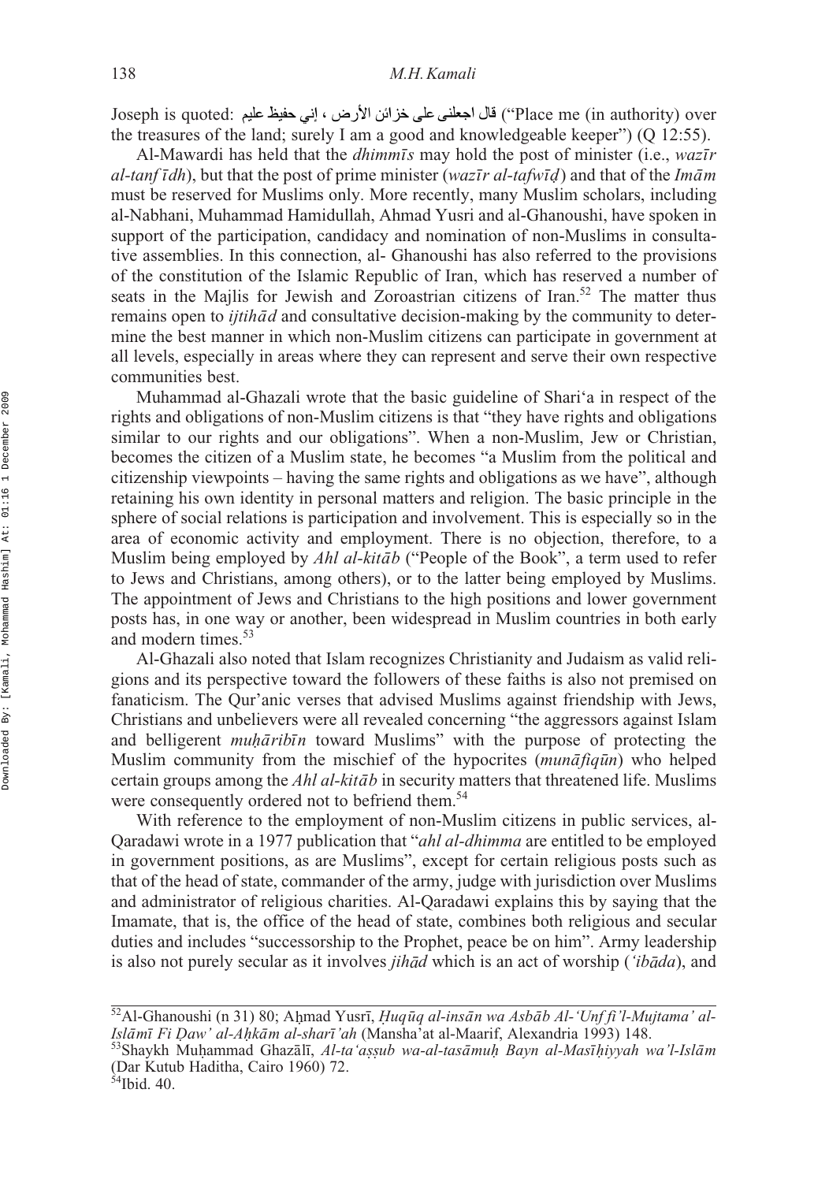Joseph is quoted: قال اجعلنى على خزائن الأرض ، إني حفيظ عليم ("Place me (in authority) over the treasures of the land; surely I am a good and knowledgeable keeper") (Q 12:55).

Al-Mawardi has held that the *dhimmīs* may hold the post of minister (i.e., *wazīr al-tanfīdh*), but that the post of prime minister (*wazīr al-tafwīḍ*) and that of the *Imām* must be reserved for Muslims only. More recently, many Muslim scholars, including al-Nabhani, Muhammad Hamidullah, Ahmad Yusri and al-Ghanoushi, have spoken in support of the participation, candidacy and nomination of non-Muslims in consultative assemblies. In this connection, al- Ghanoushi has also referred to the provisions of the constitution of the Islamic Republic of Iran, which has reserved a number of seats in the Majlis for Jewish and Zoroastrian citizens of Iran.[52] The matter thus remains open to *ijtihād* and consultative decision-making by the community to determine the best manner in which non-Muslim citizens can participate in government at all levels, especially in areas where they can represent and serve their own respective communities best.

Muhammad al-Ghazali wrote that the basic guideline of Shari'a in respect of the rights and obligations of non-Muslim citizens is that "they have rights and obligations similar to our rights and our obligations". When a non-Muslim, Jew or Christian, becomes the citizen of a Muslim state, he becomes "a Muslim from the political and citizenship viewpoints – having the same rights and obligations as we have", although retaining his own identity in personal matters and religion. The basic principle in the sphere of social relations is participation and involvement. This is especially so in the area of economic activity and employment. There is no objection, therefore, to a Muslim being employed by *Ahl al-kitāb* ("People of the Book", a term used to refer to Jews and Christians, among others), or to the latter being employed by Muslims. The appointment of Jews and Christians to the high positions and lower government posts has, in one way or another, been widespread in Muslim countries in both early and modern times.[53]

Al-Ghazali also noted that Islam recognizes Christianity and Judaism as valid religions and its perspective toward the followers of these faiths is also not premised on fanaticism. The Qur'anic verses that advised Muslims against friendship with Jews, Christians and unbelievers were all revealed concerning "the aggressors against Islam and belligerent *muḥāribīn* toward Muslims" with the purpose of protecting the Muslim community from the mischief of the hypocrites (*munāfiqūn*) who helped certain groups among the *Ahl al-kitāb* in security matters that threatened life. Muslims were consequently ordered not to befriend them.[54]

With reference to the employment of non-Muslim citizens in public services, al-Qaradawi wrote in a 1977 publication that "*ahl al-dhimma* are entitled to be employed in government positions, as are Muslims", except for certain religious posts such as that of the head of state, commander of the army, judge with jurisdiction over Muslims and administrator of religious charities. Al-Qaradawi explains this by saying that the Imamate, that is, the office of the head of state, combines both religious and secular duties and includes "successorship to the Prophet, peace be on him". Army leadership is also not purely secular as it involves *jihād* which is an act of worship (*'ibāda*), and

---

[52]Al-Ghanoushi (n 31) 80; Aḥmad Yusrī, *Ḥuqūq al-insān wa Asbāb Al-'Unf fi'l-Mujtama' al-Islāmī Fi Ḍaw' al-Aḥkām al-sharī'ah* (Mansha'at al-Maarif, Alexandria 1993) 148.

[53]Shaykh Muḥammad Ghazālī, *Al-ta'aṣṣub wa-al-tasāmuḥ Bayn al-Masīḥiyyah wa'l-Islām* (Dar Kutub Haditha, Cairo 1960) 72.

[54]Ibid. 40.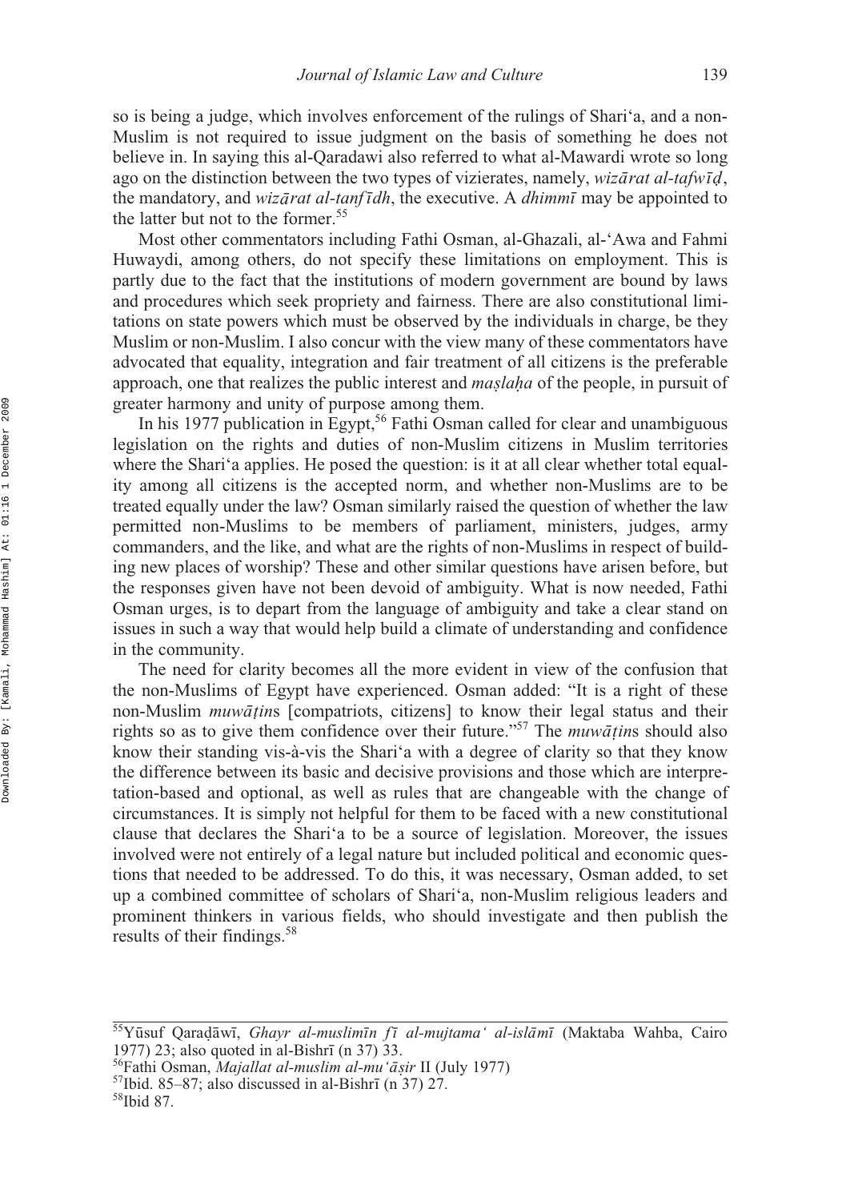so is being a judge, which involves enforcement of the rulings of Shari'a, and a non-Muslim is not required to issue judgment on the basis of something he does not believe in. In saying this al-Qaradawi also referred to what al-Mawardi wrote so long ago on the distinction between the two types of vizierates, namely, *wizārat al-tafwīḍ*, the mandatory, and *wizārat al-tanfīdh*, the executive. A *dhimmī* may be appointed to the latter but not to the former.[55]

Most other commentators including Fathi Osman, al-Ghazali, al-'Awa and Fahmi Huwaydi, among others, do not specify these limitations on employment. This is partly due to the fact that the institutions of modern government are bound by laws and procedures which seek propriety and fairness. There are also constitutional limitations on state powers which must be observed by the individuals in charge, be they Muslim or non-Muslim. I also concur with the view many of these commentators have advocated that equality, integration and fair treatment of all citizens is the preferable approach, one that realizes the public interest and *maṣlaḥa* of the people, in pursuit of greater harmony and unity of purpose among them.

In his 1977 publication in Egypt,[56] Fathi Osman called for clear and unambiguous legislation on the rights and duties of non-Muslim citizens in Muslim territories where the Shari'a applies. He posed the question: is it at all clear whether total equality among all citizens is the accepted norm, and whether non-Muslims are to be treated equally under the law? Osman similarly raised the question of whether the law permitted non-Muslims to be members of parliament, ministers, judges, army commanders, and the like, and what are the rights of non-Muslims in respect of building new places of worship? These and other similar questions have arisen before, but the responses given have not been devoid of ambiguity. What is now needed, Fathi Osman urges, is to depart from the language of ambiguity and take a clear stand on issues in such a way that would help build a climate of understanding and confidence in the community.

The need for clarity becomes all the more evident in view of the confusion that the non-Muslims of Egypt have experienced. Osman added: "It is a right of these non-Muslim *muwāṭin*s [compatriots, citizens] to know their legal status and their rights so as to give them confidence over their future."[57] The *muwāṭin*s should also know their standing vis-à-vis the Shari'a with a degree of clarity so that they know the difference between its basic and decisive provisions and those which are interpretation-based and optional, as well as rules that are changeable with the change of circumstances. It is simply not helpful for them to be faced with a new constitutional clause that declares the Shari'a to be a source of legislation. Moreover, the issues involved were not entirely of a legal nature but included political and economic questions that needed to be addressed. To do this, it was necessary, Osman added, to set up a combined committee of scholars of Shari'a, non-Muslim religious leaders and prominent thinkers in various fields, who should investigate and then publish the results of their findings.[58]

---

[55] Yūsuf Qaraḍāwī, *Ghayr al-muslimīn fī al-mujtama' al-islāmī* (Maktaba Wahba, Cairo 1977) 23; also quoted in al-Bishrī (n 37) 33.

[56] Fathi Osman, *Majallat al-muslim al-mu'āṣir* II (July 1977)

[57] Ibid. 85–87; also discussed in al-Bishrī (n 37) 27.

[58] Ibid 87.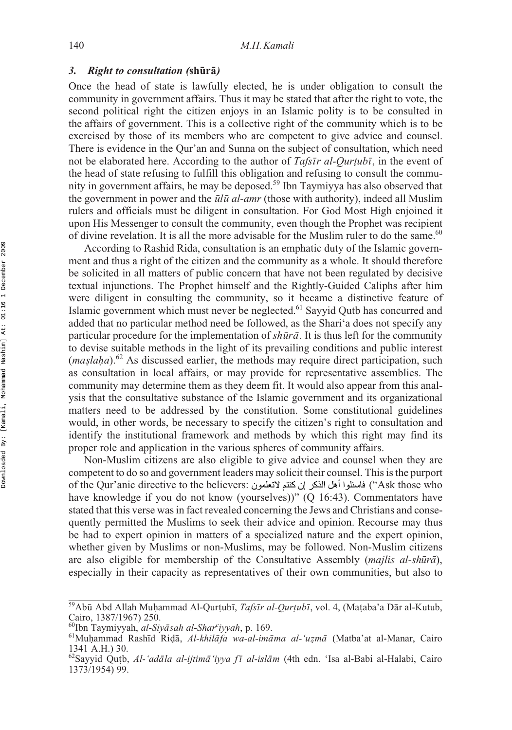### *3. Right to consultation (*shūrā*)*

Once the head of state is lawfully elected, he is under obligation to consult the community in government affairs. Thus it may be stated that after the right to vote, the second political right the citizen enjoys in an Islamic polity is to be consulted in the affairs of government. This is a collective right of the community which is to be exercised by those of its members who are competent to give advice and counsel. There is evidence in the Qur'an and Sunna on the subject of consultation, which need not be elaborated here. According to the author of *Tafsīr al-Qurṭubī*, in the event of the head of state refusing to fulfill this obligation and refusing to consult the community in government affairs, he may be deposed.[59] Ibn Taymiyya has also observed that the government in power and the *ūlū al-amr* (those with authority), indeed all Muslim rulers and officials must be diligent in consultation. For God Most High enjoined it upon His Messenger to consult the community, even though the Prophet was recipient of divine revelation. It is all the more advisable for the Muslim ruler to do the same.[60]

According to Rashid Rida, consultation is an emphatic duty of the Islamic government and thus a right of the citizen and the community as a whole. It should therefore be solicited in all matters of public concern that have not been regulated by decisive textual injunctions. The Prophet himself and the Rightly-Guided Caliphs after him were diligent in consulting the community, so it became a distinctive feature of Islamic government which must never be neglected.[61] Sayyid Qutb has concurred and added that no particular method need be followed, as the Shari'a does not specify any particular procedure for the implementation of *shūrā*. It is thus left for the community to devise suitable methods in the light of its prevailing conditions and public interest (*maṣlaḥa*).[62] As discussed earlier, the methods may require direct participation, such as consultation in local affairs, or may provide for representative assemblies. The community may determine them as they deem fit. It would also appear from this analysis that the consultative substance of the Islamic government and its organizational matters need to be addressed by the constitution. Some constitutional guidelines would, in other words, be necessary to specify the citizen's right to consultation and identify the institutional framework and methods by which this right may find its proper role and application in the various spheres of community affairs.

Non-Muslim citizens are also eligible to give advice and counsel when they are competent to do so and government leaders may solicit their counsel. This is the purport of the Qur'anic directive to the believers: فاسئلوا أهل الذكر إن كنتم لاتعلمون ("Ask those who have knowledge if you do not know (yourselves))" (Q 16:43). Commentators have stated that this verse was in fact revealed concerning the Jews and Christians and consequently permitted the Muslims to seek their advice and opinion. Recourse may thus be had to expert opinion in matters of a specialized nature and the expert opinion, whether given by Muslims or non-Muslims, may be followed. Non-Muslim citizens are also eligible for membership of the Consultative Assembly (*majlis al-shūrā*), especially in their capacity as representatives of their own communities, but also to

---

[59] Abū Abd Allah Muḥammad Al-Qurṭubī, *Tafsīr al-Qurṭubī*, vol. 4, (Maṭaba'a Dār al-Kutub, Cairo, 1387/1967) 250.

[60] Ibn Taymiyyah, *al-Siyāsah al-Shar'iyyah*, p. 169.

[61] Muḥammad Rashīd Riḍā, *Al-khilāfa wa-al-imāma al-'uẓmā* (Matba'at al-Manar, Cairo 1341 A.H.) 30.

[62] Sayyid Quṭb, *Al-'adāla al-ijtimā'iyya fī al-islām* (4th edn. 'Isa al-Babi al-Halabi, Cairo 1373/1954) 99.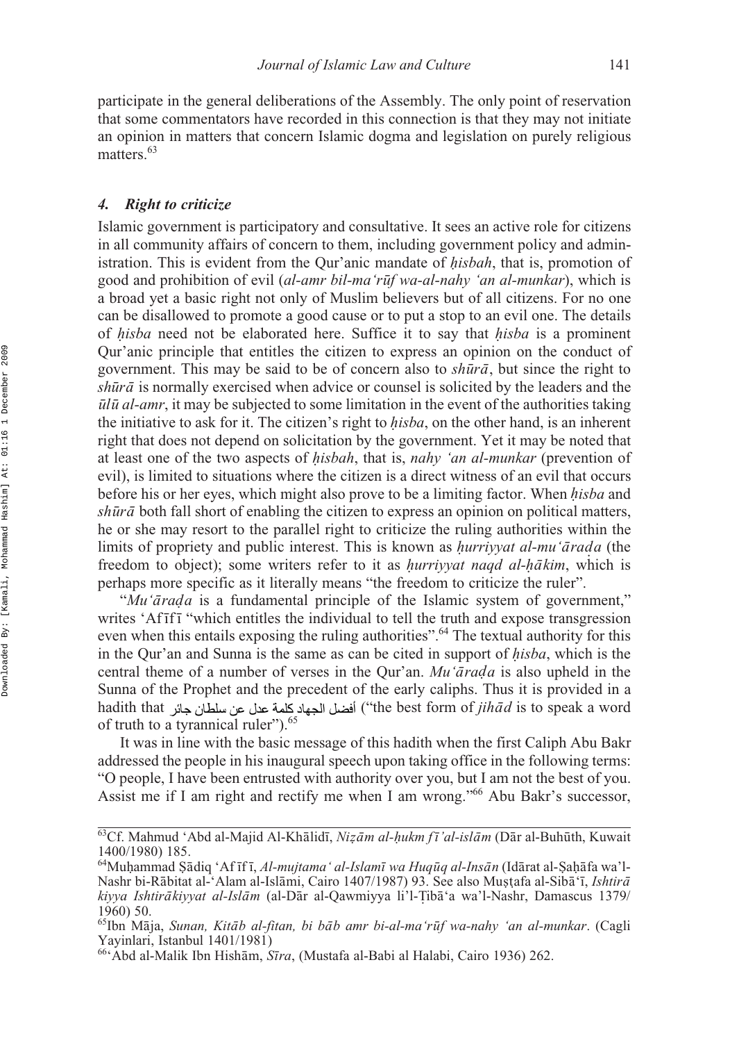participate in the general deliberations of the Assembly. The only point of reservation that some commentators have recorded in this connection is that they may not initiate an opinion in matters that concern Islamic dogma and legislation on purely religious matters.[63]

### 4. Right to criticize

Islamic government is participatory and consultative. It sees an active role for citizens in all community affairs of concern to them, including government policy and administration. This is evident from the Qur'anic mandate of *ḥisbah*, that is, promotion of good and prohibition of evil (*al-amr bil-ma'rūf wa-al-nahy 'an al-munkar*), which is a broad yet a basic right not only of Muslim believers but of all citizens. For no one can be disallowed to promote a good cause or to put a stop to an evil one. The details of *ḥisba* need not be elaborated here. Suffice it to say that *ḥisba* is a prominent Qur'anic principle that entitles the citizen to express an opinion on the conduct of government. This may be said to be of concern also to *shūrā*, but since the right to *shūrā* is normally exercised when advice or counsel is solicited by the leaders and the *ūlū al-amr*, it may be subjected to some limitation in the event of the authorities taking the initiative to ask for it. The citizen's right to *ḥisba*, on the other hand, is an inherent right that does not depend on solicitation by the government. Yet it may be noted that at least one of the two aspects of *ḥisbah*, that is, *nahy 'an al-munkar* (prevention of evil), is limited to situations where the citizen is a direct witness of an evil that occurs before his or her eyes, which might also prove to be a limiting factor. When *ḥisba* and *shūrā* both fall short of enabling the citizen to express an opinion on political matters, he or she may resort to the parallel right to criticize the ruling authorities within the limits of propriety and public interest. This is known as *ḥurriyyat al-mu'āraḍa* (the freedom to object); some writers refer to it as *ḥurriyyat naqd al-ḥākim*, which is perhaps more specific as it literally means "the freedom to criticize the ruler".

"*Mu'āraḍa* is a fundamental principle of the Islamic system of government," writes 'Afīfī "which entitles the individual to tell the truth and expose transgression even when this entails exposing the ruling authorities".[64] The textual authority for this in the Qur'an and Sunna is the same as can be cited in support of *ḥisba*, which is the central theme of a number of verses in the Qur'an. *Mu'āraḍa* is also upheld in the Sunna of the Prophet and the precedent of the early caliphs. Thus it is provided in a hadith that أفضل الجهاد كلمة عدل عن سلطان جائر ("the best form of *jihād* is to speak a word of truth to a tyrannical ruler").[65]

It was in line with the basic message of this hadith when the first Caliph Abu Bakr addressed the people in his inaugural speech upon taking office in the following terms: "O people, I have been entrusted with authority over you, but I am not the best of you. Assist me if I am right and rectify me when I am wrong."[66] Abu Bakr's successor,

---

[63] Cf. Mahmud 'Abd al-Majid Al-Khālidī, *Niẓām al-ḥukm fī'al-islām* (Dār al-Buhūth, Kuwait 1400/1980) 185.

[64] Muḥammad Ṣādiq 'Afīfī, *Al-mujtama' al-Islamī wa Huqūq al-Insān* (Idārat al-Ṣaḥāfa wa'l-Nashr bi-Rābitat al-'Alam al-Islāmi, Cairo 1407/1987) 93. See also Muṣṭafa al-Sibā'ī, *Ishtirā kiyya Ishtirākiyyat al-Islām* (al-Dār al-Qawmiyya li'l-Ṭibā'a wa'l-Nashr, Damascus 1379/1960) 50.

[65] Ibn Māja, *Sunan, Kitāb al-fitan, bi bāb amr bi-al-ma'rūf wa-nahy 'an al-munkar*. (Cagli Yayinlari, Istanbul 1401/1981)

[66] 'Abd al-Malik Ibn Hishām, *Sīra*, (Mustafa al-Babi al Halabi, Cairo 1936) 262.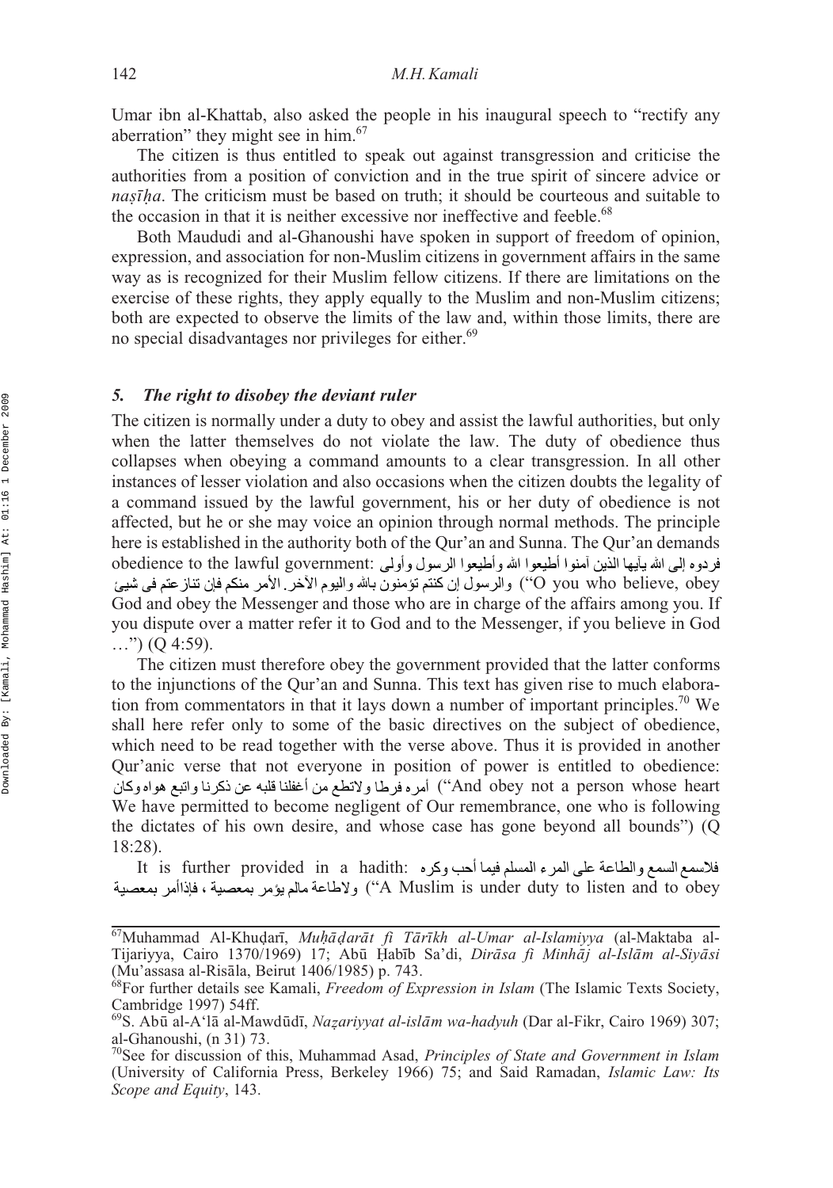Umar ibn al-Khattab, also asked the people in his inaugural speech to "rectify any aberration" they might see in him.[67]

The citizen is thus entitled to speak out against transgression and criticise the authorities from a position of conviction and in the true spirit of sincere advice or *naṣīḥa*. The criticism must be based on truth; it should be courteous and suitable to the occasion in that it is neither excessive nor ineffective and feeble.[68]

Both Maududi and al-Ghanoushi have spoken in support of freedom of opinion, expression, and association for non-Muslim citizens in government affairs in the same way as is recognized for their Muslim fellow citizens. If there are limitations on the exercise of these rights, they apply equally to the Muslim and non-Muslim citizens; both are expected to observe the limits of the law and, within those limits, there are no special disadvantages nor privileges for either.[69]

### *5. The right to disobey the deviant ruler*

The citizen is normally under a duty to obey and assist the lawful authorities, but only when the latter themselves do not violate the law. The duty of obedience thus collapses when obeying a command amounts to a clear transgression. In all other instances of lesser violation and also occasions when the citizen doubts the legality of a command issued by the lawful government, his or her duty of obedience is not affected, but he or she may voice an opinion through normal methods. The principle here is established in the authority both of the Qur'an and Sunna. The Qur'an demands obedience to the lawful government: يأيها الذين آمنوا أطيعوا الله وأطيعوا الرسول وأولى الأمر منكم فإن تنازعتم فى شيئ فردوه إلى الله والرسول إن كنتم تؤمنون بالله واليوم الآخر. ("O you who believe, obey God and obey the Messenger and those who are in charge of the affairs among you. If you dispute over a matter refer it to God and to the Messenger, if you believe in God …") (Q 4:59).

The citizen must therefore obey the government provided that the latter conforms to the injunctions of the Qur'an and Sunna. This text has given rise to much elaboration from commentators in that it lays down a number of important principles.[70] We shall here refer only to some of the basic directives on the subject of obedience, which need to be read together with the verse above. Thus it is provided in another Qur'anic verse that not everyone in position of power is entitled to obedience: ولاتطع من أغفلنا قلبه عن ذكرنا واتبع هواه وكان أمره فرطا ("And obey not a person whose heart We have permitted to become negligent of Our remembrance, one who is following the dictates of his own desire, and whose case has gone beyond all bounds") (Q 18:28).

It is further provided in a hadith: السمع والطاعة على المرء المسلم فيما أحب وكره مالم يؤمر بمعصية ، فإذاأمر بمعصية فلاسمع ولاطاعة ("A Muslim is under duty to listen and to obey

---

[67] Muhammad Al-Khuḍarī, *Muḥāḍarāt fī Tārīkh al-Umar al-Islamiyya* (al-Maktaba al-Tijariyya, Cairo 1370/1969) 17; Abū Ḥabīb Sa'di, *Dirāsa fi Minhāj al-Islām al-Siyāsi* (Mu'assasa al-Risāla, Beirut 1406/1985) p. 743.

[68] For further details see Kamali, *Freedom of Expression in Islam* (The Islamic Texts Society, Cambridge 1997) 54ff.

[69] S. Abū al-A'lā al-Mawdūdī, *Naẓariyyat al-islām wa-hadyuh* (Dar al-Fikr, Cairo 1969) 307; al-Ghanoushi, (n 31) 73.

[70] See for discussion of this, Muhammad Asad, *Principles of State and Government in Islam* (University of California Press, Berkeley 1966) 75; and Said Ramadan, *Islamic Law: Its Scope and Equity*, 143.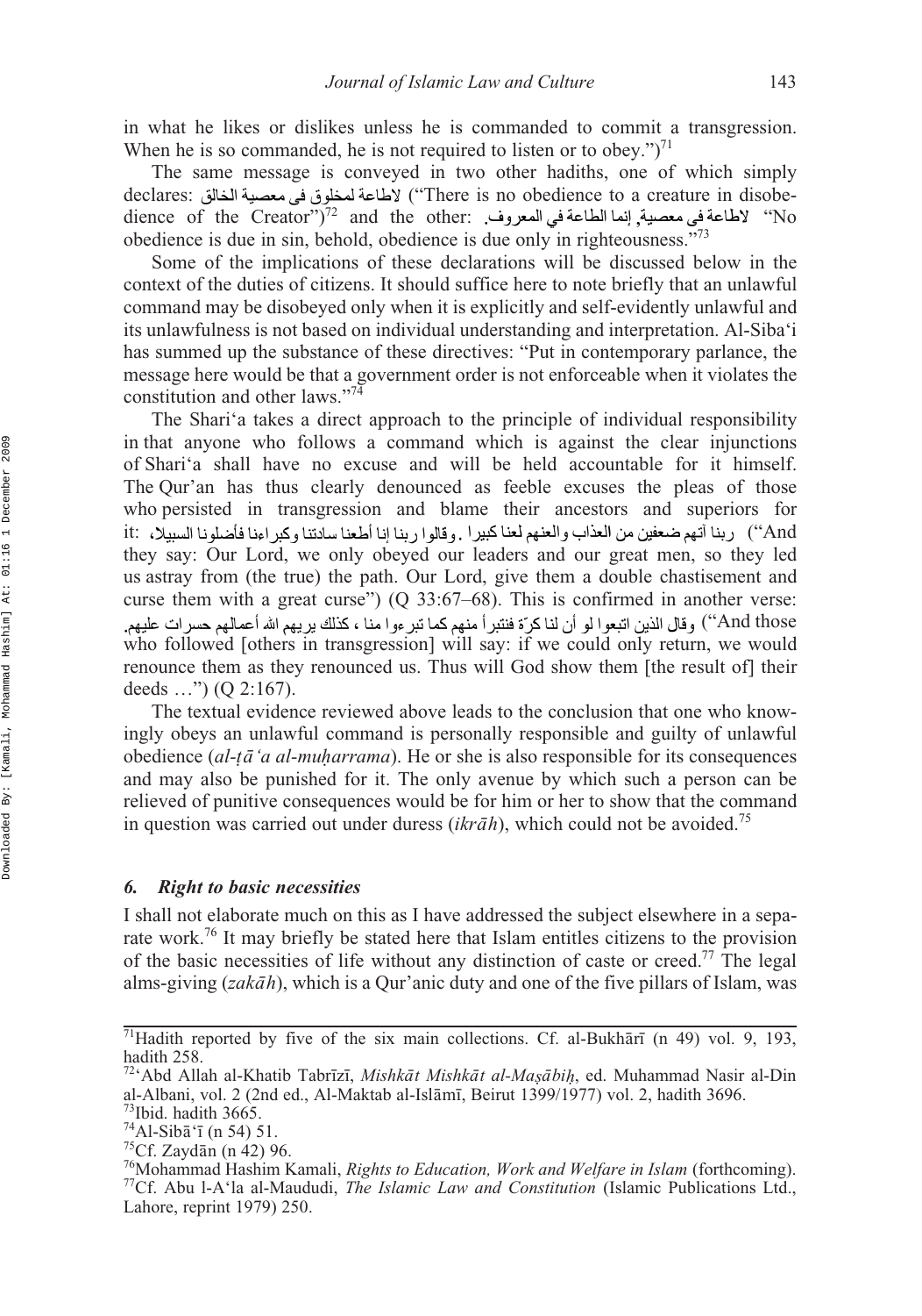in what he likes or dislikes unless he is commanded to commit a transgression. When he is so commanded, he is not required to listen or to obey.")[71]

The same message is conveyed in two other hadiths, one of which simply declares: لاطاعة لمخلوق فى معصية الخالق ("There is no obedience to a creature in disobedience of the Creator")[72] and the other: لاطاعة فى معصية, إنما الطاعة في المعروف. "No obedience is due in sin, behold, obedience is due only in righteousness."[73]

Some of the implications of these declarations will be discussed below in the context of the duties of citizens. It should suffice here to note briefly that an unlawful command may be disobeyed only when it is explicitly and self-evidently unlawful and its unlawfulness is not based on individual understanding and interpretation. Al-Siba'i has summed up the substance of these directives: "Put in contemporary parlance, the message here would be that a government order is not enforceable when it violates the constitution and other laws."[74]

The Shari'a takes a direct approach to the principle of individual responsibility in that anyone who follows a command which is against the clear injunctions of Shari'a shall have no excuse and will be held accountable for it himself. The Qur'an has thus clearly denounced as feeble excuses the pleas of those who persisted in transgression and blame their ancestors and superiors for it: وقالوا ربنا إنا أطعنا سادتنا وكبراءنا فأضلونا السبيلا، ربنا آتهم ضعفين من العذاب والعنهم لعنا كبيرا ("And they say: Our Lord, we only obeyed our leaders and our great men, so they led us astray from (the true) the path. Our Lord, give them a double chastisement and curse them with a great curse") (Q 33:67–68). This is confirmed in another verse: وقال الذين اتبعوا لو أن لنا كرّة فنتبرأ منهم كما تبرءوا منا ، كذلك يريهم الله أعمالهم حسرات عليهم. ("And those who followed [others in transgression] will say: if we could only return, we would renounce them as they renounced us. Thus will God show them [the result of] their deeds …") (Q 2:167).

The textual evidence reviewed above leads to the conclusion that one who knowingly obeys an unlawful command is personally responsible and guilty of unlawful obedience (*al-ṭā'a al-muḥarrama*). He or she is also responsible for its consequences and may also be punished for it. The only avenue by which such a person can be relieved of punitive consequences would be for him or her to show that the command in question was carried out under duress (*ikrāh*), which could not be avoided.[75]

### 6. *Right to basic necessities*

I shall not elaborate much on this as I have addressed the subject elsewhere in a separate work.[76] It may briefly be stated here that Islam entitles citizens to the provision of the basic necessities of life without any distinction of caste or creed.[77] The legal alms-giving (*zakāh*), which is a Qur'anic duty and one of the five pillars of Islam, was

---

[71] Hadith reported by five of the six main collections. Cf. al-Bukhārī (n 49) vol. 9, 193, hadith 258.

[72] 'Abd Allah al-Khatib Tabrīzī, *Mishkāt Mishkāt al-Maṣābiḥ*, ed. Muhammad Nasir al-Din al-Albani, vol. 2 (2nd ed., Al-Maktab al-Islāmī, Beirut 1399/1977) vol. 2, hadith 3696.

[73] Ibid. hadith 3665.

[74] Al-Sibā'ī (n 54) 51.

[75] Cf. Zaydān (n 42) 96.

[76] Mohammad Hashim Kamali, *Rights to Education, Work and Welfare in Islam* (forthcoming).

[77] Cf. Abu l-A'la al-Maududi, *The Islamic Law and Constitution* (Islamic Publications Ltd., Lahore, reprint 1979) 250.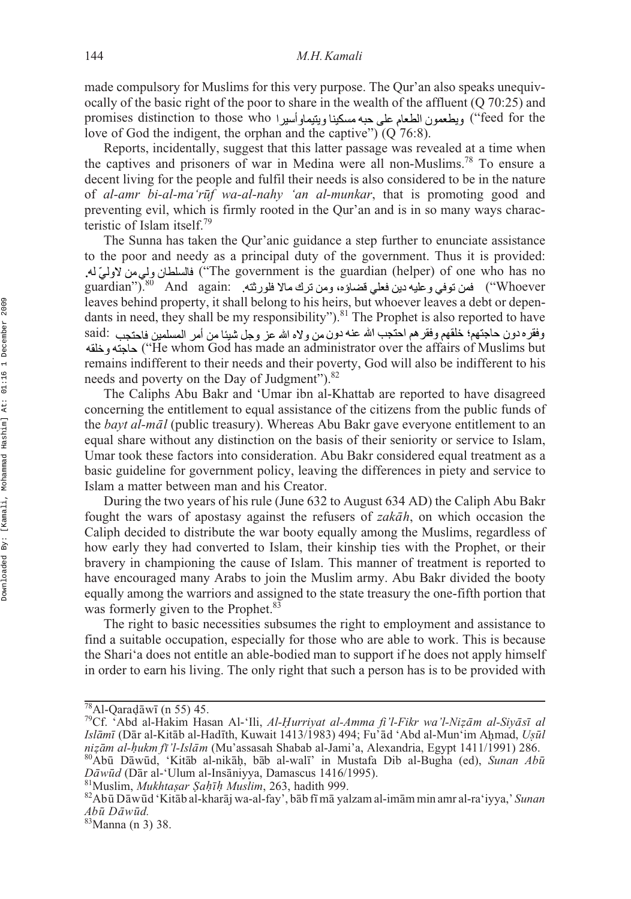made compulsory for Muslims for this very purpose. The Qur'an also speaks unequivocally of the basic right of the poor to share in the wealth of the affluent (Q 70:25) and promises distinction to those who ويطعمون الطعام على حبه مسكينا ويتيماواسيرا ("feed for the love of God the indigent, the orphan and the captive") (Q 76:8).

Reports, incidentally, suggest that this latter passage was revealed at a time when the captives and prisoners of war in Medina were all non-Muslims.[78] To ensure a decent living for the people and fulfil their needs is also considered to be in the nature of *al-amr bi-al-ma'rūf wa-al-nahy 'an al-munkar*, that is promoting good and preventing evil, which is firmly rooted in the Qur'an and is in so many ways characteristic of Islam itself.[79]

The Sunna has taken the Qur'anic guidance a step further to enunciate assistance to the poor and needy as a principal duty of the government. Thus it is provided: فالسلطان ولي من لاولىّ له. ("The government is the guardian (helper) of one who has no guardian").[80] And again: فمن توفي وعليه دين فعلي قضاؤه، ومن ترك مالا فلورثته. ("Whoever leaves behind property, it shall belong to his heirs, but whoever leaves a debt or dependants in need, they shall be my responsibility").[81] The Prophet is also reported to have said: وفقره دون حاجتهم؛ خلقهم وفقرهم احتجب الله عنه دون من ولاه الله عز وجل شيئا من أمر المسلمين فاحتجب حاجته وخلقه ("He whom God has made an administrator over the affairs of Muslims but remains indifferent to their needs and their poverty, God will also be indifferent to his needs and poverty on the Day of Judgment").[82]

The Caliphs Abu Bakr and 'Umar ibn al-Khattab are reported to have disagreed concerning the entitlement to equal assistance of the citizens from the public funds of the *bayt al-māl* (public treasury). Whereas Abu Bakr gave everyone entitlement to an equal share without any distinction on the basis of their seniority or service to Islam, Umar took these factors into consideration. Abu Bakr considered equal treatment as a basic guideline for government policy, leaving the differences in piety and service to Islam a matter between man and his Creator.

During the two years of his rule (June 632 to August 634 AD) the Caliph Abu Bakr fought the wars of apostasy against the refusers of *zakāh*, on which occasion the Caliph decided to distribute the war booty equally among the Muslims, regardless of how early they had converted to Islam, their kinship ties with the Prophet, or their bravery in championing the cause of Islam. This manner of treatment is reported to have encouraged many Arabs to join the Muslim army. Abu Bakr divided the booty equally among the warriors and assigned to the state treasury the one-fifth portion that was formerly given to the Prophet.[83]

The right to basic necessities subsumes the right to employment and assistance to find a suitable occupation, especially for those who are able to work. This is because the Shari'a does not entitle an able-bodied man to support if he does not apply himself in order to earn his living. The only right that such a person has is to be provided with

---

[78] Al-Qaraḍāwī (n 55) 45.

[79] Cf. 'Abd al-Hakim Hasan Al-'Ili, *Al-Ḥurriyat al-Amma fi'l-Fikr wa'l-Niẓām al-Siyāsī al Islāmī* (Dār al-Kitāb al-Hadīth, Kuwait 1413/1983) 494; Fu'ād 'Abd al-Mun'im Aḥmad, *Uṣūl niẓām al-ḥukm fī'l-Islām* (Mu'assasah Shabab al-Jami'a, Alexandria, Egypt 1411/1991) 286.

[80] Abū Dāwūd, 'Kitāb al-nikāḥ, bāb al-walī' in Mustafa Dib al-Bugha (ed), *Sunan Abū Dāwūd* (Dār al-'Ulum al-Insāniyya, Damascus 1416/1995).

[81] Muslim, *Mukhtaṣar Ṣaḥīḥ Muslim*, 263, hadith 999.

[82] Abū Dāwūd 'Kitāb al-kharāj wa-al-fay', bāb fī mā yalzam al-imām min amr al-ra'iyya,' *Sunan Abū Dāwūd.*

[83] Manna (n 3) 38.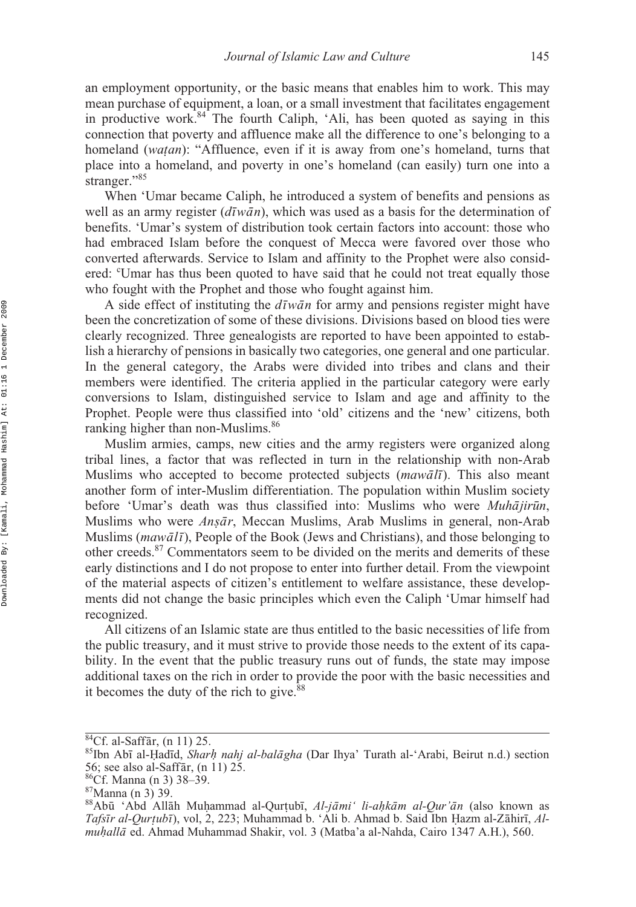an employment opportunity, or the basic means that enables him to work. This may mean purchase of equipment, a loan, or a small investment that facilitates engagement in productive work.[84] The fourth Caliph, 'Ali, has been quoted as saying in this connection that poverty and affluence make all the difference to one's belonging to a homeland (*waṭan*): "Affluence, even if it is away from one's homeland, turns that place into a homeland, and poverty in one's homeland (can easily) turn one into a stranger."[85]

When 'Umar became Caliph, he introduced a system of benefits and pensions as well as an army register (*dīwān*), which was used as a basis for the determination of benefits. 'Umar's system of distribution took certain factors into account: those who had embraced Islam before the conquest of Mecca were favored over those who converted afterwards. Service to Islam and affinity to the Prophet were also considered: ʿUmar has thus been quoted to have said that he could not treat equally those who fought with the Prophet and those who fought against him.

A side effect of instituting the *dīwān* for army and pensions register might have been the concretization of some of these divisions. Divisions based on blood ties were clearly recognized. Three genealogists are reported to have been appointed to establish a hierarchy of pensions in basically two categories, one general and one particular. In the general category, the Arabs were divided into tribes and clans and their members were identified. The criteria applied in the particular category were early conversions to Islam, distinguished service to Islam and age and affinity to the Prophet. People were thus classified into 'old' citizens and the 'new' citizens, both ranking higher than non-Muslims.[86]

Muslim armies, camps, new cities and the army registers were organized along tribal lines, a factor that was reflected in turn in the relationship with non-Arab Muslims who accepted to become protected subjects (*mawālī*). This also meant another form of inter-Muslim differentiation. The population within Muslim society before 'Umar's death was thus classified into: Muslims who were *Muhājirūn*, Muslims who were *Anṣār*, Meccan Muslims, Arab Muslims in general, non-Arab Muslims (*mawālī*), People of the Book (Jews and Christians), and those belonging to other creeds.[87] Commentators seem to be divided on the merits and demerits of these early distinctions and I do not propose to enter into further detail. From the viewpoint of the material aspects of citizen's entitlement to welfare assistance, these developments did not change the basic principles which even the Caliph 'Umar himself had recognized.

All citizens of an Islamic state are thus entitled to the basic necessities of life from the public treasury, and it must strive to provide those needs to the extent of its capability. In the event that the public treasury runs out of funds, the state may impose additional taxes on the rich in order to provide the poor with the basic necessities and it becomes the duty of the rich to give.[88]

---

[84] Cf. al-Saffār, (n 11) 25.

[85] Ibn Abī al-Ḥadīd, *Sharḥ nahj al-balāgha* (Dar Ihya' Turath al-'Arabi, Beirut n.d.) section 56; see also al-Saffār, (n 11) 25.

[86] Cf. Manna (n 3) 38–39.

[87] Manna (n 3) 39.

[88] Abū 'Abd Allāh Muḥammad al-Qurṭubī, *Al-jāmi' li-aḥkām al-Qur'ān* (also known as *Tafsīr al-Qurṭubī*), vol, 2, 223; Muhammad b. 'Ali b. Ahmad b. Said Ibn Ḥazm al-Zāhirī, *Al-muḥallā* ed. Ahmad Muhammad Shakir, vol. 3 (Matba'a al-Nahda, Cairo 1347 A.H.), 560.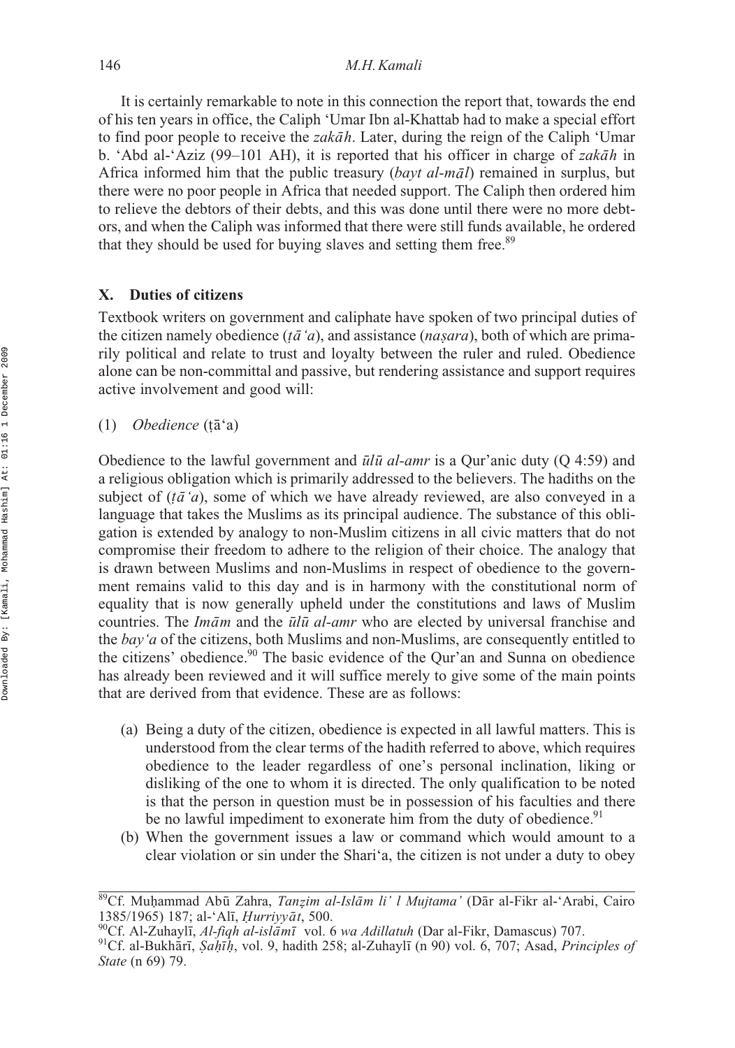It is certainly remarkable to note in this connection the report that, towards the end of his ten years in office, the Caliph 'Umar Ibn al-Khattab had to make a special effort to find poor people to receive the *zakāh*. Later, during the reign of the Caliph 'Umar b. 'Abd al-'Aziz (99–101 AH), it is reported that his officer in charge of *zakāh* in Africa informed him that the public treasury (*bayt al-māl*) remained in surplus, but there were no poor people in Africa that needed support. The Caliph then ordered him to relieve the debtors of their debts, and this was done until there were no more debtors, and when the Caliph was informed that there were still funds available, he ordered that they should be used for buying slaves and setting them free.[89]

## X. Duties of citizens

Textbook writers on government and caliphate have spoken of two principal duties of the citizen namely obedience (*ṭā'a*), and assistance (*naṣara*), both of which are primarily political and relate to trust and loyalty between the ruler and ruled. Obedience alone can be non-committal and passive, but rendering assistance and support requires active involvement and good will:

### (1) *Obedience* (ṭā'a)

Obedience to the lawful government and *ūlū al-amr* is a Qur'anic duty (Q 4:59) and a religious obligation which is primarily addressed to the believers. The hadiths on the subject of (*ṭā'a*), some of which we have already reviewed, are also conveyed in a language that takes the Muslims as its principal audience. The substance of this obligation is extended by analogy to non-Muslim citizens in all civic matters that do not compromise their freedom to adhere to the religion of their choice. The analogy that is drawn between Muslims and non-Muslims in respect of obedience to the government remains valid to this day and is in harmony with the constitutional norm of equality that is now generally upheld under the constitutions and laws of Muslim countries. The *Imām* and the *ūlū al-amr* who are elected by universal franchise and the *bay'a* of the citizens, both Muslims and non-Muslims, are consequently entitled to the citizens' obedience.[90] The basic evidence of the Qur'an and Sunna on obedience has already been reviewed and it will suffice merely to give some of the main points that are derived from that evidence. These are as follows:

(a) Being a duty of the citizen, obedience is expected in all lawful matters. This is understood from the clear terms of the hadith referred to above, which requires obedience to the leader regardless of one's personal inclination, liking or disliking of the one to whom it is directed. The only qualification to be noted is that the person in question must be in possession of his faculties and there be no lawful impediment to exonerate him from the duty of obedience.[91]

(b) When the government issues a law or command which would amount to a clear violation or sin under the Shari'a, the citizen is not under a duty to obey

---

[89]Cf. Muḥammad Abū Zahra, *Tanẓim al-Islām li' l Mujtama'* (Dār al-Fikr al-'Arabi, Cairo 1385/1965) 187; al-'Alī, *Ḥurriyyāt*, 500.

[90]Cf. Al-Zuhaylī, *Al-fiqh al-islāmī* vol. 6 *wa Adillatuh* (Dar al-Fikr, Damascus) 707.

[91]Cf. al-Bukhārī, *Ṣaḥīḥ*, vol. 9, hadith 258; al-Zuhaylī (n 90) vol. 6, 707; Asad, *Principles of State* (n 69) 79.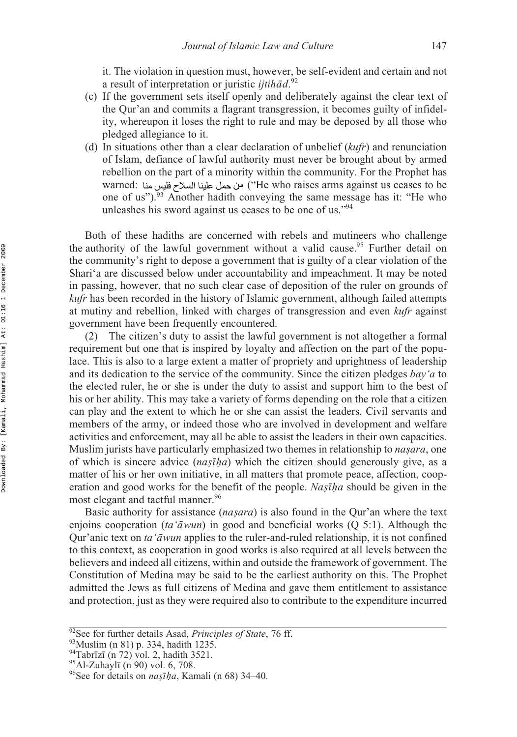it. The violation in question must, however, be self-evident and certain and not a result of interpretation or juristic *ijtihād*.[92]

(c) If the government sets itself openly and deliberately against the clear text of the Qur'an and commits a flagrant transgression, it becomes guilty of infidelity, whereupon it loses the right to rule and may be deposed by all those who pledged allegiance to it.

(d) In situations other than a clear declaration of unbelief (*kufr*) and renunciation of Islam, defiance of lawful authority must never be brought about by armed rebellion on the part of a minority within the community. For the Prophet has warned: من حمل علينا السلاح فليس منا ("He who raises arms against us ceases to be one of us").[93] Another hadith conveying the same message has it: "He who unleashes his sword against us ceases to be one of us."[94]

Both of these hadiths are concerned with rebels and mutineers who challenge the authority of the lawful government without a valid cause.[95] Further detail on the community's right to depose a government that is guilty of a clear violation of the Shari'a are discussed below under accountability and impeachment. It may be noted in passing, however, that no such clear case of deposition of the ruler on grounds of *kufr* has been recorded in the history of Islamic government, although failed attempts at mutiny and rebellion, linked with charges of transgression and even *kufr* against government have been frequently encountered.

(2) The citizen's duty to assist the lawful government is not altogether a formal requirement but one that is inspired by loyalty and affection on the part of the populace. This is also to a large extent a matter of propriety and uprightness of leadership and its dedication to the service of the community. Since the citizen pledges *bay'a* to the elected ruler, he or she is under the duty to assist and support him to the best of his or her ability. This may take a variety of forms depending on the role that a citizen can play and the extent to which he or she can assist the leaders. Civil servants and members of the army, or indeed those who are involved in development and welfare activities and enforcement, may all be able to assist the leaders in their own capacities. Muslim jurists have particularly emphasized two themes in relationship to *naṣara*, one of which is sincere advice (*naṣīḥa*) which the citizen should generously give, as a matter of his or her own initiative, in all matters that promote peace, affection, cooperation and good works for the benefit of the people. *Naṣīḥa* should be given in the most elegant and tactful manner.[96]

Basic authority for assistance (*naṣara*) is also found in the Qur'an where the text enjoins cooperation (*ta'āwun*) in good and beneficial works (Q 5:1). Although the Qur'anic text on *ta'āwun* applies to the ruler-and-ruled relationship, it is not confined to this context, as cooperation in good works is also required at all levels between the believers and indeed all citizens, within and outside the framework of government. The Constitution of Medina may be said to be the earliest authority on this. The Prophet admitted the Jews as full citizens of Medina and gave them entitlement to assistance and protection, just as they were required also to contribute to the expenditure incurred

---

[92] See for further details Asad, *Principles of State*, 76 ff.
[93] Muslim (n 81) p. 334, hadith 1235.
[94] Tabrīzī (n 72) vol. 2, hadith 3521.
[95] Al-Zuhaylī (n 90) vol. 6, 708.
[96] See for details on *naṣīḥa*, Kamali (n 68) 34–40.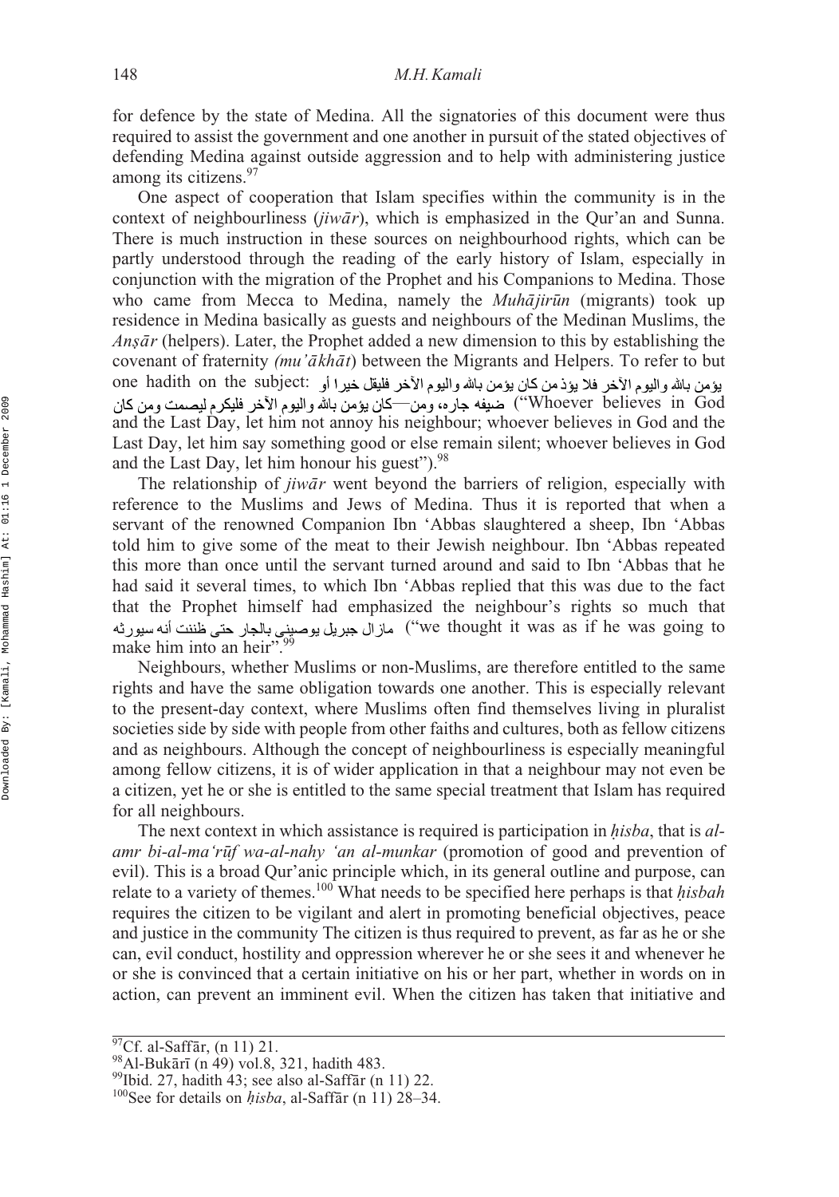for defence by the state of Medina. All the signatories of this document were thus required to assist the government and one another in pursuit of the stated objectives of defending Medina against outside aggression and to help with administering justice among its citizens.[97]

One aspect of cooperation that Islam specifies within the community is in the context of neighbourliness (*jiwār*), which is emphasized in the Qur'an and Sunna. There is much instruction in these sources on neighbourhood rights, which can be partly understood through the reading of the early history of Islam, especially in conjunction with the migration of the Prophet and his Companions to Medina. Those who came from Mecca to Medina, namely the *Muhājirūn* (migrants) took up residence in Medina basically as guests and neighbours of the Medinan Muslims, the *Anṣār* (helpers). Later, the Prophet added a new dimension to this by establishing the covenant of fraternity *(mu'ākhāt)* between the Migrants and Helpers. To refer to but one hadith on the subject: يؤمن بالله واليوم الآخر فلا يؤذ من كان يؤمن بالله واليوم الآخر فليقل خيرا أو ضيفه جاره، ومن—كان يؤمن بالله واليوم الآخر فليكرم ليصمت ومن كان ("Whoever believes in God and the Last Day, let him not annoy his neighbour; whoever believes in God and the Last Day, let him say something good or else remain silent; whoever believes in God and the Last Day, let him honour his guest").[98]

The relationship of *jiwār* went beyond the barriers of religion, especially with reference to the Muslims and Jews of Medina. Thus it is reported that when a servant of the renowned Companion Ibn 'Abbas slaughtered a sheep, Ibn 'Abbas told him to give some of the meat to their Jewish neighbour. Ibn 'Abbas repeated this more than once until the servant turned around and said to Ibn 'Abbas that he had said it several times, to which Ibn 'Abbas replied that this was due to the fact that the Prophet himself had emphasized the neighbour's rights so much that مازال جبريل يوصيني بالجار حتى ظننت أنه سيورثه ("we thought it was as if he was going to make him into an heir").[99]

Neighbours, whether Muslims or non-Muslims, are therefore entitled to the same rights and have the same obligation towards one another. This is especially relevant to the present-day context, where Muslims often find themselves living in pluralist societies side by side with people from other faiths and cultures, both as fellow citizens and as neighbours. Although the concept of neighbourliness is especially meaningful among fellow citizens, it is of wider application in that a neighbour may not even be a citizen, yet he or she is entitled to the same special treatment that Islam has required for all neighbours.

The next context in which assistance is required is participation in *ḥisba*, that is *al-amr bi-al-ma'rūf wa-al-nahy 'an al-munkar* (promotion of good and prevention of evil). This is a broad Qur'anic principle which, in its general outline and purpose, can relate to a variety of themes.[100] What needs to be specified here perhaps is that *ḥisbah* requires the citizen to be vigilant and alert in promoting beneficial objectives, peace and justice in the community The citizen is thus required to prevent, as far as he or she can, evil conduct, hostility and oppression wherever he or she sees it and whenever he or she is convinced that a certain initiative on his or her part, whether in words on in action, can prevent an imminent evil. When the citizen has taken that initiative and

---

[97]Cf. al-Saffār, (n 11) 21.

[98]Al-Bukārī (n 49) vol.8, 321, hadith 483.

[99]Ibid. 27, hadith 43; see also al-Saffār (n 11) 22.

[100]See for details on *ḥisba*, al-Saffār (n 11) 28–34.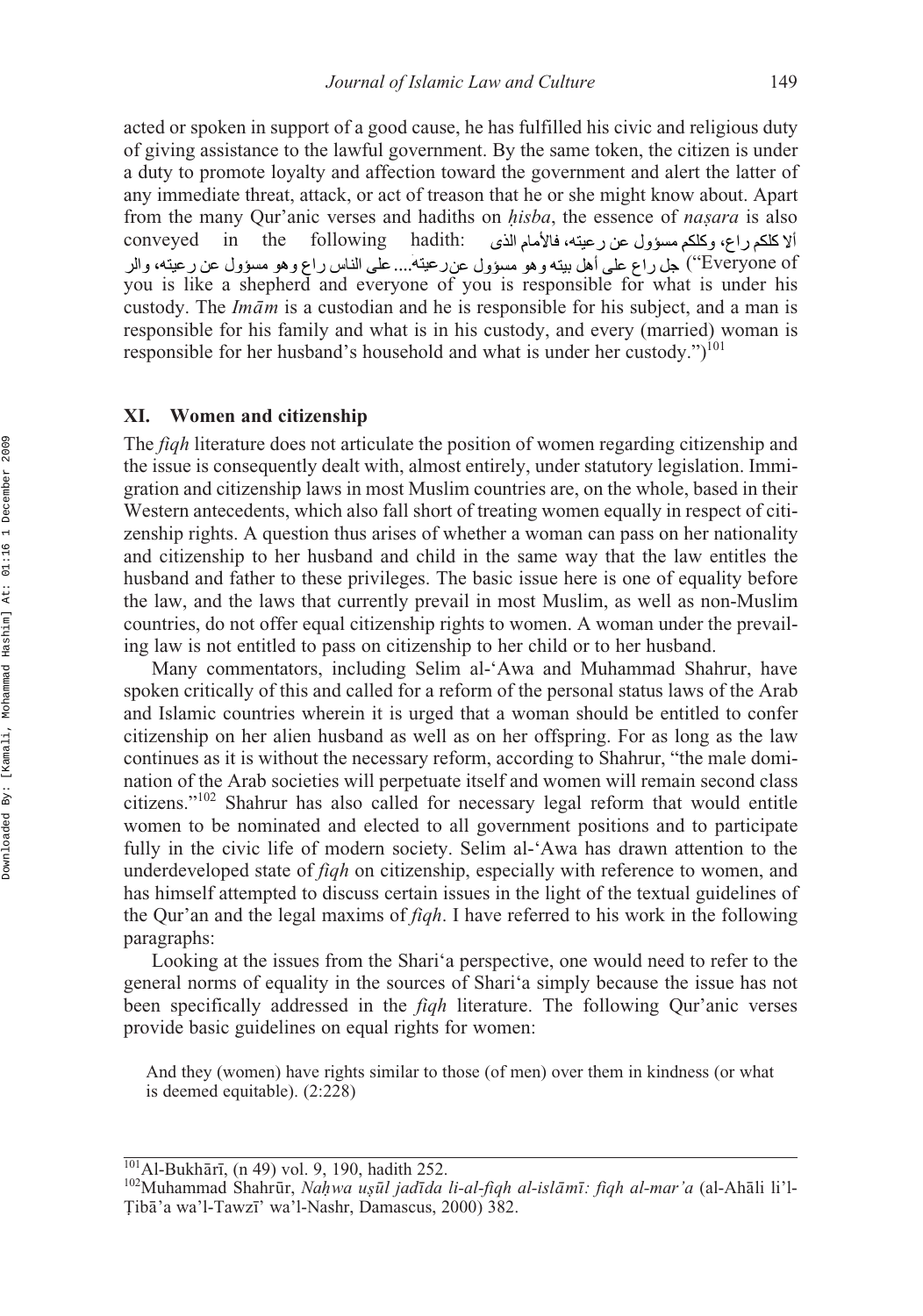acted or spoken in support of a good cause, he has fulfilled his civic and religious duty of giving assistance to the lawful government. By the same token, the citizen is under a duty to promote loyalty and affection toward the government and alert the latter of any immediate threat, attack, or act of treason that he or she might know about. Apart from the many Qur'anic verses and hadiths on *ḥisba*, the essence of *naṣara* is also conveyed in the following hadith: ألا كلكم راع، وكلكم مسؤول عن رعيته، فالأمام الذى على الناس راع وهو مسؤول عن رعيته، والرجل راع على أهل بيته وهو مسؤول عن رعيته.... ("Everyone of you is like a shepherd and everyone of you is responsible for what is under his custody. The *Imām* is a custodian and he is responsible for his subject, and a man is responsible for his family and what is in his custody, and every (married) woman is responsible for her husband's household and what is under her custody.")[101]

## XI. Women and citizenship

The *fiqh* literature does not articulate the position of women regarding citizenship and the issue is consequently dealt with, almost entirely, under statutory legislation. Immigration and citizenship laws in most Muslim countries are, on the whole, based in their Western antecedents, which also fall short of treating women equally in respect of citizenship rights. A question thus arises of whether a woman can pass on her nationality and citizenship to her husband and child in the same way that the law entitles the husband and father to these privileges. The basic issue here is one of equality before the law, and the laws that currently prevail in most Muslim, as well as non-Muslim countries, do not offer equal citizenship rights to women. A woman under the prevailing law is not entitled to pass on citizenship to her child or to her husband.

Many commentators, including Selim al-'Awa and Muhammad Shahrur, have spoken critically of this and called for a reform of the personal status laws of the Arab and Islamic countries wherein it is urged that a woman should be entitled to confer citizenship on her alien husband as well as on her offspring. For as long as the law continues as it is without the necessary reform, according to Shahrur, "the male domination of the Arab societies will perpetuate itself and women will remain second class citizens."[102] Shahrur has also called for necessary legal reform that would entitle women to be nominated and elected to all government positions and to participate fully in the civic life of modern society. Selim al-'Awa has drawn attention to the underdeveloped state of *fiqh* on citizenship, especially with reference to women, and has himself attempted to discuss certain issues in the light of the textual guidelines of the Qur'an and the legal maxims of *fiqh*. I have referred to his work in the following paragraphs:

Looking at the issues from the Shari'a perspective, one would need to refer to the general norms of equality in the sources of Shari'a simply because the issue has not been specifically addressed in the *fiqh* literature. The following Qur'anic verses provide basic guidelines on equal rights for women:

> And they (women) have rights similar to those (of men) over them in kindness (or what is deemed equitable). (2:228)

---

[101] Al-Bukhārī, (n 49) vol. 9, 190, hadith 252.

[102] Muhammad Shahrūr, *Naḥwa uṣūl jadīda li-al-fiqh al-islāmī: fiqh al-mar'a* (al-Ahāli li'l-Ṭibā'a wa'l-Tawzī' wa'l-Nashr, Damascus, 2000) 382.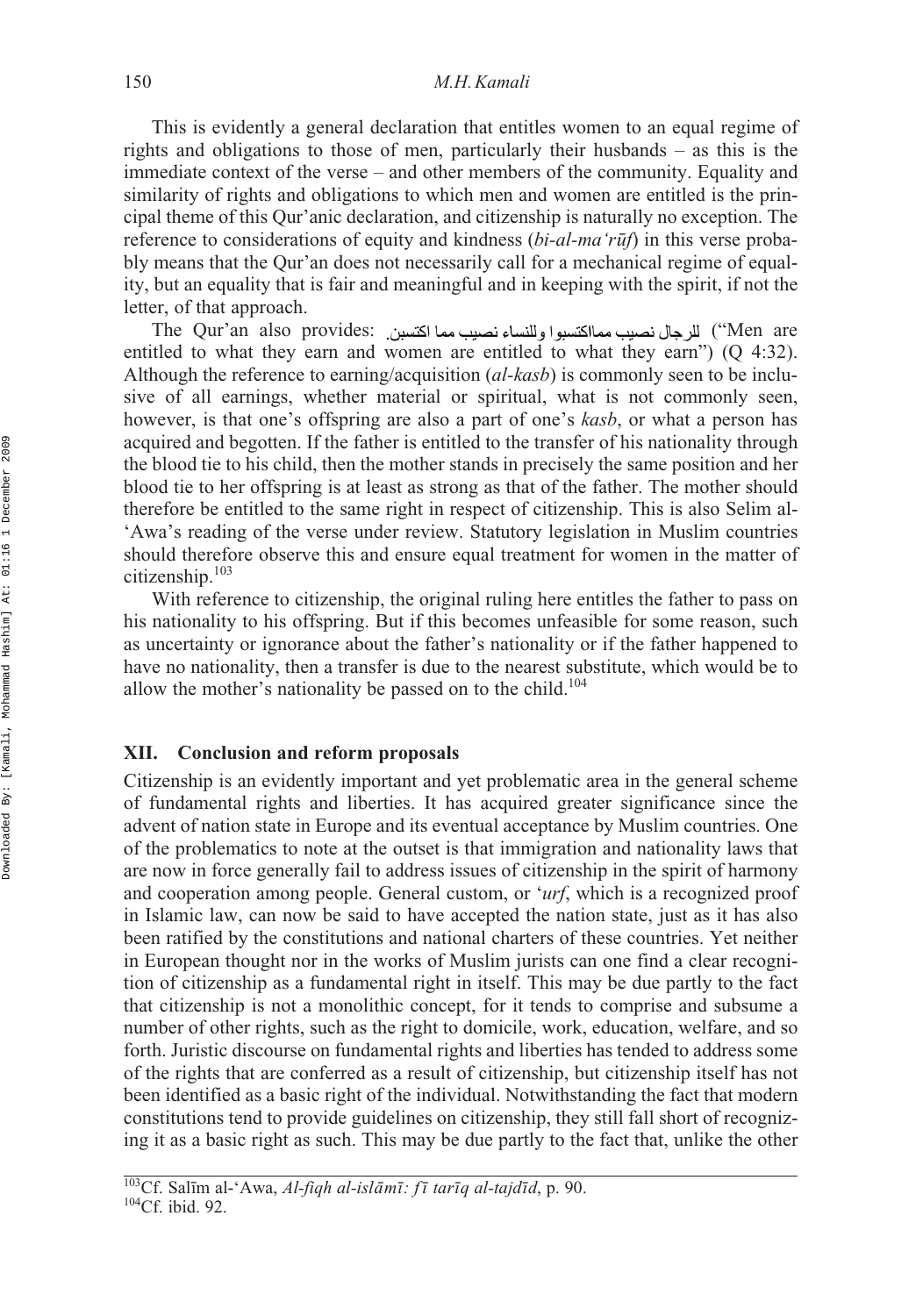This is evidently a general declaration that entitles women to an equal regime of rights and obligations to those of men, particularly their husbands – as this is the immediate context of the verse – and other members of the community. Equality and similarity of rights and obligations to which men and women are entitled is the principal theme of this Qur'anic declaration, and citizenship is naturally no exception. The reference to considerations of equity and kindness (*bi-al-ma'rūf*) in this verse probably means that the Qur'an does not necessarily call for a mechanical regime of equality, but an equality that is fair and meaningful and in keeping with the spirit, if not the letter, of that approach.

The Qur'an also provides: للرجال نصيب مماكتسبوا وللنساء نصيب مما اكتسبن. ("Men are entitled to what they earn and women are entitled to what they earn") (Q 4:32). Although the reference to earning/acquisition (*al-kasb*) is commonly seen to be inclusive of all earnings, whether material or spiritual, what is not commonly seen, however, is that one's offspring are also a part of one's *kasb*, or what a person has acquired and begotten. If the father is entitled to the transfer of his nationality through the blood tie to his child, then the mother stands in precisely the same position and her blood tie to her offspring is at least as strong as that of the father. The mother should therefore be entitled to the same right in respect of citizenship. This is also Selim al-'Awa's reading of the verse under review. Statutory legislation in Muslim countries should therefore observe this and ensure equal treatment for women in the matter of citizenship.[103]

With reference to citizenship, the original ruling here entitles the father to pass on his nationality to his offspring. But if this becomes unfeasible for some reason, such as uncertainty or ignorance about the father's nationality or if the father happened to have no nationality, then a transfer is due to the nearest substitute, which would be to allow the mother's nationality be passed on to the child.[104]

## XII. Conclusion and reform proposals

Citizenship is an evidently important and yet problematic area in the general scheme of fundamental rights and liberties. It has acquired greater significance since the advent of nation state in Europe and its eventual acceptance by Muslim countries. One of the problematics to note at the outset is that immigration and nationality laws that are now in force generally fail to address issues of citizenship in the spirit of harmony and cooperation among people. General custom, or '*urf*, which is a recognized proof in Islamic law, can now be said to have accepted the nation state, just as it has also been ratified by the constitutions and national charters of these countries. Yet neither in European thought nor in the works of Muslim jurists can one find a clear recognition of citizenship as a fundamental right in itself. This may be due partly to the fact that citizenship is not a monolithic concept, for it tends to comprise and subsume a number of other rights, such as the right to domicile, work, education, welfare, and so forth. Juristic discourse on fundamental rights and liberties has tended to address some of the rights that are conferred as a result of citizenship, but citizenship itself has not been identified as a basic right of the individual. Notwithstanding the fact that modern constitutions tend to provide guidelines on citizenship, they still fall short of recognizing it as a basic right as such. This may be due partly to the fact that, unlike the other

---

[103] Cf. Salīm al-'Awa, *Al-fiqh al-islāmī: fī tarīq al-tajdīd*, p. 90.
[104] Cf. ibid. 92.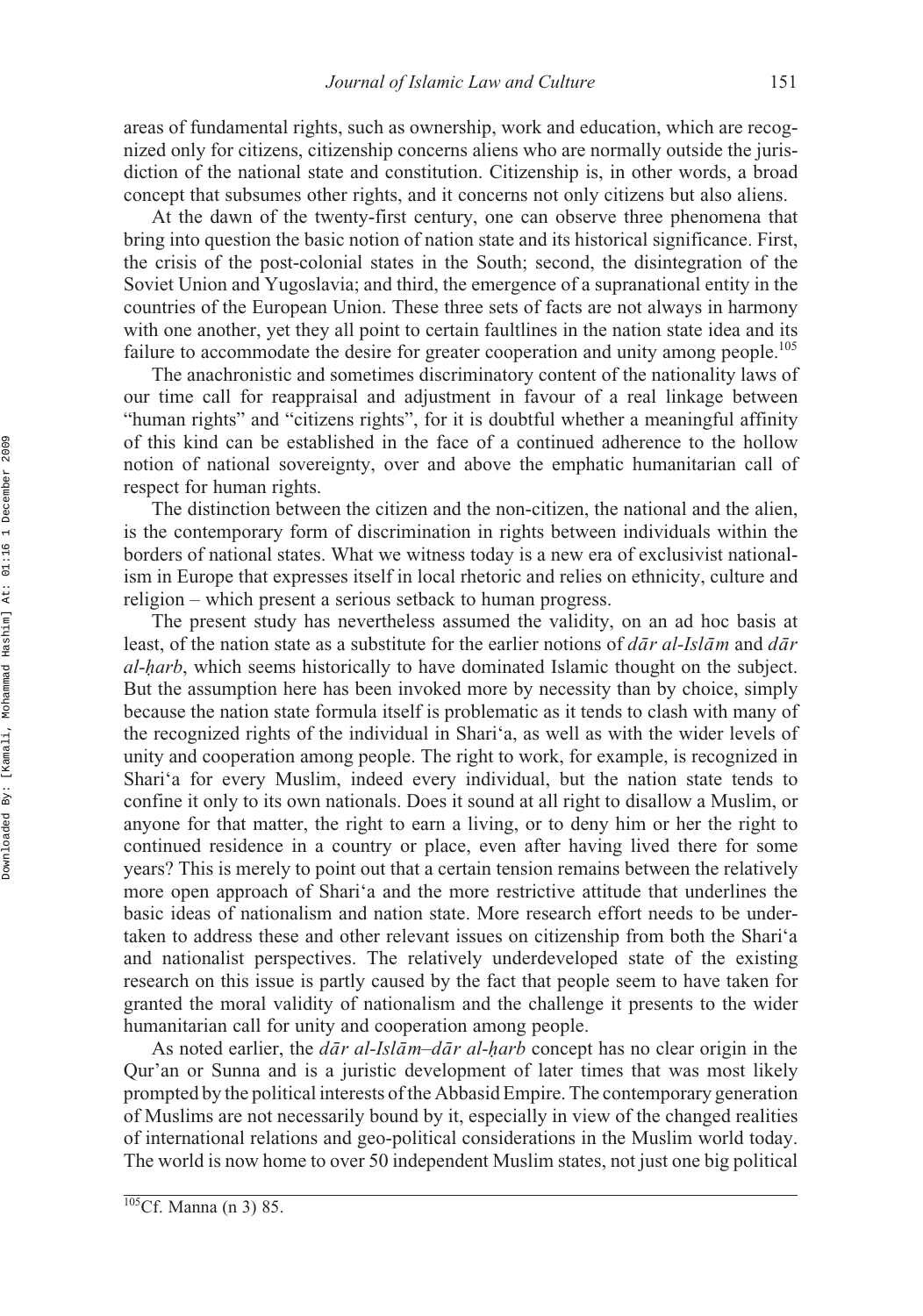areas of fundamental rights, such as ownership, work and education, which are recognized only for citizens, citizenship concerns aliens who are normally outside the jurisdiction of the national state and constitution. Citizenship is, in other words, a broad concept that subsumes other rights, and it concerns not only citizens but also aliens.

At the dawn of the twenty-first century, one can observe three phenomena that bring into question the basic notion of nation state and its historical significance. First, the crisis of the post-colonial states in the South; second, the disintegration of the Soviet Union and Yugoslavia; and third, the emergence of a supranational entity in the countries of the European Union. These three sets of facts are not always in harmony with one another, yet they all point to certain faultlines in the nation state idea and its failure to accommodate the desire for greater cooperation and unity among people.[105]

The anachronistic and sometimes discriminatory content of the nationality laws of our time call for reappraisal and adjustment in favour of a real linkage between "human rights" and "citizens rights", for it is doubtful whether a meaningful affinity of this kind can be established in the face of a continued adherence to the hollow notion of national sovereignty, over and above the emphatic humanitarian call of respect for human rights.

The distinction between the citizen and the non-citizen, the national and the alien, is the contemporary form of discrimination in rights between individuals within the borders of national states. What we witness today is a new era of exclusivist nationalism in Europe that expresses itself in local rhetoric and relies on ethnicity, culture and religion – which present a serious setback to human progress.

The present study has nevertheless assumed the validity, on an ad hoc basis at least, of the nation state as a substitute for the earlier notions of *dār al-Islām* and *dār al-ḥarb*, which seems historically to have dominated Islamic thought on the subject. But the assumption here has been invoked more by necessity than by choice, simply because the nation state formula itself is problematic as it tends to clash with many of the recognized rights of the individual in Shari'a, as well as with the wider levels of unity and cooperation among people. The right to work, for example, is recognized in Shari'a for every Muslim, indeed every individual, but the nation state tends to confine it only to its own nationals. Does it sound at all right to disallow a Muslim, or anyone for that matter, the right to earn a living, or to deny him or her the right to continued residence in a country or place, even after having lived there for some years? This is merely to point out that a certain tension remains between the relatively more open approach of Shari'a and the more restrictive attitude that underlines the basic ideas of nationalism and nation state. More research effort needs to be undertaken to address these and other relevant issues on citizenship from both the Shari'a and nationalist perspectives. The relatively underdeveloped state of the existing research on this issue is partly caused by the fact that people seem to have taken for granted the moral validity of nationalism and the challenge it presents to the wider humanitarian call for unity and cooperation among people.

As noted earlier, the *dār al-Islām–dār al-ḥarb* concept has no clear origin in the Qur'an or Sunna and is a juristic development of later times that was most likely prompted by the political interests of the Abbasid Empire. The contemporary generation of Muslims are not necessarily bound by it, especially in view of the changed realities of international relations and geo-political considerations in the Muslim world today. The world is now home to over 50 independent Muslim states, not just one big political

[105] Cf. Manna (n 3) 85.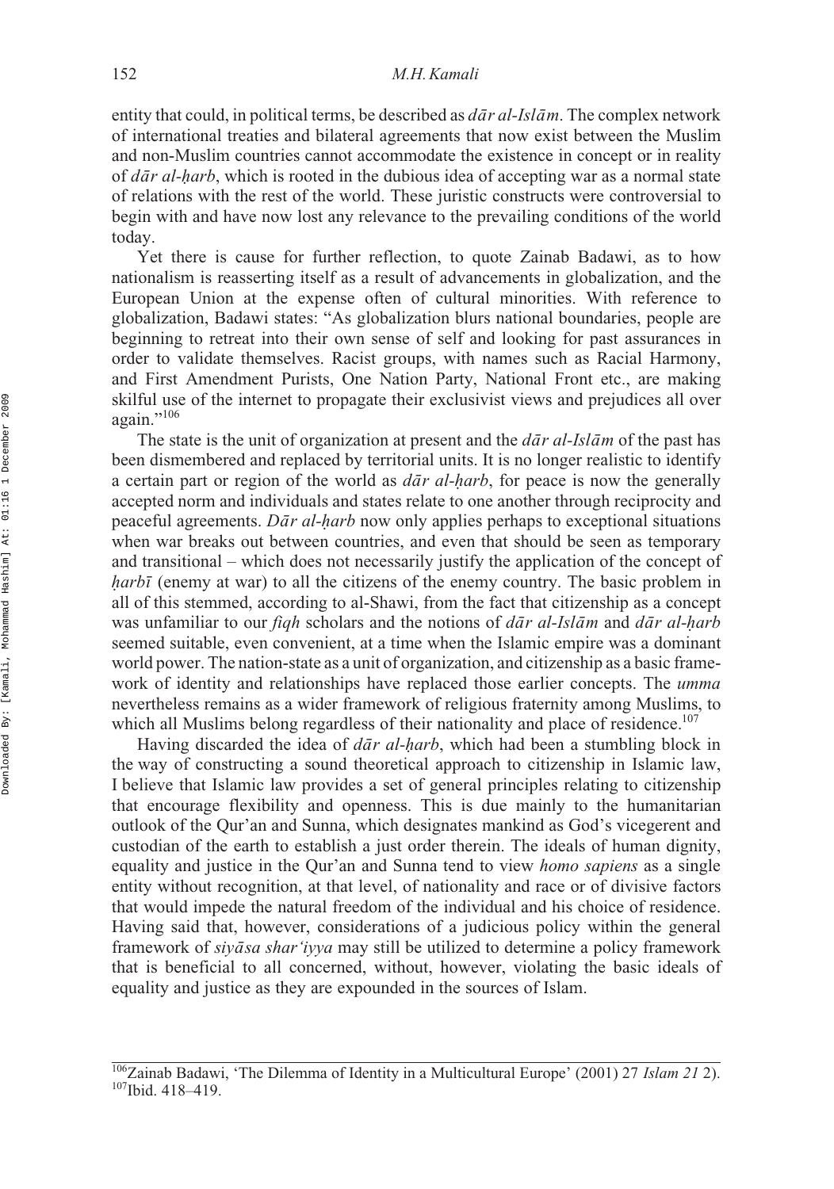entity that could, in political terms, be described as *dār al-Islām*. The complex network of international treaties and bilateral agreements that now exist between the Muslim and non-Muslim countries cannot accommodate the existence in concept or in reality of *dār al-ḥarb*, which is rooted in the dubious idea of accepting war as a normal state of relations with the rest of the world. These juristic constructs were controversial to begin with and have now lost any relevance to the prevailing conditions of the world today.

Yet there is cause for further reflection, to quote Zainab Badawi, as to how nationalism is reasserting itself as a result of advancements in globalization, and the European Union at the expense often of cultural minorities. With reference to globalization, Badawi states: "As globalization blurs national boundaries, people are beginning to retreat into their own sense of self and looking for past assurances in order to validate themselves. Racist groups, with names such as Racial Harmony, and First Amendment Purists, One Nation Party, National Front etc., are making skilful use of the internet to propagate their exclusivist views and prejudices all over again."[106]

The state is the unit of organization at present and the *dār al-Islām* of the past has been dismembered and replaced by territorial units. It is no longer realistic to identify a certain part or region of the world as *dār al-ḥarb*, for peace is now the generally accepted norm and individuals and states relate to one another through reciprocity and peaceful agreements. *Dār al-ḥarb* now only applies perhaps to exceptional situations when war breaks out between countries, and even that should be seen as temporary and transitional – which does not necessarily justify the application of the concept of *ḥarbī* (enemy at war) to all the citizens of the enemy country. The basic problem in all of this stemmed, according to al-Shawi, from the fact that citizenship as a concept was unfamiliar to our *fiqh* scholars and the notions of *dār al-Islām* and *dār al-ḥarb* seemed suitable, even convenient, at a time when the Islamic empire was a dominant world power. The nation-state as a unit of organization, and citizenship as a basic framework of identity and relationships have replaced those earlier concepts. The *umma* nevertheless remains as a wider framework of religious fraternity among Muslims, to which all Muslims belong regardless of their nationality and place of residence.[107]

Having discarded the idea of *dār al-ḥarb*, which had been a stumbling block in the way of constructing a sound theoretical approach to citizenship in Islamic law, I believe that Islamic law provides a set of general principles relating to citizenship that encourage flexibility and openness. This is due mainly to the humanitarian outlook of the Qur'an and Sunna, which designates mankind as God's vicegerent and custodian of the earth to establish a just order therein. The ideals of human dignity, equality and justice in the Qur'an and Sunna tend to view *homo sapiens* as a single entity without recognition, at that level, of nationality and race or of divisive factors that would impede the natural freedom of the individual and his choice of residence. Having said that, however, considerations of a judicious policy within the general framework of *siyāsa shar'iyya* may still be utilized to determine a policy framework that is beneficial to all concerned, without, however, violating the basic ideals of equality and justice as they are expounded in the sources of Islam.

---

[106]Zainab Badawi, 'The Dilemma of Identity in a Multicultural Europe' (2001) 27 *Islam 21* 2).
[107]Ibid. 418–419.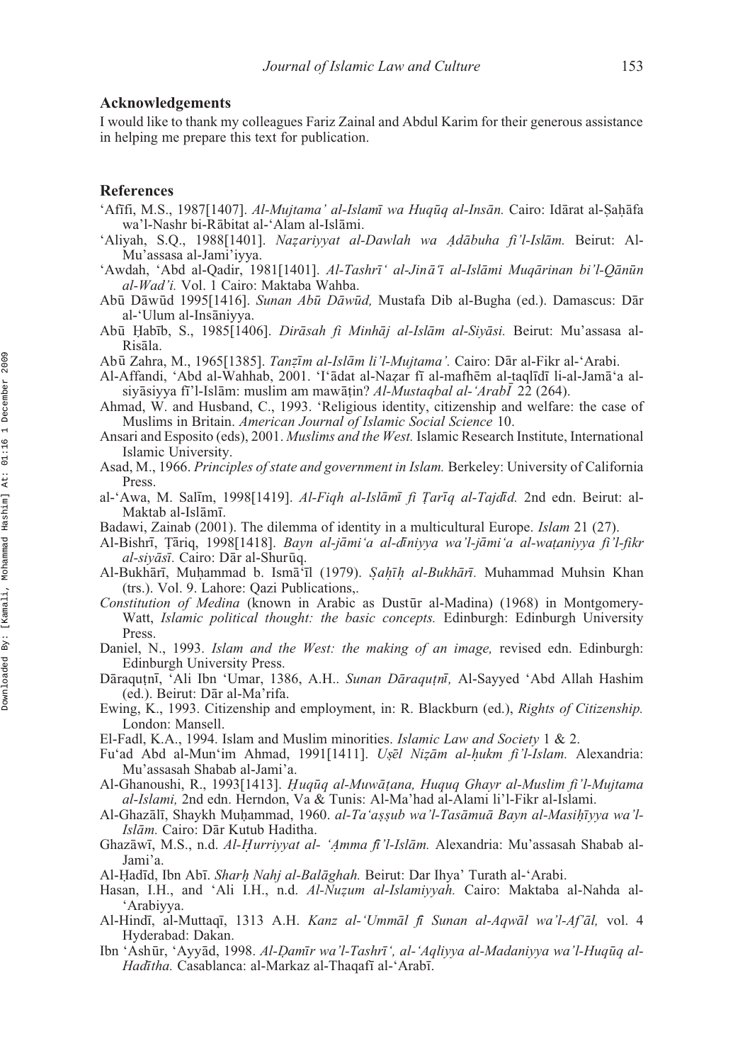## Acknowledgements

I would like to thank my colleagues Fariz Zainal and Abdul Karim for their generous assistance in helping me prepare this text for publication.

## References

ʿAfīfi, M.S., 1987[1407]. *Al-Mujtama' al-Islamī wa Huqūq al-Insān.* Cairo: Idārat al-Ṣaḥāfa wa'l-Nashr bi-Rābitat al-ʿAlam al-Islāmi.

ʿAliyah, S.Q., 1988[1401]. *Naẓariyyat al-Dawlah wa Ạdābuha fi'l-Islām.* Beirut: Al-Mu'assasa al-Jami'iyya.

ʿAwdah, ʿAbd al-Qadir, 1981[1401]. *Al-Tashrīʿ al-Jināʾī al-Islāmi Muqārinan bi'l-Qānūn al-Wad'i.* Vol. 1 Cairo: Maktaba Wahba.

Abū Dāwūd 1995[1416]. *Sunan Abū Dāwūd,* Mustafa Dib al-Bugha (ed.). Damascus: Dār al-ʿUlum al-Insāniyya.

Abū Ḥabīb, S., 1985[1406]. *Dirāsah fi Minhāj al-Islām al-Siyāsi.* Beirut: Mu'assasa al-Risāla.

Abū Zahra, M., 1965[1385]. *Tanẓīm al-Islām li'l-Mujtama'.* Cairo: Dār al-Fikr al-ʿArabi.

Al-Affandi, ʿAbd al-Wahhab, 2001. 'Iʿādat al-Naẓar fī al-mafhēm al-taqlīdī li-al-Jamāʿa al-siyāsiyya fī'l-Islām: muslim am mawāṭin? *Al-Mustaqbal al-ʿArabī* 22 (264).

Ahmad, W. and Husband, C., 1993. 'Religious identity, citizenship and welfare: the case of Muslims in Britain. *American Journal of Islamic Social Science* 10.

Ansari and Esposito (eds), 2001. *Muslims and the West.* Islamic Research Institute, International Islamic University.

Asad, M., 1966. *Principles of state and government in Islam.* Berkeley: University of California Press.

al-ʿAwa, M. Salīm, 1998[1419]. *Al-Fiqh al-Islāmī fi Ṭarīq al-Tajdīd.* 2nd edn. Beirut: al-Maktab al-Islāmī.

Badawi, Zainab (2001). The dilemma of identity in a multicultural Europe. *Islam* 21 (27).

Al-Bishrī, Ṭāriq, 1998[1418]. *Bayn al-jāmiʿa al-dīniyya wa'l-jāmiʿa al-waṭaniyya fi'l-fikr al-siyāsī.* Cairo: Dār al-Shurūq.

Al-Bukhārī, Muḥammad b. Ismāʿīl (1979). *Ṣaḥīḥ al-Bukhārī.* Muhammad Muhsin Khan (trs.). Vol. 9. Lahore: Qazi Publications,.

*Constitution of Medina* (known in Arabic as Dustūr al-Madina) (1968) in Montgomery-Watt, *Islamic political thought: the basic concepts.* Edinburgh: Edinburgh University Press.

Daniel, N., 1993. *Islam and the West: the making of an image,* revised edn. Edinburgh: Edinburgh University Press.

Dāraquṭnī, ʿAli Ibn ʿUmar, 1386, A.H.. *Sunan Dāraquṭnī,* Al-Sayyed ʿAbd Allah Hashim (ed.). Beirut: Dār al-Ma'rifa.

Ewing, K., 1993. Citizenship and employment, in: R. Blackburn (ed.), *Rights of Citizenship.* London: Mansell.

El-Fadl, K.A., 1994. Islam and Muslim minorities. *Islamic Law and Society* 1 & 2.

Fu'ad Abd al-Munʿim Ahmad, 1991[1411]. *Uṣēl Niẓām al-ḥukm fi'l-Islam.* Alexandria: Mu'assasah Shabab al-Jami'a.

Al-Ghanoushi, R., 1993[1413]. *Ḥuqūq al-Muwāṭana, Huquq Ghayr al-Muslim fi'l-Mujtama al-Islami,* 2nd edn. Herndon, Va & Tunis: Al-Ma'had al-Alami li'l-Fikr al-Islami.

Al-Ghazālī, Shaykh Muḥammad, 1960. *al-Taʿaṣṣub wa'l-Tasāmuā Bayn al-Masiḥīyya wa'l-Islām.* Cairo: Dār Kutub Haditha.

Ghazāwī, M.S., n.d. *Al-Ḥurriyyat al- ʿẠmma fi'l-Islām.* Alexandria: Mu'assasah Shabab al-Jami'a.

Al-Ḥadīd, Ibn Abī. *Sharḥ Nahj al-Balāghah.* Beirut: Dar Ihya' Turath al-ʿArabi.

Hasan, I.H., and ʿAli I.H., n.d. *Al-Nuẓum al-Islamiyyah.* Cairo: Maktaba al-Nahda al-ʿArabiyya.

Al-Hindī, al-Muttaqī, 1313 A.H. *Kanz al-ʿUmmāl fi Sunan al-Aqwāl wa'l-Afʿāl,* vol. 4 Hyderabad: Dakan.

Ibn ʿAshūr, ʿAyyād, 1998. *Al-Ḍamīr wa'l-Tashrīʿ, al-ʿAqliyya al-Madaniyya wa'l-Huqūq al-Hadītha.* Casablanca: al-Markaz al-Thaqafī al-ʿArabī.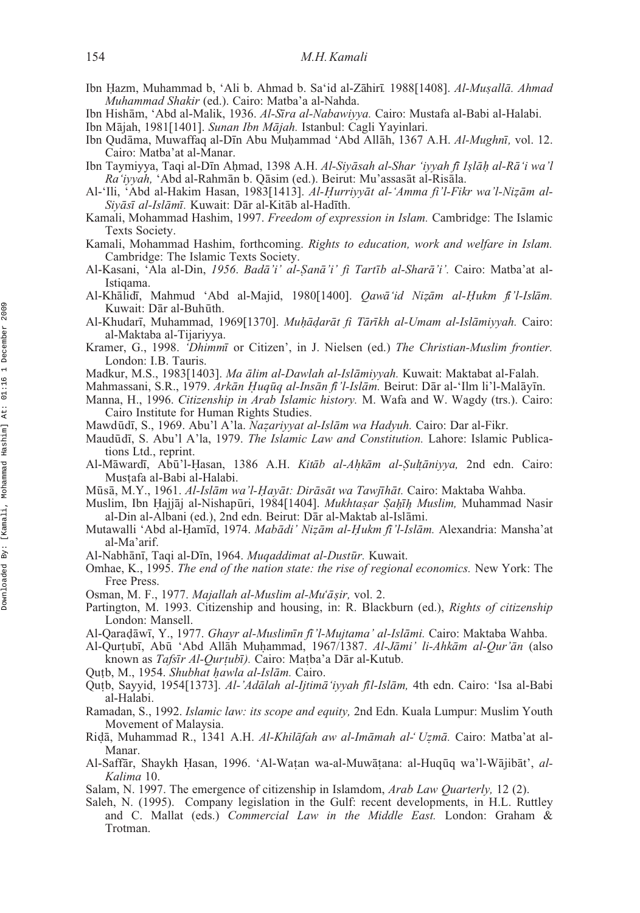Ibn Ḥazm, Muhammad b, ‘Ali b. Ahmad b. Sa‘id al-Zāhirī. 1988[1408]. *Al-Muṣallā. Ahmad Muhammad Shakir* (ed.). Cairo: Matba’a al-Nahda.

Ibn Hishām, ‘Abd al-Malik, 1936. *Al-Sīra al-Nabawiyya.* Cairo: Mustafa al-Babi al-Halabi.

Ibn Mājah, 1981[1401]. *Sunan Ibn Mājah.* Istanbul: Cagli Yayinlari.

Ibn Qudāma, Muwaffaq al-Dīn Abu Muḥammad ‘Abd Allāh, 1367 A.H. *Al-Mughnī,* vol. 12. Cairo: Matba’at al-Manar.

Ibn Taymiyya, Taqi al-Dīn Aḥmad, 1398 A.H. *Al-Siyāsah al-Shar ‘iyyah fī Iṣlāḥ al-Rā‘i wa’l Ra‘iyyah,* ‘Abd al-Rahmān b. Qāsim (ed.). Beirut: Mu’assasāt al-Risāla.

Al-‘Ili, ‘Abd al-Hakim Hasan, 1983[1413]. *Al-Ḥurriyyāt al-‘Amma fi’l-Fikr wa’l-Niẓām al-Siyāsī al-Islāmī.* Kuwait: Dār al-Kitāb al-Hadīth.

Kamali, Mohammad Hashim, 1997. *Freedom of expression in Islam.* Cambridge: The Islamic Texts Society.

Kamali, Mohammad Hashim, forthcoming. *Rights to education, work and welfare in Islam.* Cambridge: The Islamic Texts Society.

Al-Kasani, ‘Ala al-Din, *1956*. *Badā’i’ al-Ṣanā’i’ fi Tartīb al-Sharā’i’.* Cairo: Matba’at al-Istiqama.

Al-Khālidī, Mahmud ‘Abd al-Majid, 1980[1400]. *Qawā‘id Niẓām al-Ḥukm fi’l-Islām.* Kuwait: Dār al-Buhūth.

Al-Khudarī, Muhammad, 1969[1370]. *Muḥāḍarāt fi Tārīkh al-Umam al-Islāmiyyah.* Cairo: al-Maktaba al-Tijariyya.

Kramer, G., 1998. *‘Dhimmī* or Citizen’, in J. Nielsen (ed.) *The Christian-Muslim frontier.* London: I.B. Tauris.

Madkur, M.S., 1983[1403]. *Ma ālim al-Dawlah al-Islāmiyyah.* Kuwait: Maktabat al-Falah.

Mahmassani, S.R., 1979. *Arkān Ḥuqūq al-Insān fi’l-Islām.* Beirut: Dār al-‘Ilm li’l-Malāyīn.

Manna, H., 1996. *Citizenship in Arab Islamic history.* M. Wafa and W. Wagdy (trs.). Cairo: Cairo Institute for Human Rights Studies.

Mawdūdī, S., 1969. Abu’l A’la. *Naẓariyyat al-Islām wa Hadyuh.* Cairo: Dar al-Fikr.

Maudūdī, S. Abu’l A’la, 1979. *The Islamic Law and Constitution.* Lahore: Islamic Publications Ltd., reprint.

Al-Māwardī, Abū’l-Ḥasan, 1386 A.H. *Kitāb al-Aḥkām al-Ṣulṭāniyya,* 2nd edn. Cairo: Musṭafa al-Babi al-Halabi.

Mūsā, M.Y., 1961. *Al-Islām wa’l-Ḥayāt: Dirāsāt wa Tawjīhāt.* Cairo: Maktaba Wahba.

Muslim, Ibn Ḥajjāj al-Nishapūri, 1984[1404]. *Mukhtaṣar Ṣaḥīḥ Muslim,* Muhammad Nasir al-Din al-Albani (ed.), 2nd edn. Beirut: Dār al-Maktab al-Islāmi.

Mutawalli ‘Abd al-Ḥamīd, 1974. *Mabādi’ Niẓām al-Ḥukm fi’l-Islām.* Alexandria: Mansha’at al-Ma’arif.

Al-Nabhānī, Taqi al-Dīn, 1964. *Muqaddimat al-Dustūr.* Kuwait.

Omhae, K., 1995. *The end of the nation state: the rise of regional economics.* New York: The Free Press.

Osman, M. F., 1977. *Majallah al-Muslim al-Mu‘āṣir,* vol. 2.

Partington, M. 1993. Citizenship and housing, in: R. Blackburn (ed.), *Rights of citizenship* London: Mansell.

Al-Qaraḍāwī, Y., 1977. *Ghayr al-Muslimīn fi’l-Mujtama’ al-Islāmi.* Cairo: Maktaba Wahba.

Al-Qurṭubī, Abū ‘Abd Allāh Muḥammad, 1967/1387. *Al-Jāmi’ li-Ahkām al-Qur’ān* (also known as *Tafsīr Al-Qurṭubī).* Cairo: Maṭba’a Dār al-Kutub.

Quṭb, M., 1954. *Shubhat ḥawla al-Islām.* Cairo.

Quṭb, Sayyid, 1954[1373]. *Al-’Adālah al-Ijtimā‘iyyah fil-Islām,* 4th edn. Cairo: ‘Isa al-Babi al-Halabi.

Ramadan, S., 1992. *Islamic law: its scope and equity,* 2nd Edn. Kuala Lumpur: Muslim Youth Movement of Malaysia.

Riḍā, Muhammad R., 1341 A.H. *Al-Khilāfah aw al-Imāmah al-‘ Uẓmā.* Cairo: Matba’at al-Manar.

Al-Saffār, Shaykh Ḥasan, 1996. ‘Al-Waṭan wa-al-Muwāṭana: al-Huqūq wa’l-Wājibāt’, *al-Kalima* 10.

Salam, N. 1997. The emergence of citizenship in Islamdom, *Arab Law Quarterly,* 12 (2).

Saleh, N. (1995). Company legislation in the Gulf: recent developments, in H.L. Ruttley and C. Mallat (eds.) *Commercial Law in the Middle East.* London: Graham & Trotman.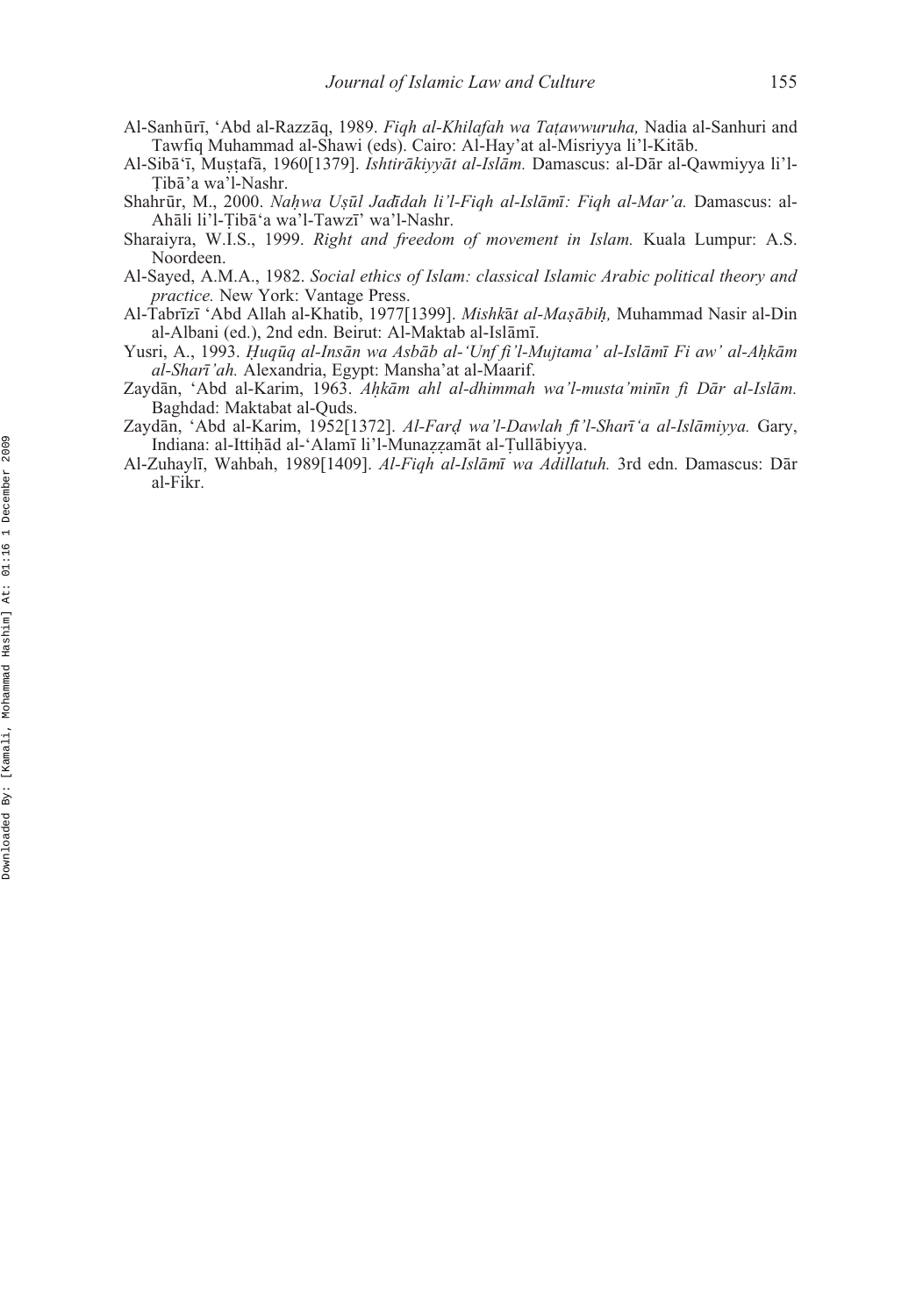Al-Sanhūrī, 'Abd al-Razzāq, 1989. *Fiqh al-Khilafah wa Taṭawwuruha,* Nadia al-Sanhuri and Tawfiq Muhammad al-Shawi (eds). Cairo: Al-Hay'at al-Misriyya li'l-Kitāb.

Al-Sibā'ī, Muṣṭafā, 1960[1379]. *Ishtirākiyyāt al-Islām.* Damascus: al-Dār al-Qawmiyya li'l-Ṭibā'a wa'l-Nashr.

Shahrūr, M., 2000. *Naḥwa Uṣūl Jadīdah li'l-Fiqh al-Islāmī: Fiqh al-Mar'a.* Damascus: al-Ahāli li'l-Ṭibā'a wa'l-Tawzī' wa'l-Nashr.

Sharaiyra, W.I.S., 1999. *Right and freedom of movement in Islam.* Kuala Lumpur: A.S. Noordeen.

Al-Sayed, A.M.A., 1982. *Social ethics of Islam: classical Islamic Arabic political theory and practice.* New York: Vantage Press.

Al-Tabrīzī 'Abd Allah al-Khatib, 1977[1399]. *Mishkāt al-Maṣābiḥ,* Muhammad Nasir al-Din al-Albani (ed.), 2nd edn. Beirut: Al-Maktab al-Islāmī.

Yusri, A., 1993. *Ḥuqūq al-Insān wa Asbāb al-'Unf fi'l-Mujtama' al-Islāmī Fi aw' al-Aḥkām al-Sharī'ah.* Alexandria, Egypt: Mansha'at al-Maarif.

Zaydān, 'Abd al-Karim, 1963. *Aḥkām ahl al-dhimmah wa'l-musta'minīn fi Dār al-Islām.* Baghdad: Maktabat al-Quds.

Zaydān, 'Abd al-Karim, 1952[1372]. *Al-Farḍ wa'l-Dawlah fi'l-Sharī'a al-Islāmiyya.* Gary, Indiana: al-Ittiḥād al-'Alamī li'l-Munaẓẓamāt al-Ṭullābiyya.

Al-Zuhaylī, Wahbah, 1989[1409]. *Al-Fiqh al-Islāmī wa Adillatuh.* 3rd edn. Damascus: Dār al-Fikr.